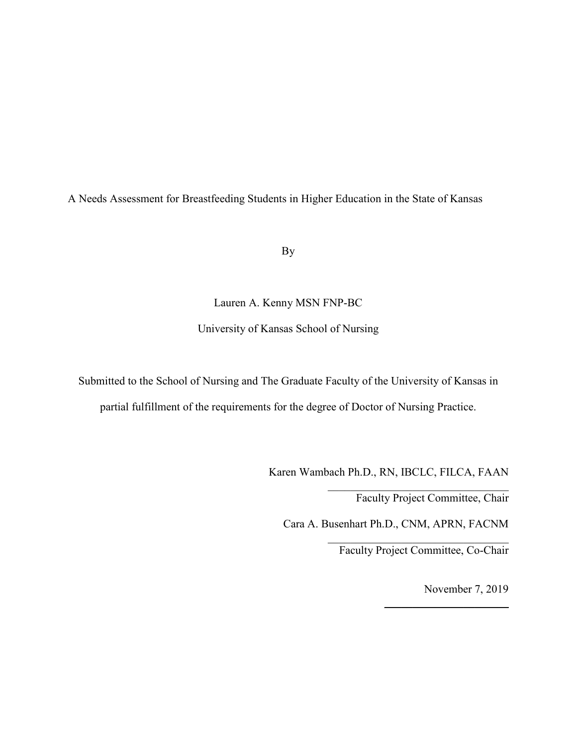# A Needs Assessment for Breastfeeding Students in Higher Education in the State of Kansas

By

Lauren A. Kenny MSN FNP-BC

University of Kansas School of Nursing

Submitted to the School of Nursing and The Graduate Faculty of the University of Kansas in partial fulfillment of the requirements for the degree of Doctor of Nursing Practice.

Karen Wambach Ph.D., RN, IBCLC, FILCA, FAAN

\_\_\_\_\_\_\_\_\_\_\_\_\_\_\_\_\_\_\_\_\_\_\_\_\_\_\_\_\_\_

Faculty Project Committee, Chair

Cara A. Busenhart Ph.D., CNM, APRN, FACNM

\_\_\_\_\_\_\_\_\_\_\_\_\_\_\_\_\_\_\_\_\_\_\_\_\_\_\_\_\_\_

Faculty Project Committee, Co-Chair

November 7, 2019

\_\_\_\_\_\_\_\_\_\_\_\_\_\_\_\_\_\_\_\_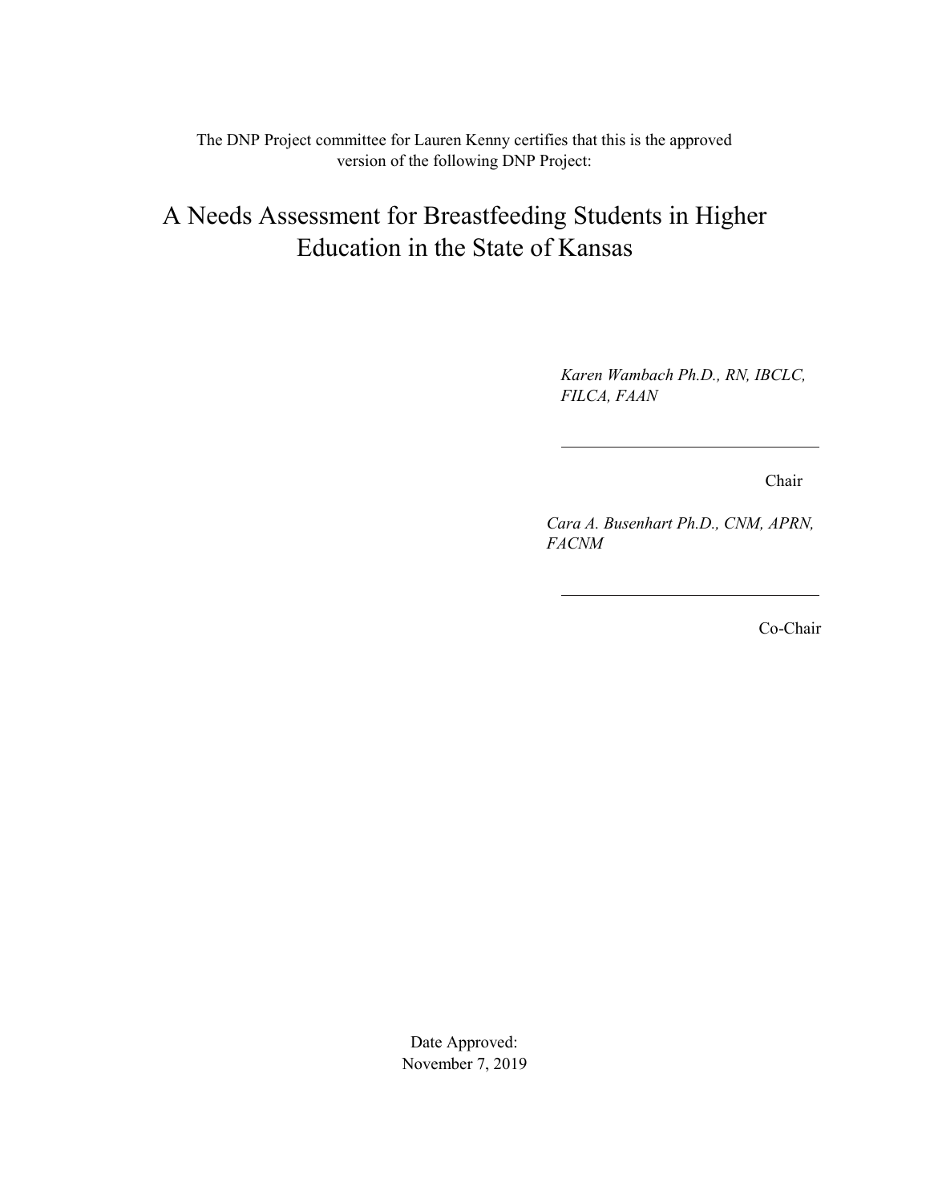The DNP Project committee for Lauren Kenny certifies that this is the approved version of the following DNP Project:

# A Needs Assessment for Breastfeeding Students in Higher Education in the State of Kansas

*Karen Wambach Ph.D., RN, IBCLC, FILCA, FAAN*

\_\_\_\_\_\_\_\_\_\_\_\_\_\_\_\_\_\_\_\_\_\_\_\_\_\_\_\_\_\_

Chair

*Cara A. Busenhart Ph.D., CNM, APRN, FACNM*

\_\_\_\_\_\_\_\_\_\_\_\_\_\_\_\_\_\_\_\_\_\_\_\_\_\_\_\_\_\_

Co-Chair

Date Approved:
November 7, 2019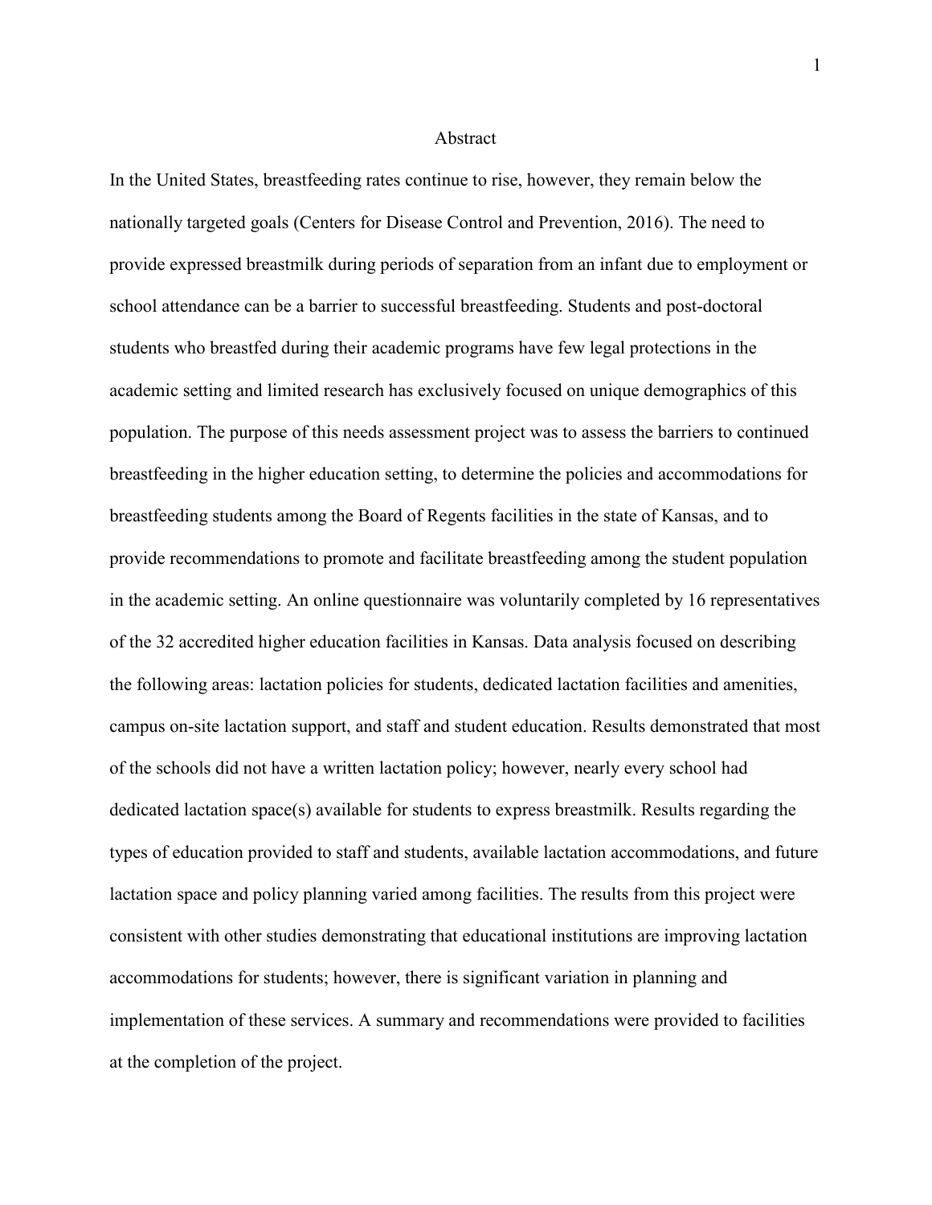# Abstract

In the United States, breastfeeding rates continue to rise, however, they remain below the nationally targeted goals (Centers for Disease Control and Prevention, 2016). The need to provide expressed breastmilk during periods of separation from an infant due to employment or school attendance can be a barrier to successful breastfeeding. Students and post-doctoral students who breastfed during their academic programs have few legal protections in the academic setting and limited research has exclusively focused on unique demographics of this population. The purpose of this needs assessment project was to assess the barriers to continued breastfeeding in the higher education setting, to determine the policies and accommodations for breastfeeding students among the Board of Regents facilities in the state of Kansas, and to provide recommendations to promote and facilitate breastfeeding among the student population in the academic setting. An online questionnaire was voluntarily completed by 16 representatives of the 32 accredited higher education facilities in Kansas. Data analysis focused on describing the following areas: lactation policies for students, dedicated lactation facilities and amenities, campus on-site lactation support, and staff and student education. Results demonstrated that most of the schools did not have a written lactation policy; however, nearly every school had dedicated lactation space(s) available for students to express breastmilk. Results regarding the types of education provided to staff and students, available lactation accommodations, and future lactation space and policy planning varied among facilities. The results from this project were consistent with other studies demonstrating that educational institutions are improving lactation accommodations for students; however, there is significant variation in planning and implementation of these services. A summary and recommendations were provided to facilities at the completion of the project.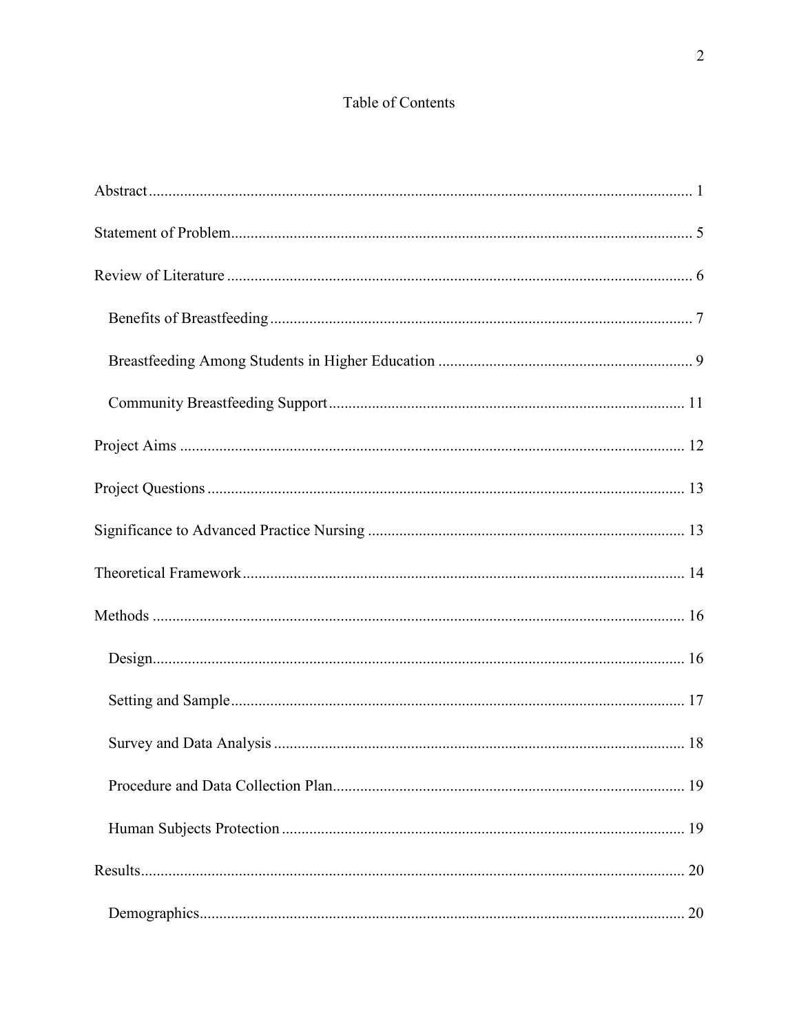# Table of Contents

Abstract ........................................................................................................................... 1

Statement of Problem ...................................................................................................... 5

Review of Literature ........................................................................................................ 6

- Benefits of Breastfeeding ............................................................................................ 7
- Breastfeeding Among Students in Higher Education .................................................. 9
- Community Breastfeeding Support ........................................................................... 11

Project Aims .................................................................................................................. 12

Project Questions ........................................................................................................... 13

Significance to Advanced Practice Nursing .................................................................. 13

Theoretical Framework .................................................................................................. 14

Methods ......................................................................................................................... 16

- Design ........................................................................................................................ 16
- Setting and Sample .................................................................................................... 17
- Survey and Data Analysis .......................................................................................... 18
- Procedure and Data Collection Plan .......................................................................... 19
- Human Subjects Protection ........................................................................................ 19

Results ............................................................................................................................ 20

- Demographics ............................................................................................................ 20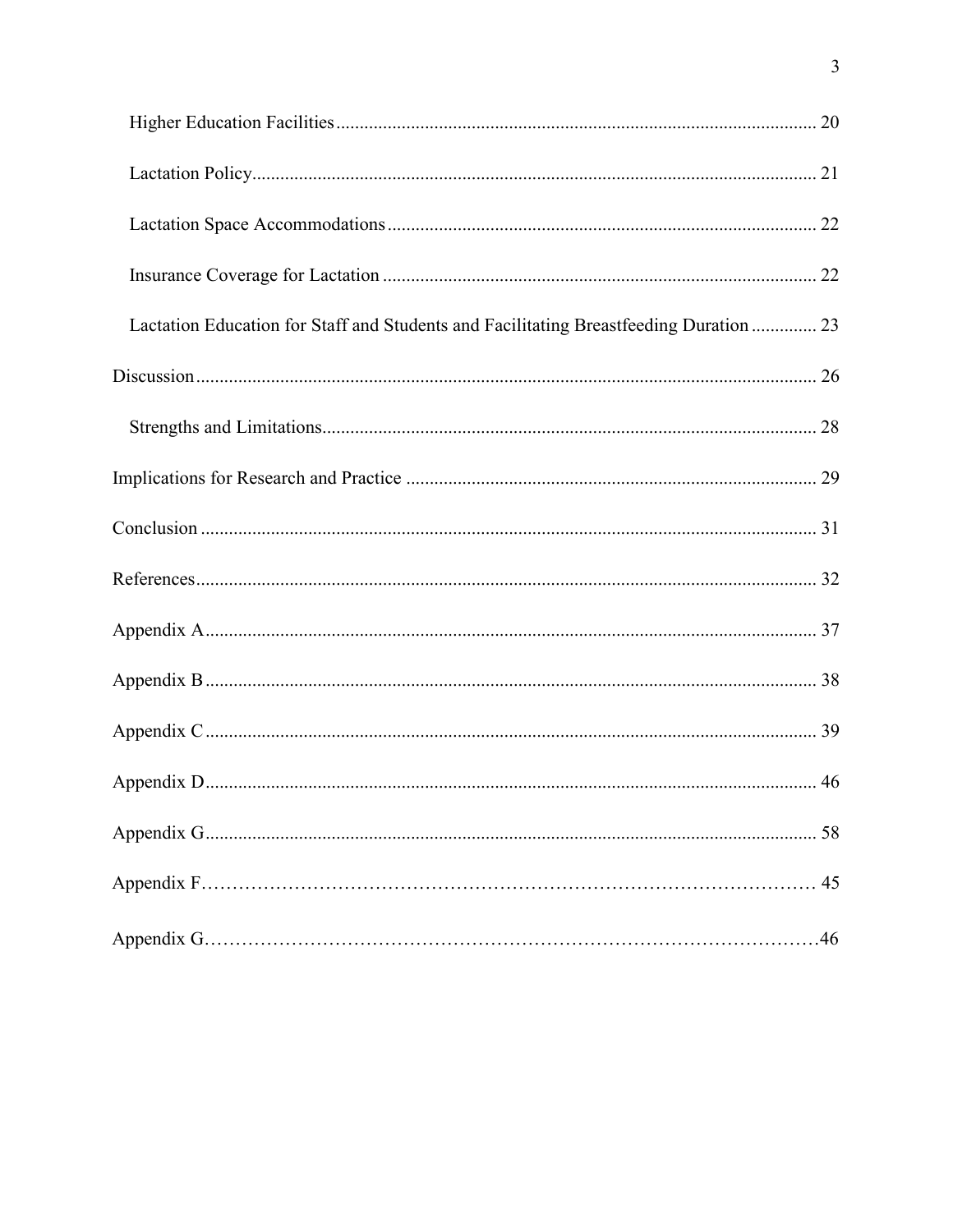Higher Education Facilities ........................................................................................................ 20

Lactation Policy ........................................................................................................................ 21

Lactation Space Accommodations ........................................................................................... 22

Insurance Coverage for Lactation ............................................................................................ 22

Lactation Education for Staff and Students and Facilitating Breastfeeding Duration .............. 23

Discussion ...................................................................................................................................... 26

Strengths and Limitations ......................................................................................................... 28

Implications for Research and Practice ......................................................................................... 29

Conclusion ..................................................................................................................................... 31

References ...................................................................................................................................... 32

Appendix A .................................................................................................................................... 37

Appendix B .................................................................................................................................... 38

Appendix C .................................................................................................................................... 39

Appendix D .................................................................................................................................... 46

Appendix G .................................................................................................................................... 58

Appendix F…………………………………………………………………………………… 45

Appendix G……………………………………………………………………………………46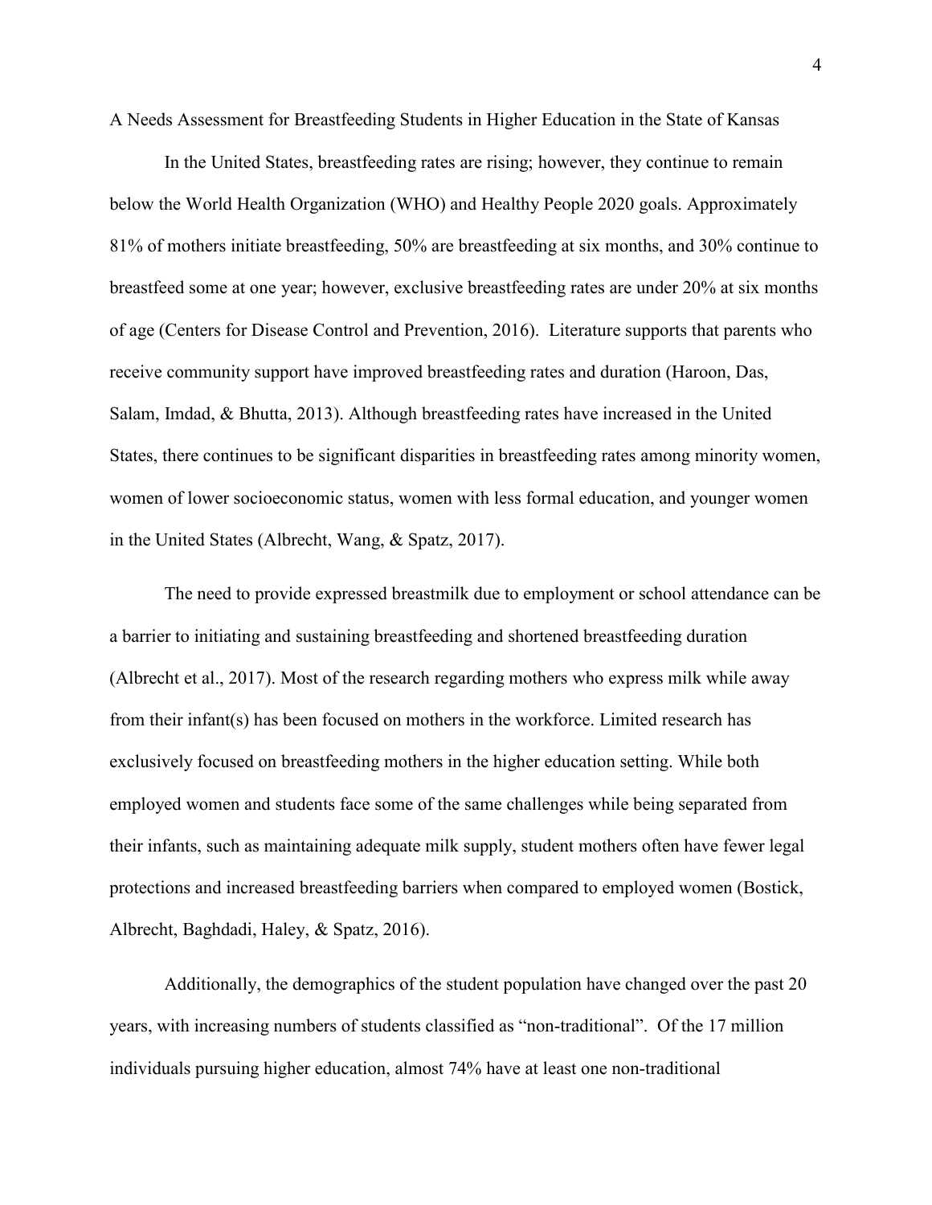A Needs Assessment for Breastfeeding Students in Higher Education in the State of Kansas

In the United States, breastfeeding rates are rising; however, they continue to remain below the World Health Organization (WHO) and Healthy People 2020 goals. Approximately 81% of mothers initiate breastfeeding, 50% are breastfeeding at six months, and 30% continue to breastfeed some at one year; however, exclusive breastfeeding rates are under 20% at six months of age (Centers for Disease Control and Prevention, 2016). Literature supports that parents who receive community support have improved breastfeeding rates and duration (Haroon, Das, Salam, Imdad, & Bhutta, 2013). Although breastfeeding rates have increased in the United States, there continues to be significant disparities in breastfeeding rates among minority women, women of lower socioeconomic status, women with less formal education, and younger women in the United States (Albrecht, Wang, & Spatz, 2017).

The need to provide expressed breastmilk due to employment or school attendance can be a barrier to initiating and sustaining breastfeeding and shortened breastfeeding duration (Albrecht et al., 2017). Most of the research regarding mothers who express milk while away from their infant(s) has been focused on mothers in the workforce. Limited research has exclusively focused on breastfeeding mothers in the higher education setting. While both employed women and students face some of the same challenges while being separated from their infants, such as maintaining adequate milk supply, student mothers often have fewer legal protections and increased breastfeeding barriers when compared to employed women (Bostick, Albrecht, Baghdadi, Haley, & Spatz, 2016).

Additionally, the demographics of the student population have changed over the past 20 years, with increasing numbers of students classified as "non-traditional". Of the 17 million individuals pursuing higher education, almost 74% have at least one non-traditional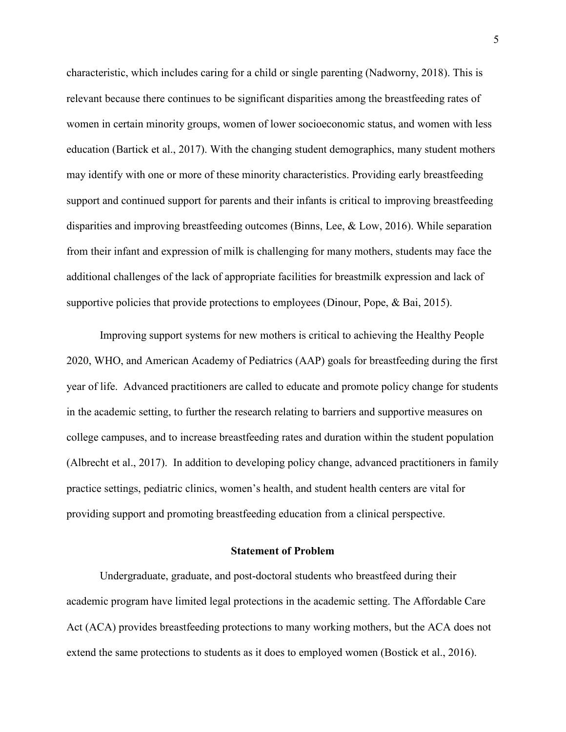characteristic, which includes caring for a child or single parenting (Nadworny, 2018). This is relevant because there continues to be significant disparities among the breastfeeding rates of women in certain minority groups, women of lower socioeconomic status, and women with less education (Bartick et al., 2017). With the changing student demographics, many student mothers may identify with one or more of these minority characteristics. Providing early breastfeeding support and continued support for parents and their infants is critical to improving breastfeeding disparities and improving breastfeeding outcomes (Binns, Lee, & Low, 2016). While separation from their infant and expression of milk is challenging for many mothers, students may face the additional challenges of the lack of appropriate facilities for breastmilk expression and lack of supportive policies that provide protections to employees (Dinour, Pope, & Bai, 2015).

Improving support systems for new mothers is critical to achieving the Healthy People 2020, WHO, and American Academy of Pediatrics (AAP) goals for breastfeeding during the first year of life. Advanced practitioners are called to educate and promote policy change for students in the academic setting, to further the research relating to barriers and supportive measures on college campuses, and to increase breastfeeding rates and duration within the student population (Albrecht et al., 2017). In addition to developing policy change, advanced practitioners in family practice settings, pediatric clinics, women's health, and student health centers are vital for providing support and promoting breastfeeding education from a clinical perspective.

## Statement of Problem

Undergraduate, graduate, and post-doctoral students who breastfeed during their academic program have limited legal protections in the academic setting. The Affordable Care Act (ACA) provides breastfeeding protections to many working mothers, but the ACA does not extend the same protections to students as it does to employed women (Bostick et al., 2016).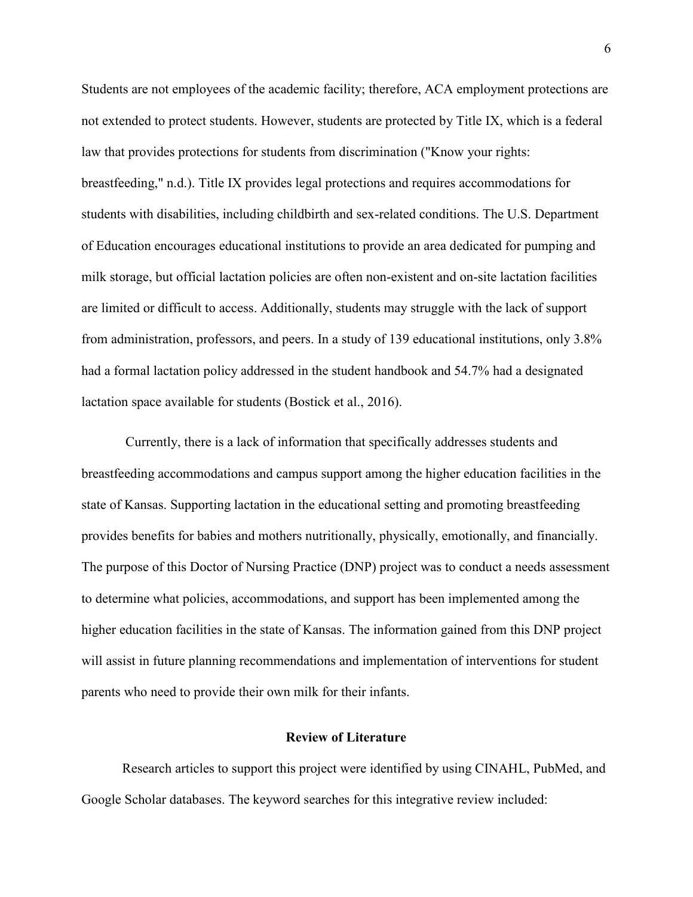Students are not employees of the academic facility; therefore, ACA employment protections are not extended to protect students. However, students are protected by Title IX, which is a federal law that provides protections for students from discrimination ("Know your rights: breastfeeding," n.d.). Title IX provides legal protections and requires accommodations for students with disabilities, including childbirth and sex-related conditions. The U.S. Department of Education encourages educational institutions to provide an area dedicated for pumping and milk storage, but official lactation policies are often non-existent and on-site lactation facilities are limited or difficult to access. Additionally, students may struggle with the lack of support from administration, professors, and peers. In a study of 139 educational institutions, only 3.8% had a formal lactation policy addressed in the student handbook and 54.7% had a designated lactation space available for students (Bostick et al., 2016).

Currently, there is a lack of information that specifically addresses students and breastfeeding accommodations and campus support among the higher education facilities in the state of Kansas. Supporting lactation in the educational setting and promoting breastfeeding provides benefits for babies and mothers nutritionally, physically, emotionally, and financially. The purpose of this Doctor of Nursing Practice (DNP) project was to conduct a needs assessment to determine what policies, accommodations, and support has been implemented among the higher education facilities in the state of Kansas. The information gained from this DNP project will assist in future planning recommendations and implementation of interventions for student parents who need to provide their own milk for their infants.

## Review of Literature

Research articles to support this project were identified by using CINAHL, PubMed, and Google Scholar databases. The keyword searches for this integrative review included: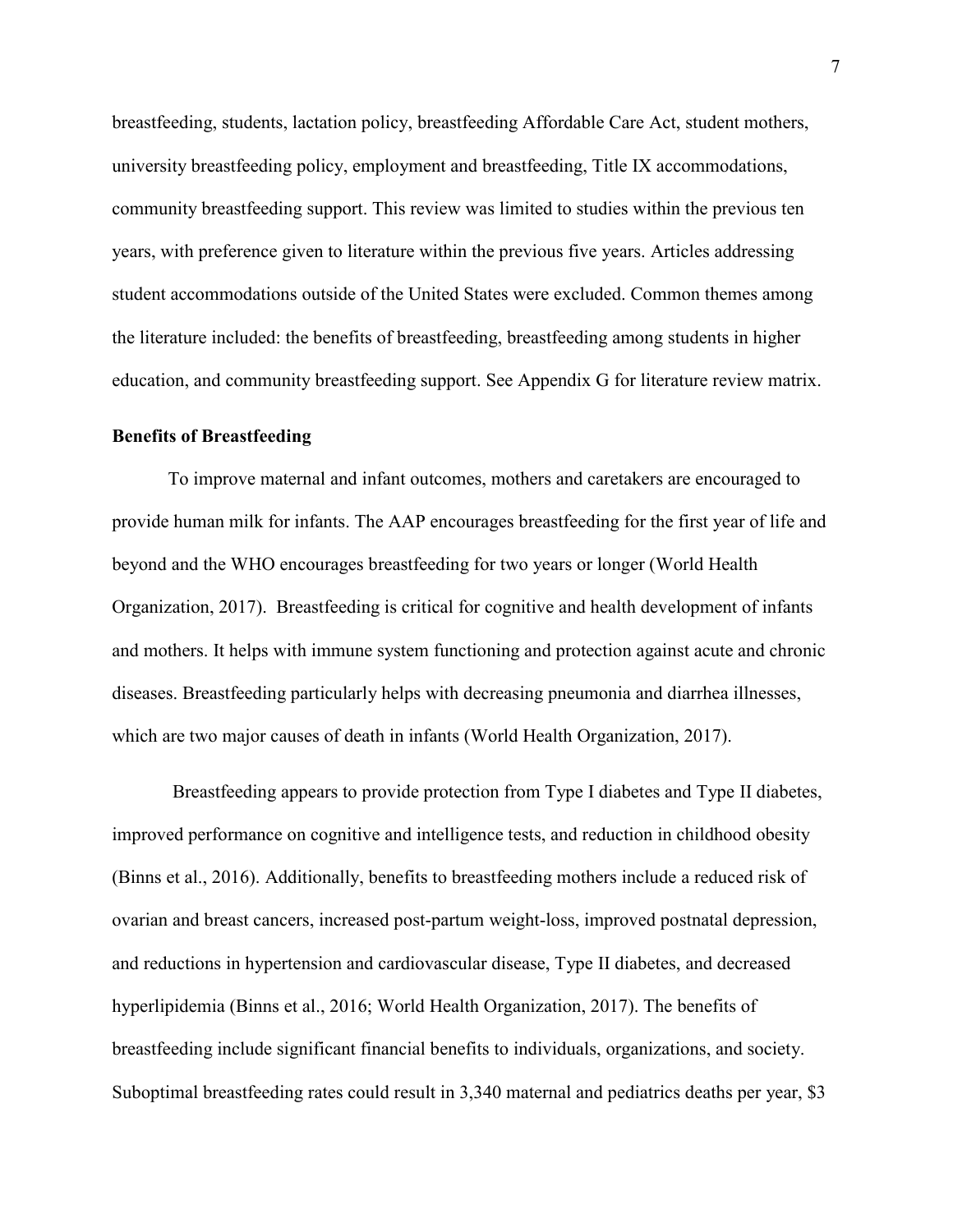breastfeeding, students, lactation policy, breastfeeding Affordable Care Act, student mothers, university breastfeeding policy, employment and breastfeeding, Title IX accommodations, community breastfeeding support. This review was limited to studies within the previous ten years, with preference given to literature within the previous five years. Articles addressing student accommodations outside of the United States were excluded. Common themes among the literature included: the benefits of breastfeeding, breastfeeding among students in higher education, and community breastfeeding support. See Appendix G for literature review matrix.

**Benefits of Breastfeeding**

To improve maternal and infant outcomes, mothers and caretakers are encouraged to provide human milk for infants. The AAP encourages breastfeeding for the first year of life and beyond and the WHO encourages breastfeeding for two years or longer (World Health Organization, 2017). Breastfeeding is critical for cognitive and health development of infants and mothers. It helps with immune system functioning and protection against acute and chronic diseases. Breastfeeding particularly helps with decreasing pneumonia and diarrhea illnesses, which are two major causes of death in infants (World Health Organization, 2017).

Breastfeeding appears to provide protection from Type I diabetes and Type II diabetes, improved performance on cognitive and intelligence tests, and reduction in childhood obesity (Binns et al., 2016). Additionally, benefits to breastfeeding mothers include a reduced risk of ovarian and breast cancers, increased post-partum weight-loss, improved postnatal depression, and reductions in hypertension and cardiovascular disease, Type II diabetes, and decreased hyperlipidemia (Binns et al., 2016; World Health Organization, 2017). The benefits of breastfeeding include significant financial benefits to individuals, organizations, and society. Suboptimal breastfeeding rates could result in 3,340 maternal and pediatrics deaths per year, $3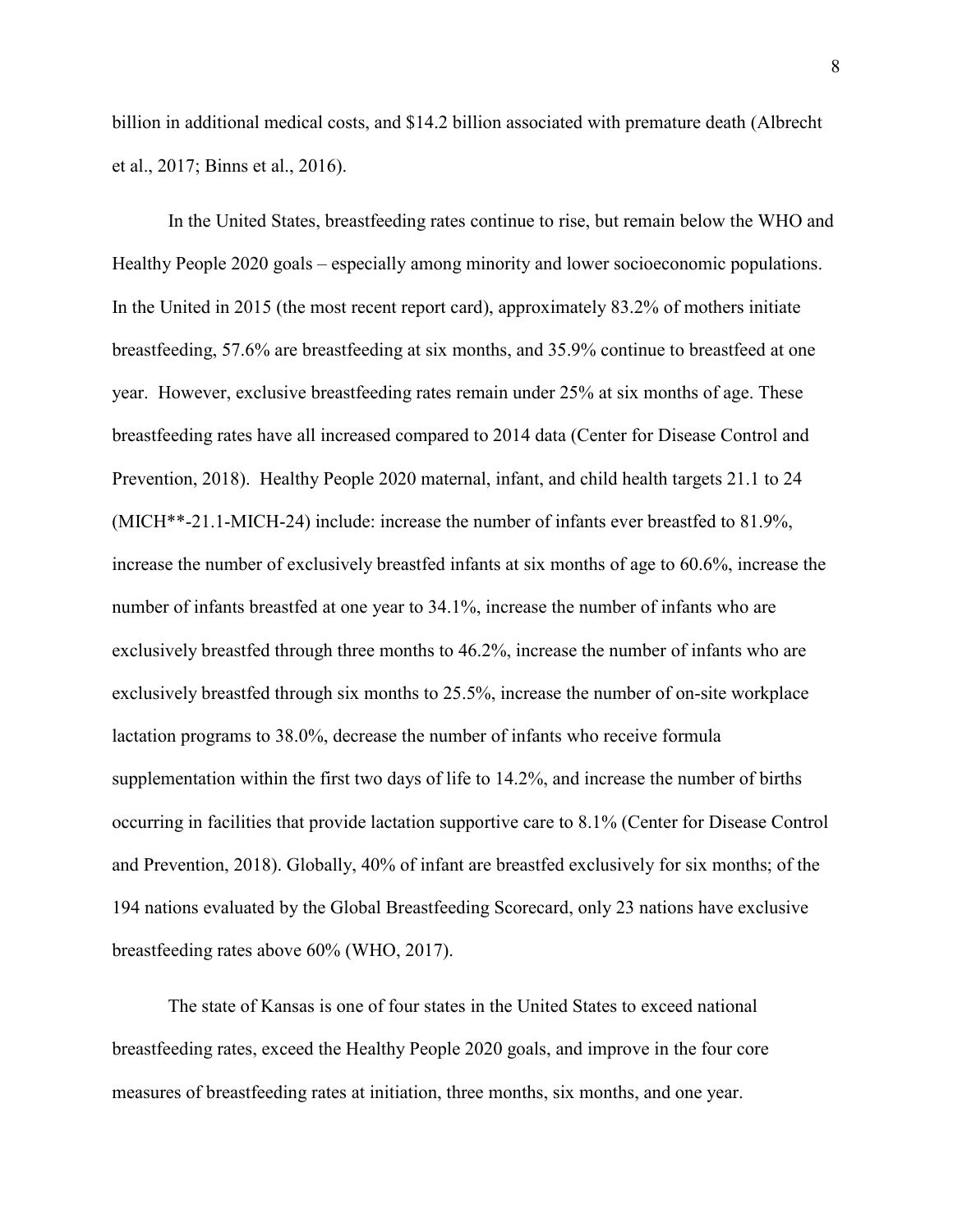billion in additional medical costs, and $14.2 billion associated with premature death (Albrecht et al., 2017; Binns et al., 2016).

In the United States, breastfeeding rates continue to rise, but remain below the WHO and Healthy People 2020 goals – especially among minority and lower socioeconomic populations. In the United in 2015 (the most recent report card), approximately 83.2% of mothers initiate breastfeeding, 57.6% are breastfeeding at six months, and 35.9% continue to breastfeed at one year. However, exclusive breastfeeding rates remain under 25% at six months of age. These breastfeeding rates have all increased compared to 2014 data (Center for Disease Control and Prevention, 2018). Healthy People 2020 maternal, infant, and child health targets 21.1 to 24 (MICH**-21.1-MICH-24) include: increase the number of infants ever breastfed to 81.9%, increase the number of exclusively breastfed infants at six months of age to 60.6%, increase the number of infants breastfed at one year to 34.1%, increase the number of infants who are exclusively breastfed through three months to 46.2%, increase the number of infants who are exclusively breastfed through six months to 25.5%, increase the number of on-site workplace lactation programs to 38.0%, decrease the number of infants who receive formula supplementation within the first two days of life to 14.2%, and increase the number of births occurring in facilities that provide lactation supportive care to 8.1% (Center for Disease Control and Prevention, 2018). Globally, 40% of infant are breastfed exclusively for six months; of the 194 nations evaluated by the Global Breastfeeding Scorecard, only 23 nations have exclusive breastfeeding rates above 60% (WHO, 2017).

The state of Kansas is one of four states in the United States to exceed national breastfeeding rates, exceed the Healthy People 2020 goals, and improve in the four core measures of breastfeeding rates at initiation, three months, six months, and one year.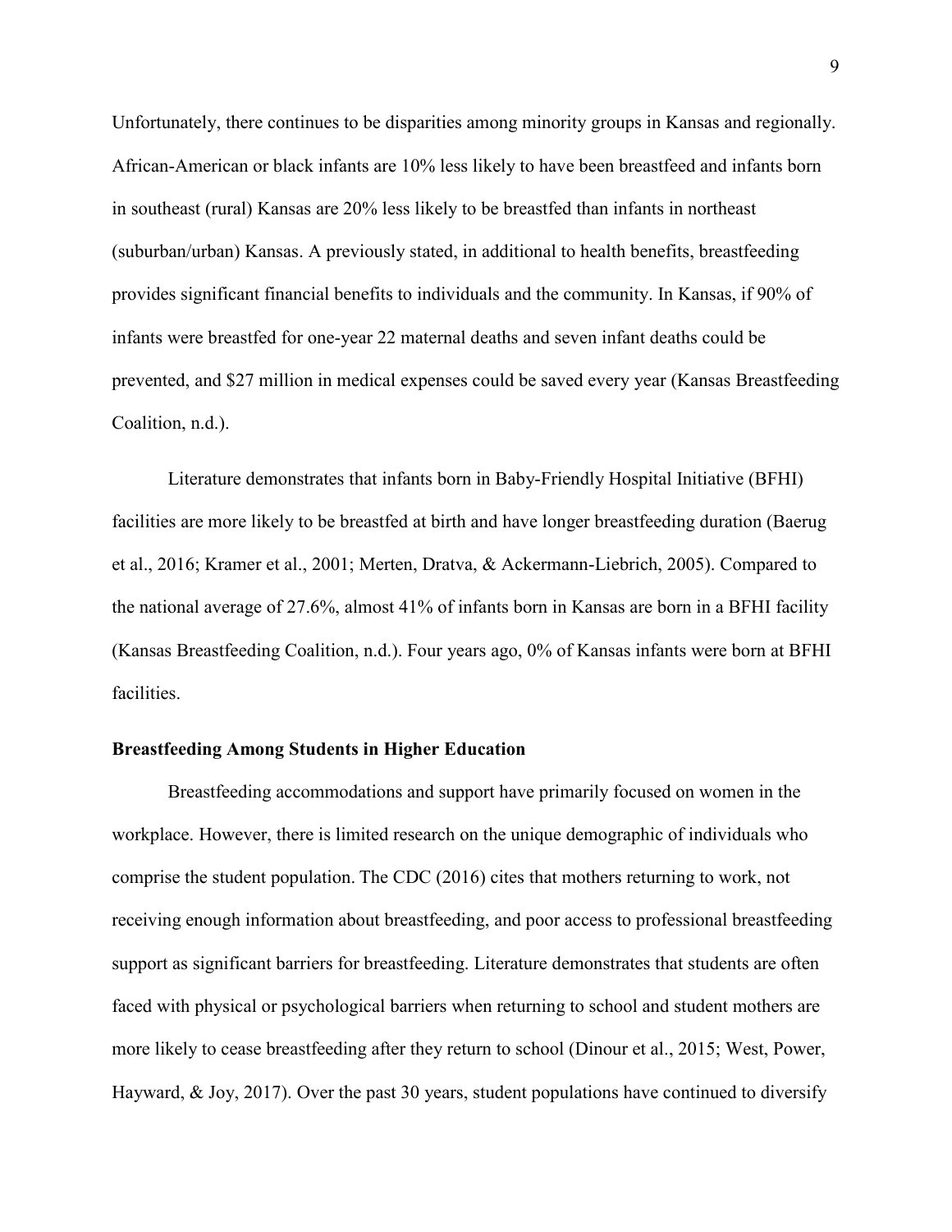Unfortunately, there continues to be disparities among minority groups in Kansas and regionally. African-American or black infants are 10% less likely to have been breastfeed and infants born in southeast (rural) Kansas are 20% less likely to be breastfed than infants in northeast (suburban/urban) Kansas. A previously stated, in additional to health benefits, breastfeeding provides significant financial benefits to individuals and the community. In Kansas, if 90% of infants were breastfed for one-year 22 maternal deaths and seven infant deaths could be prevented, and $27 million in medical expenses could be saved every year (Kansas Breastfeeding Coalition, n.d.).

Literature demonstrates that infants born in Baby-Friendly Hospital Initiative (BFHI) facilities are more likely to be breastfed at birth and have longer breastfeeding duration (Baerug et al., 2016; Kramer et al., 2001; Merten, Dratva, & Ackermann-Liebrich, 2005). Compared to the national average of 27.6%, almost 41% of infants born in Kansas are born in a BFHI facility (Kansas Breastfeeding Coalition, n.d.). Four years ago, 0% of Kansas infants were born at BFHI facilities.

**Breastfeeding Among Students in Higher Education**

Breastfeeding accommodations and support have primarily focused on women in the workplace. However, there is limited research on the unique demographic of individuals who comprise the student population. The CDC (2016) cites that mothers returning to work, not receiving enough information about breastfeeding, and poor access to professional breastfeeding support as significant barriers for breastfeeding. Literature demonstrates that students are often faced with physical or psychological barriers when returning to school and student mothers are more likely to cease breastfeeding after they return to school (Dinour et al., 2015; West, Power, Hayward, & Joy, 2017). Over the past 30 years, student populations have continued to diversify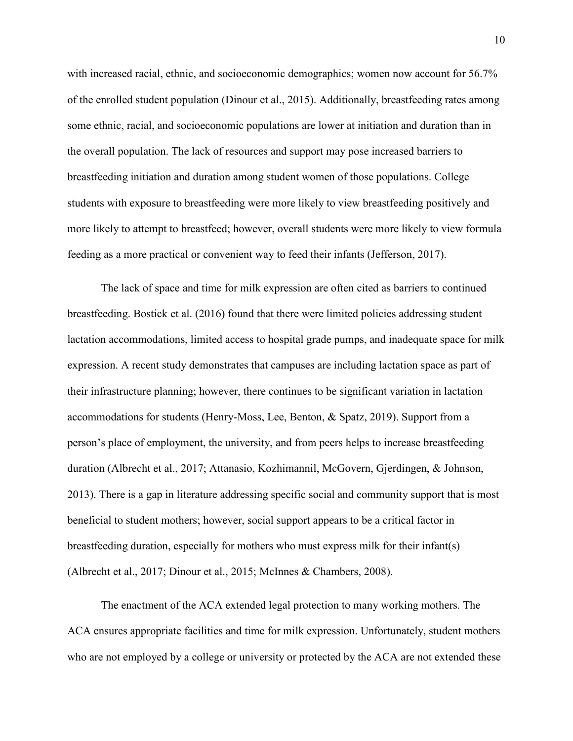with increased racial, ethnic, and socioeconomic demographics; women now account for 56.7% of the enrolled student population (Dinour et al., 2015). Additionally, breastfeeding rates among some ethnic, racial, and socioeconomic populations are lower at initiation and duration than in the overall population. The lack of resources and support may pose increased barriers to breastfeeding initiation and duration among student women of those populations. College students with exposure to breastfeeding were more likely to view breastfeeding positively and more likely to attempt to breastfeed; however, overall students were more likely to view formula feeding as a more practical or convenient way to feed their infants (Jefferson, 2017).

The lack of space and time for milk expression are often cited as barriers to continued breastfeeding. Bostick et al. (2016) found that there were limited policies addressing student lactation accommodations, limited access to hospital grade pumps, and inadequate space for milk expression. A recent study demonstrates that campuses are including lactation space as part of their infrastructure planning; however, there continues to be significant variation in lactation accommodations for students (Henry-Moss, Lee, Benton, & Spatz, 2019). Support from a person's place of employment, the university, and from peers helps to increase breastfeeding duration (Albrecht et al., 2017; Attanasio, Kozhimannil, McGovern, Gjerdingen, & Johnson, 2013). There is a gap in literature addressing specific social and community support that is most beneficial to student mothers; however, social support appears to be a critical factor in breastfeeding duration, especially for mothers who must express milk for their infant(s) (Albrecht et al., 2017; Dinour et al., 2015; McInnes & Chambers, 2008).

The enactment of the ACA extended legal protection to many working mothers. The ACA ensures appropriate facilities and time for milk expression. Unfortunately, student mothers who are not employed by a college or university or protected by the ACA are not extended these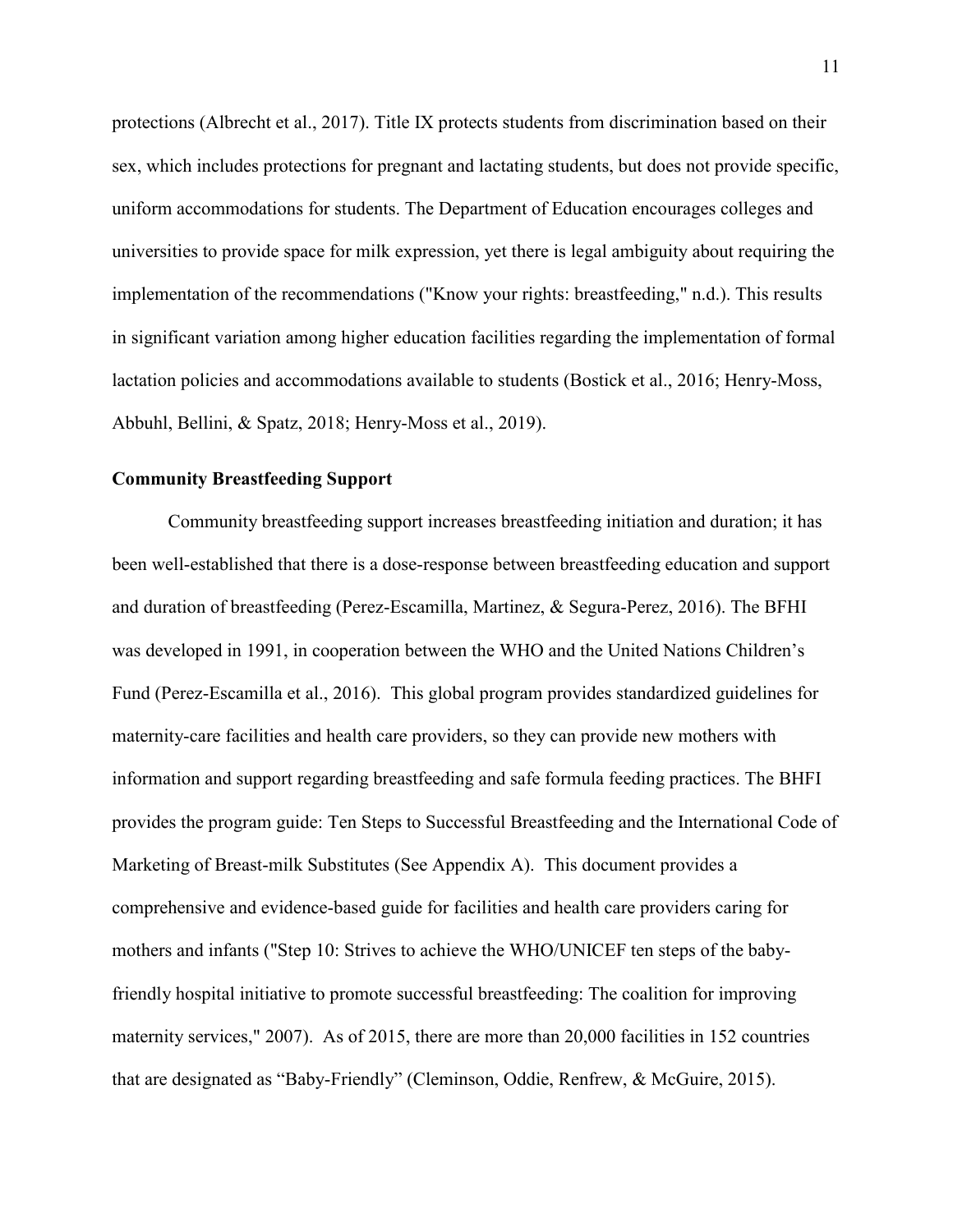protections (Albrecht et al., 2017). Title IX protects students from discrimination based on their sex, which includes protections for pregnant and lactating students, but does not provide specific, uniform accommodations for students. The Department of Education encourages colleges and universities to provide space for milk expression, yet there is legal ambiguity about requiring the implementation of the recommendations ("Know your rights: breastfeeding," n.d.). This results in significant variation among higher education facilities regarding the implementation of formal lactation policies and accommodations available to students (Bostick et al., 2016; Henry-Moss, Abbuhl, Bellini, & Spatz, 2018; Henry-Moss et al., 2019).

**Community Breastfeeding Support**

Community breastfeeding support increases breastfeeding initiation and duration; it has been well-established that there is a dose-response between breastfeeding education and support and duration of breastfeeding (Perez-Escamilla, Martinez, & Segura-Perez, 2016). The BFHI was developed in 1991, in cooperation between the WHO and the United Nations Children's Fund (Perez-Escamilla et al., 2016). This global program provides standardized guidelines for maternity-care facilities and health care providers, so they can provide new mothers with information and support regarding breastfeeding and safe formula feeding practices. The BHFI provides the program guide: Ten Steps to Successful Breastfeeding and the International Code of Marketing of Breast-milk Substitutes (See Appendix A). This document provides a comprehensive and evidence-based guide for facilities and health care providers caring for mothers and infants ("Step 10: Strives to achieve the WHO/UNICEF ten steps of the baby-friendly hospital initiative to promote successful breastfeeding: The coalition for improving maternity services," 2007). As of 2015, there are more than 20,000 facilities in 152 countries that are designated as "Baby-Friendly" (Cleminson, Oddie, Renfrew, & McGuire, 2015).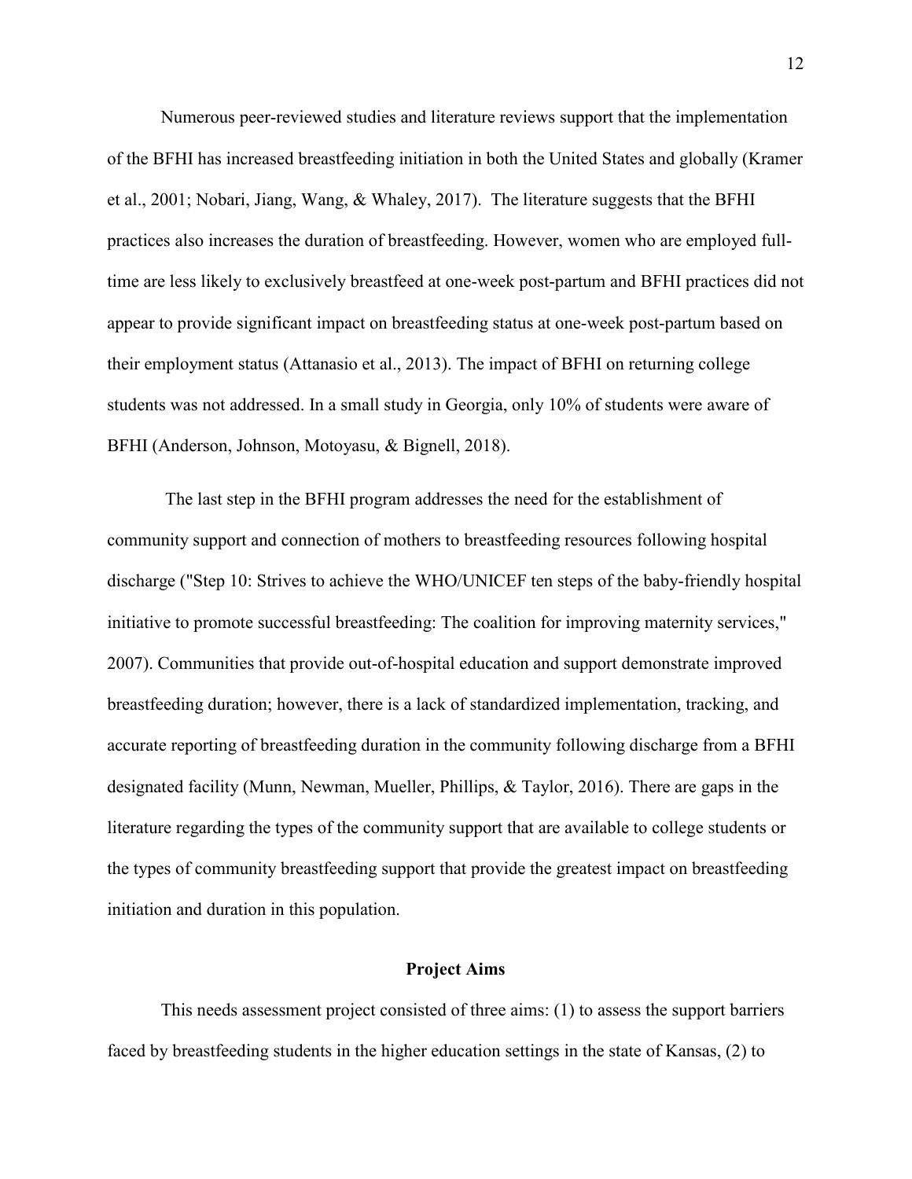Numerous peer-reviewed studies and literature reviews support that the implementation of the BFHI has increased breastfeeding initiation in both the United States and globally (Kramer et al., 2001; Nobari, Jiang, Wang, & Whaley, 2017). The literature suggests that the BFHI practices also increases the duration of breastfeeding. However, women who are employed full-time are less likely to exclusively breastfeed at one-week post-partum and BFHI practices did not appear to provide significant impact on breastfeeding status at one-week post-partum based on their employment status (Attanasio et al., 2013). The impact of BFHI on returning college students was not addressed. In a small study in Georgia, only 10% of students were aware of BFHI (Anderson, Johnson, Motoyasu, & Bignell, 2018).

The last step in the BFHI program addresses the need for the establishment of community support and connection of mothers to breastfeeding resources following hospital discharge ("Step 10: Strives to achieve the WHO/UNICEF ten steps of the baby-friendly hospital initiative to promote successful breastfeeding: The coalition for improving maternity services," 2007). Communities that provide out-of-hospital education and support demonstrate improved breastfeeding duration; however, there is a lack of standardized implementation, tracking, and accurate reporting of breastfeeding duration in the community following discharge from a BFHI designated facility (Munn, Newman, Mueller, Phillips, & Taylor, 2016). There are gaps in the literature regarding the types of the community support that are available to college students or the types of community breastfeeding support that provide the greatest impact on breastfeeding initiation and duration in this population.

## Project Aims

This needs assessment project consisted of three aims: (1) to assess the support barriers faced by breastfeeding students in the higher education settings in the state of Kansas, (2) to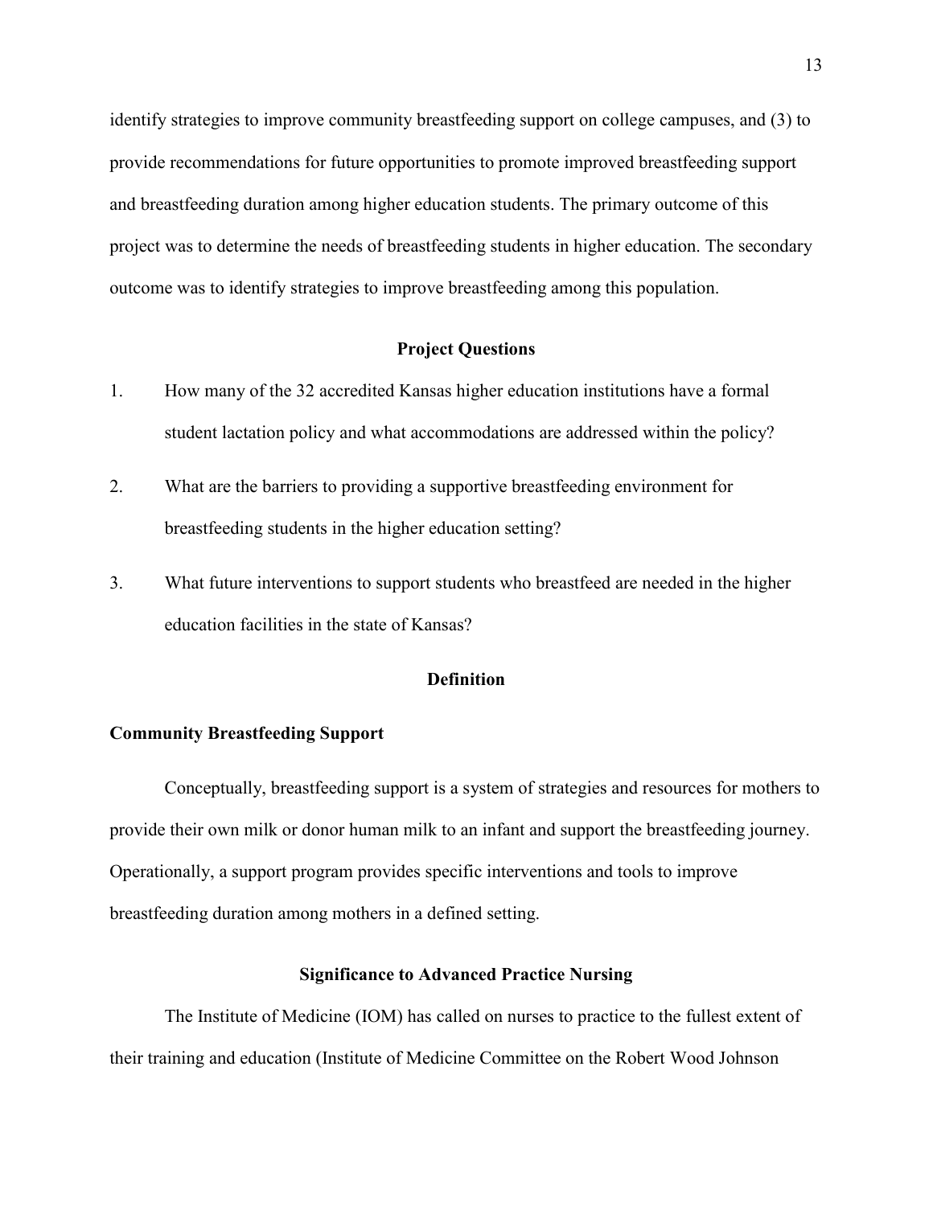identify strategies to improve community breastfeeding support on college campuses, and (3) to provide recommendations for future opportunities to promote improved breastfeeding support and breastfeeding duration among higher education students. The primary outcome of this project was to determine the needs of breastfeeding students in higher education. The secondary outcome was to identify strategies to improve breastfeeding among this population.

## Project Questions

1. How many of the 32 accredited Kansas higher education institutions have a formal student lactation policy and what accommodations are addressed within the policy?
2. What are the barriers to providing a supportive breastfeeding environment for breastfeeding students in the higher education setting?
3. What future interventions to support students who breastfeed are needed in the higher education facilities in the state of Kansas?

## Definition

### Community Breastfeeding Support

Conceptually, breastfeeding support is a system of strategies and resources for mothers to provide their own milk or donor human milk to an infant and support the breastfeeding journey. Operationally, a support program provides specific interventions and tools to improve breastfeeding duration among mothers in a defined setting.

## Significance to Advanced Practice Nursing

The Institute of Medicine (IOM) has called on nurses to practice to the fullest extent of their training and education (Institute of Medicine Committee on the Robert Wood Johnson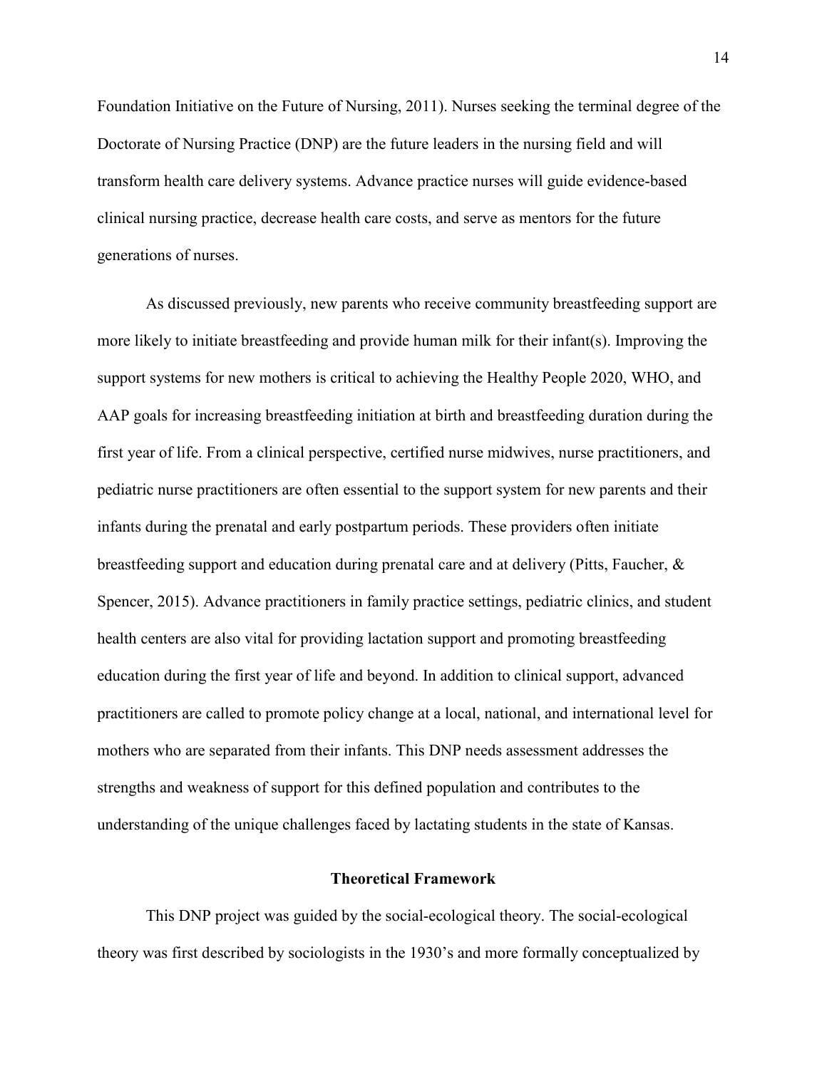Foundation Initiative on the Future of Nursing, 2011). Nurses seeking the terminal degree of the Doctorate of Nursing Practice (DNP) are the future leaders in the nursing field and will transform health care delivery systems. Advance practice nurses will guide evidence-based clinical nursing practice, decrease health care costs, and serve as mentors for the future generations of nurses.

As discussed previously, new parents who receive community breastfeeding support are more likely to initiate breastfeeding and provide human milk for their infant(s). Improving the support systems for new mothers is critical to achieving the Healthy People 2020, WHO, and AAP goals for increasing breastfeeding initiation at birth and breastfeeding duration during the first year of life. From a clinical perspective, certified nurse midwives, nurse practitioners, and pediatric nurse practitioners are often essential to the support system for new parents and their infants during the prenatal and early postpartum periods. These providers often initiate breastfeeding support and education during prenatal care and at delivery (Pitts, Faucher, & Spencer, 2015). Advance practitioners in family practice settings, pediatric clinics, and student health centers are also vital for providing lactation support and promoting breastfeeding education during the first year of life and beyond. In addition to clinical support, advanced practitioners are called to promote policy change at a local, national, and international level for mothers who are separated from their infants. This DNP needs assessment addresses the strengths and weakness of support for this defined population and contributes to the understanding of the unique challenges faced by lactating students in the state of Kansas.

## Theoretical Framework

This DNP project was guided by the social-ecological theory. The social-ecological theory was first described by sociologists in the 1930's and more formally conceptualized by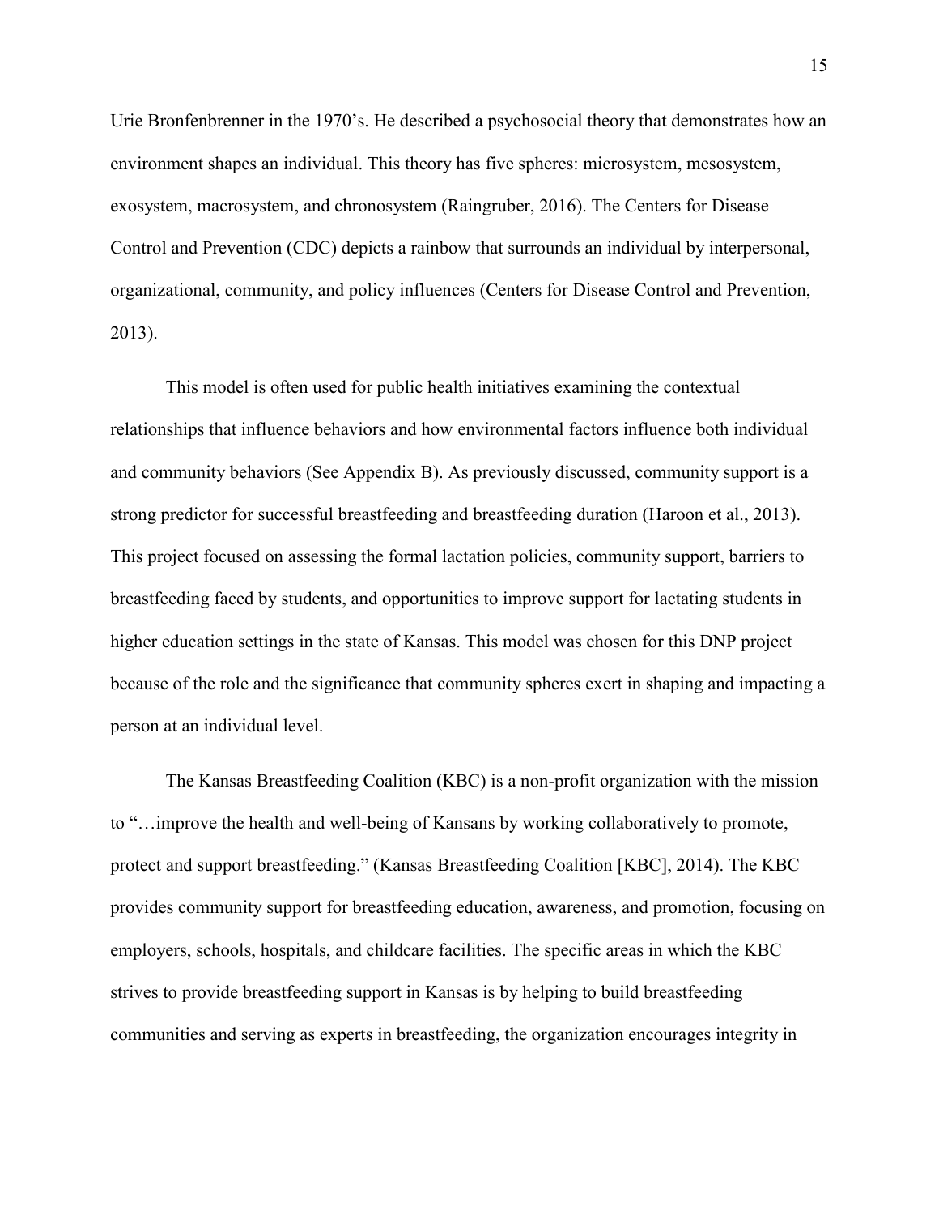Urie Bronfenbrenner in the 1970's. He described a psychosocial theory that demonstrates how an environment shapes an individual. This theory has five spheres: microsystem, mesosystem, exosystem, macrosystem, and chronosystem (Raingruber, 2016). The Centers for Disease Control and Prevention (CDC) depicts a rainbow that surrounds an individual by interpersonal, organizational, community, and policy influences (Centers for Disease Control and Prevention, 2013).

This model is often used for public health initiatives examining the contextual relationships that influence behaviors and how environmental factors influence both individual and community behaviors (See Appendix B). As previously discussed, community support is a strong predictor for successful breastfeeding and breastfeeding duration (Haroon et al., 2013). This project focused on assessing the formal lactation policies, community support, barriers to breastfeeding faced by students, and opportunities to improve support for lactating students in higher education settings in the state of Kansas. This model was chosen for this DNP project because of the role and the significance that community spheres exert in shaping and impacting a person at an individual level.

The Kansas Breastfeeding Coalition (KBC) is a non-profit organization with the mission to "…improve the health and well-being of Kansans by working collaboratively to promote, protect and support breastfeeding." (Kansas Breastfeeding Coalition [KBC], 2014). The KBC provides community support for breastfeeding education, awareness, and promotion, focusing on employers, schools, hospitals, and childcare facilities. The specific areas in which the KBC strives to provide breastfeeding support in Kansas is by helping to build breastfeeding communities and serving as experts in breastfeeding, the organization encourages integrity in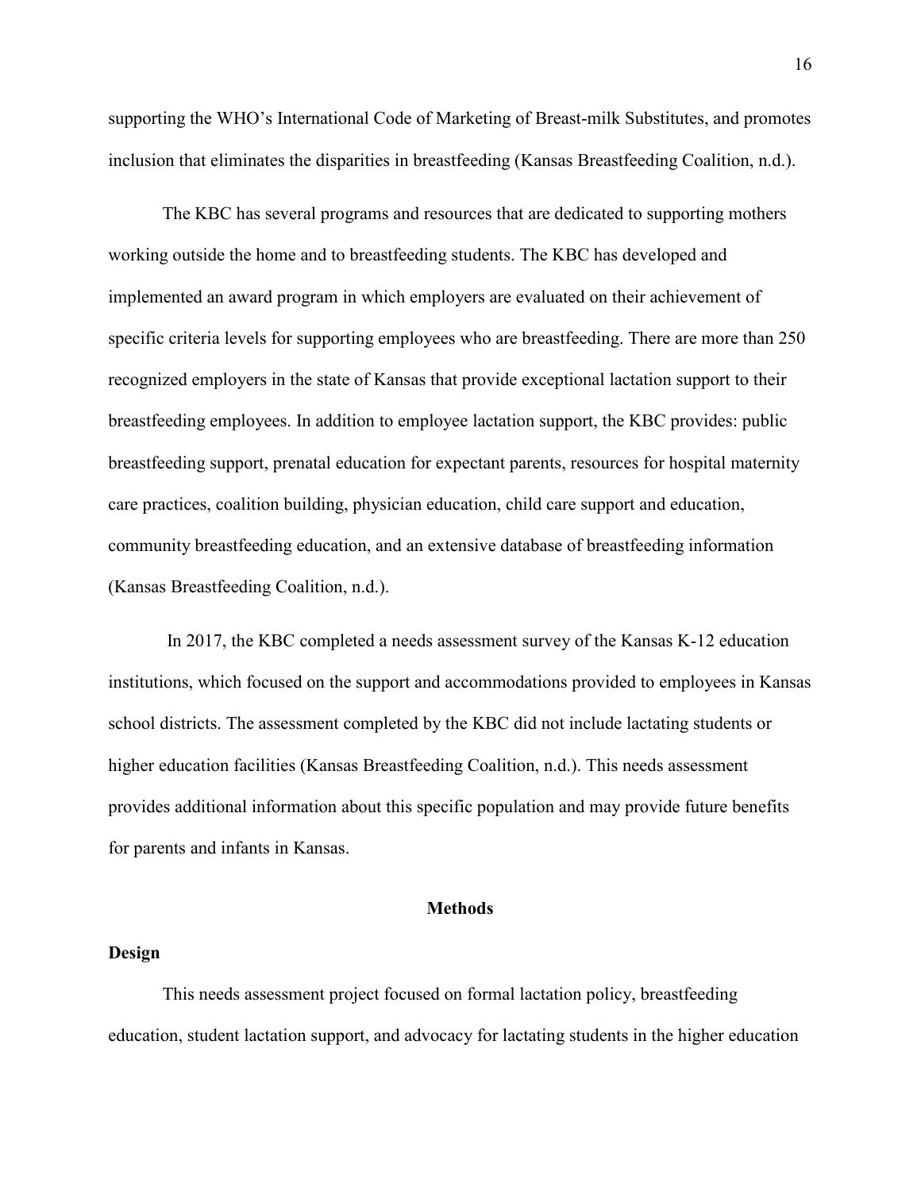supporting the WHO's International Code of Marketing of Breast-milk Substitutes, and promotes inclusion that eliminates the disparities in breastfeeding (Kansas Breastfeeding Coalition, n.d.).

The KBC has several programs and resources that are dedicated to supporting mothers working outside the home and to breastfeeding students. The KBC has developed and implemented an award program in which employers are evaluated on their achievement of specific criteria levels for supporting employees who are breastfeeding. There are more than 250 recognized employers in the state of Kansas that provide exceptional lactation support to their breastfeeding employees. In addition to employee lactation support, the KBC provides: public breastfeeding support, prenatal education for expectant parents, resources for hospital maternity care practices, coalition building, physician education, child care support and education, community breastfeeding education, and an extensive database of breastfeeding information (Kansas Breastfeeding Coalition, n.d.).

In 2017, the KBC completed a needs assessment survey of the Kansas K-12 education institutions, which focused on the support and accommodations provided to employees in Kansas school districts. The assessment completed by the KBC did not include lactating students or higher education facilities (Kansas Breastfeeding Coalition, n.d.). This needs assessment provides additional information about this specific population and may provide future benefits for parents and infants in Kansas.

## Methods

### Design

This needs assessment project focused on formal lactation policy, breastfeeding education, student lactation support, and advocacy for lactating students in the higher education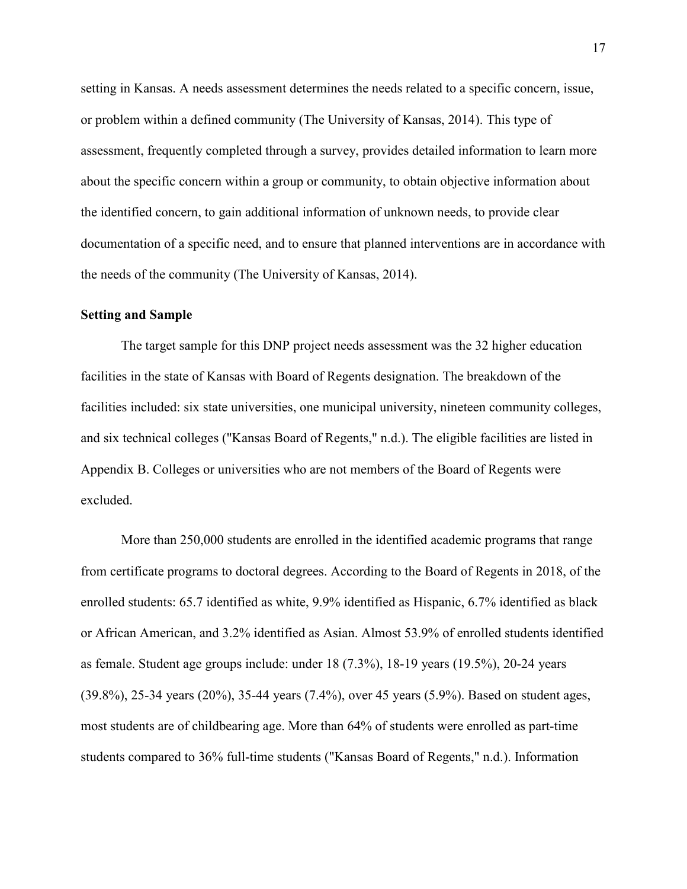setting in Kansas. A needs assessment determines the needs related to a specific concern, issue, or problem within a defined community (The University of Kansas, 2014). This type of assessment, frequently completed through a survey, provides detailed information to learn more about the specific concern within a group or community, to obtain objective information about the identified concern, to gain additional information of unknown needs, to provide clear documentation of a specific need, and to ensure that planned interventions are in accordance with the needs of the community (The University of Kansas, 2014).

**Setting and Sample**

The target sample for this DNP project needs assessment was the 32 higher education facilities in the state of Kansas with Board of Regents designation. The breakdown of the facilities included: six state universities, one municipal university, nineteen community colleges, and six technical colleges ("Kansas Board of Regents," n.d.). The eligible facilities are listed in Appendix B. Colleges or universities who are not members of the Board of Regents were excluded.

More than 250,000 students are enrolled in the identified academic programs that range from certificate programs to doctoral degrees. According to the Board of Regents in 2018, of the enrolled students: 65.7 identified as white, 9.9% identified as Hispanic, 6.7% identified as black or African American, and 3.2% identified as Asian. Almost 53.9% of enrolled students identified as female. Student age groups include: under 18 (7.3%), 18-19 years (19.5%), 20-24 years (39.8%), 25-34 years (20%), 35-44 years (7.4%), over 45 years (5.9%). Based on student ages, most students are of childbearing age. More than 64% of students were enrolled as part-time students compared to 36% full-time students ("Kansas Board of Regents," n.d.). Information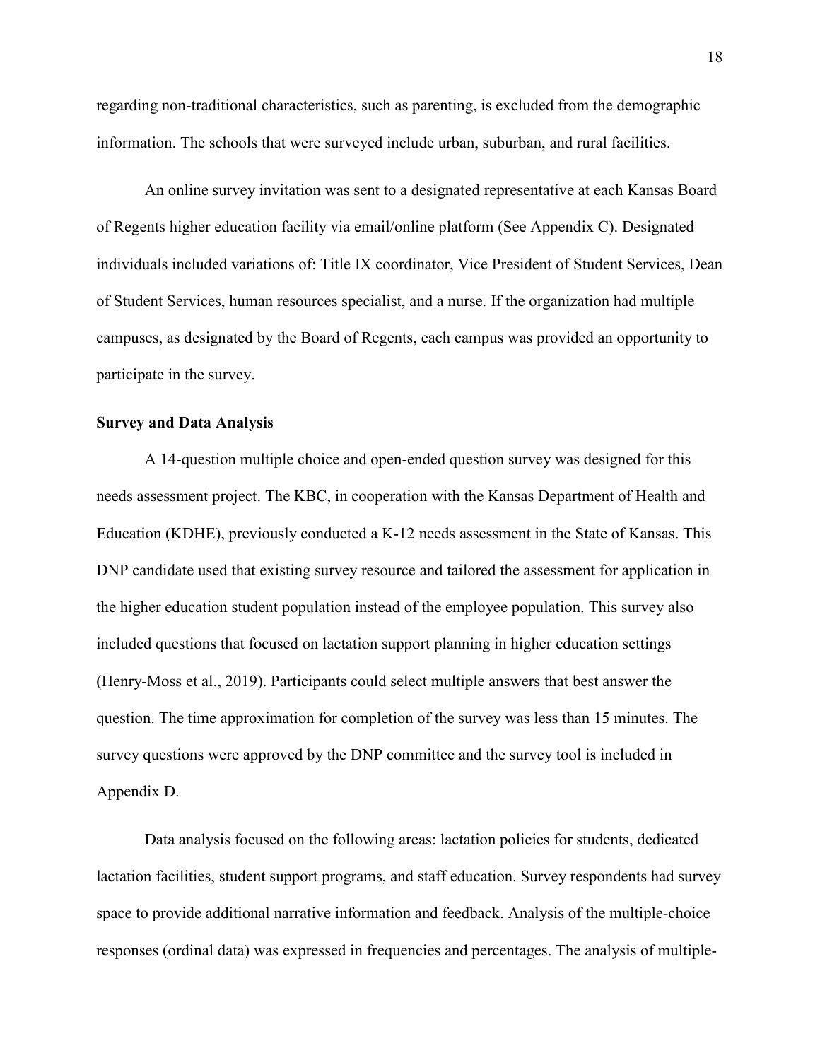regarding non-traditional characteristics, such as parenting, is excluded from the demographic information. The schools that were surveyed include urban, suburban, and rural facilities.

An online survey invitation was sent to a designated representative at each Kansas Board of Regents higher education facility via email/online platform (See Appendix C). Designated individuals included variations of: Title IX coordinator, Vice President of Student Services, Dean of Student Services, human resources specialist, and a nurse. If the organization had multiple campuses, as designated by the Board of Regents, each campus was provided an opportunity to participate in the survey.

**Survey and Data Analysis**

A 14-question multiple choice and open-ended question survey was designed for this needs assessment project. The KBC, in cooperation with the Kansas Department of Health and Education (KDHE), previously conducted a K-12 needs assessment in the State of Kansas. This DNP candidate used that existing survey resource and tailored the assessment for application in the higher education student population instead of the employee population. This survey also included questions that focused on lactation support planning in higher education settings (Henry-Moss et al., 2019). Participants could select multiple answers that best answer the question. The time approximation for completion of the survey was less than 15 minutes. The survey questions were approved by the DNP committee and the survey tool is included in Appendix D.

Data analysis focused on the following areas: lactation policies for students, dedicated lactation facilities, student support programs, and staff education. Survey respondents had survey space to provide additional narrative information and feedback. Analysis of the multiple-choice responses (ordinal data) was expressed in frequencies and percentages. The analysis of multiple-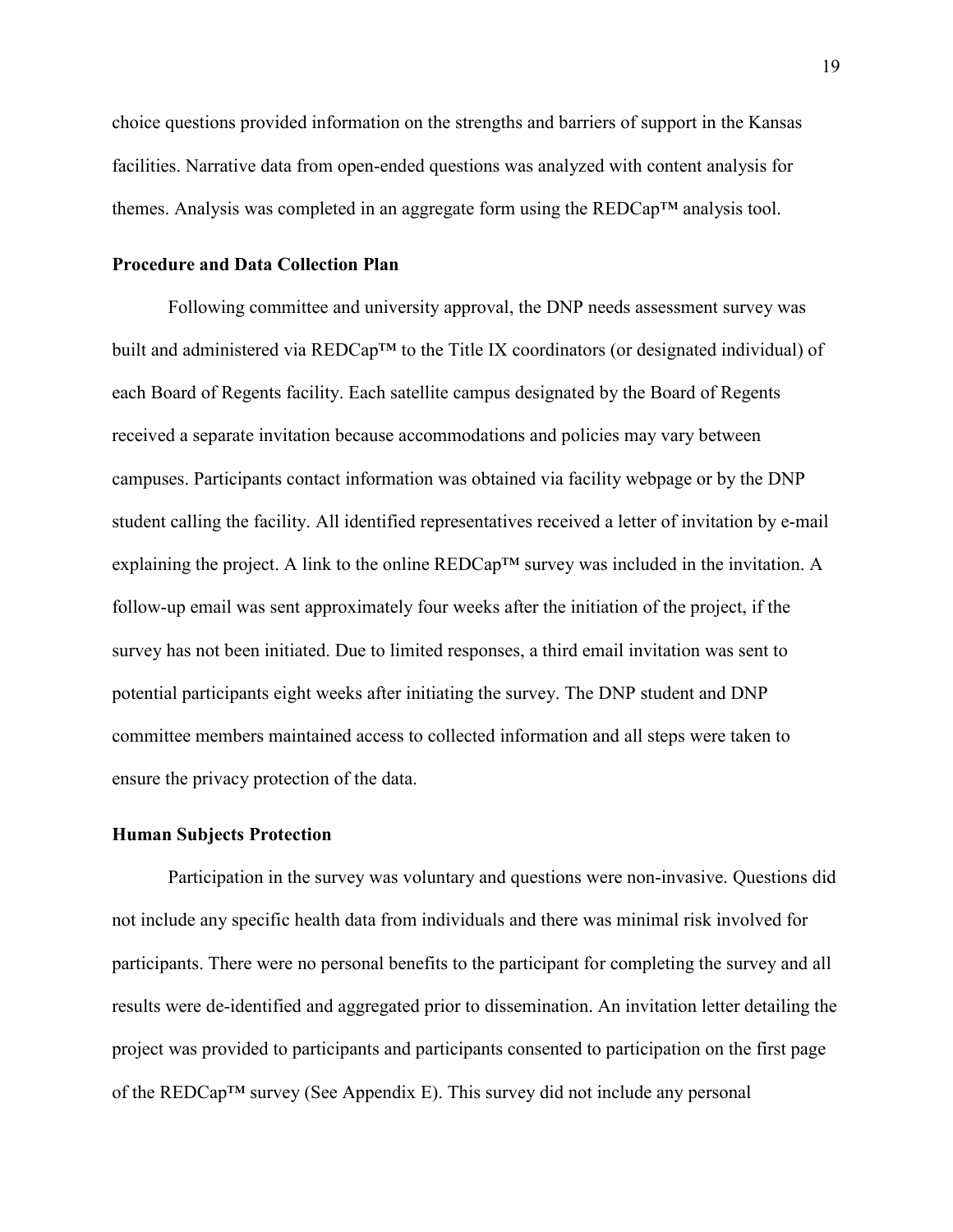choice questions provided information on the strengths and barriers of support in the Kansas facilities. Narrative data from open-ended questions was analyzed with content analysis for themes. Analysis was completed in an aggregate form using the REDCap™ analysis tool.

### Procedure and Data Collection Plan

Following committee and university approval, the DNP needs assessment survey was built and administered via REDCap™ to the Title IX coordinators (or designated individual) of each Board of Regents facility. Each satellite campus designated by the Board of Regents received a separate invitation because accommodations and policies may vary between campuses. Participants contact information was obtained via facility webpage or by the DNP student calling the facility. All identified representatives received a letter of invitation by e-mail explaining the project. A link to the online REDCap™ survey was included in the invitation. A follow-up email was sent approximately four weeks after the initiation of the project, if the survey has not been initiated. Due to limited responses, a third email invitation was sent to potential participants eight weeks after initiating the survey. The DNP student and DNP committee members maintained access to collected information and all steps were taken to ensure the privacy protection of the data.

### Human Subjects Protection

Participation in the survey was voluntary and questions were non-invasive. Questions did not include any specific health data from individuals and there was minimal risk involved for participants. There were no personal benefits to the participant for completing the survey and all results were de-identified and aggregated prior to dissemination. An invitation letter detailing the project was provided to participants and participants consented to participation on the first page of the REDCap™ survey (See Appendix E). This survey did not include any personal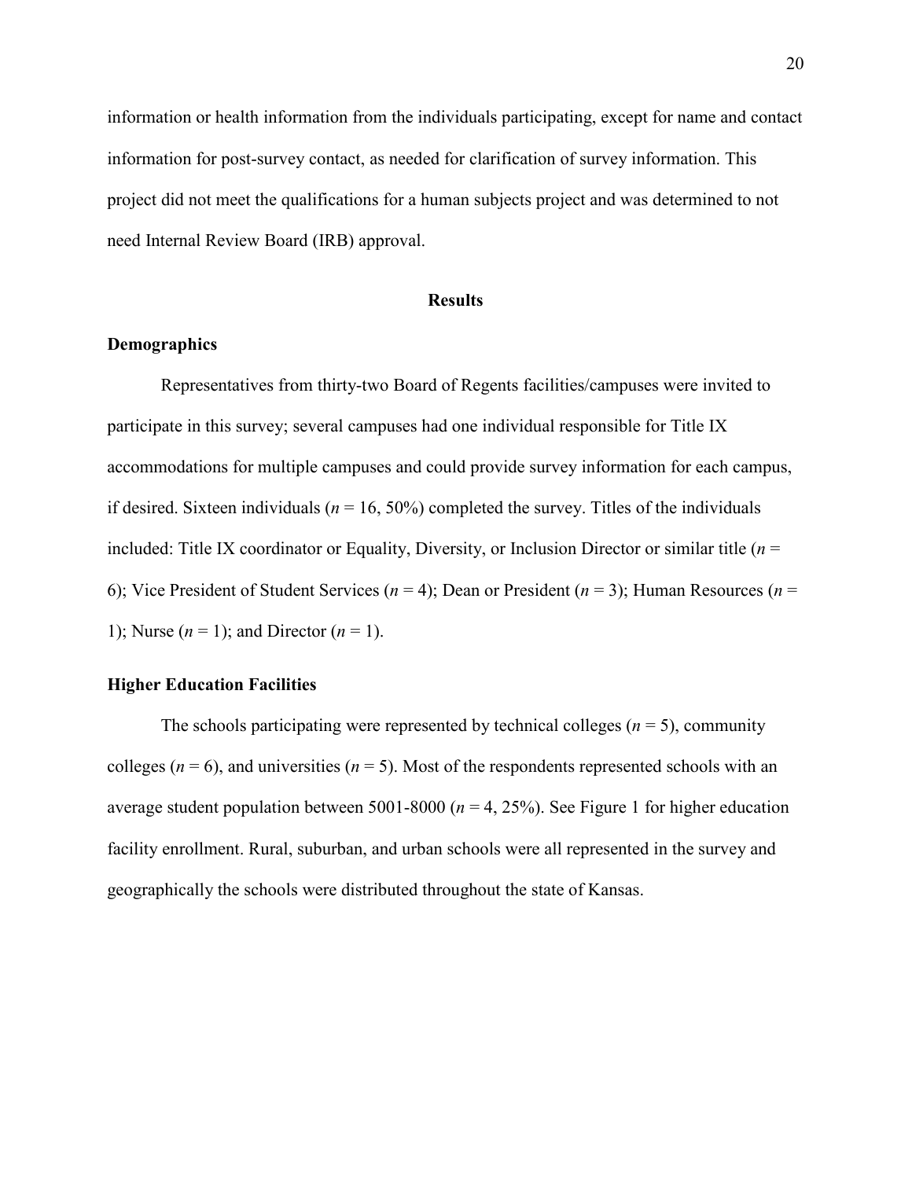information or health information from the individuals participating, except for name and contact information for post-survey contact, as needed for clarification of survey information. This project did not meet the qualifications for a human subjects project and was determined to not need Internal Review Board (IRB) approval.

## Results

### Demographics

Representatives from thirty-two Board of Regents facilities/campuses were invited to participate in this survey; several campuses had one individual responsible for Title IX accommodations for multiple campuses and could provide survey information for each campus, if desired. Sixteen individuals (*n* = 16, 50%) completed the survey. Titles of the individuals included: Title IX coordinator or Equality, Diversity, or Inclusion Director or similar title (*n* = 6); Vice President of Student Services (*n* = 4); Dean or President (*n* = 3); Human Resources (*n* = 1); Nurse (*n* = 1); and Director (*n* = 1).

### Higher Education Facilities

The schools participating were represented by technical colleges (*n* = 5), community colleges (*n* = 6), and universities (*n* = 5). Most of the respondents represented schools with an average student population between 5001-8000 (*n* = 4, 25%). See Figure 1 for higher education facility enrollment. Rural, suburban, and urban schools were all represented in the survey and geographically the schools were distributed throughout the state of Kansas.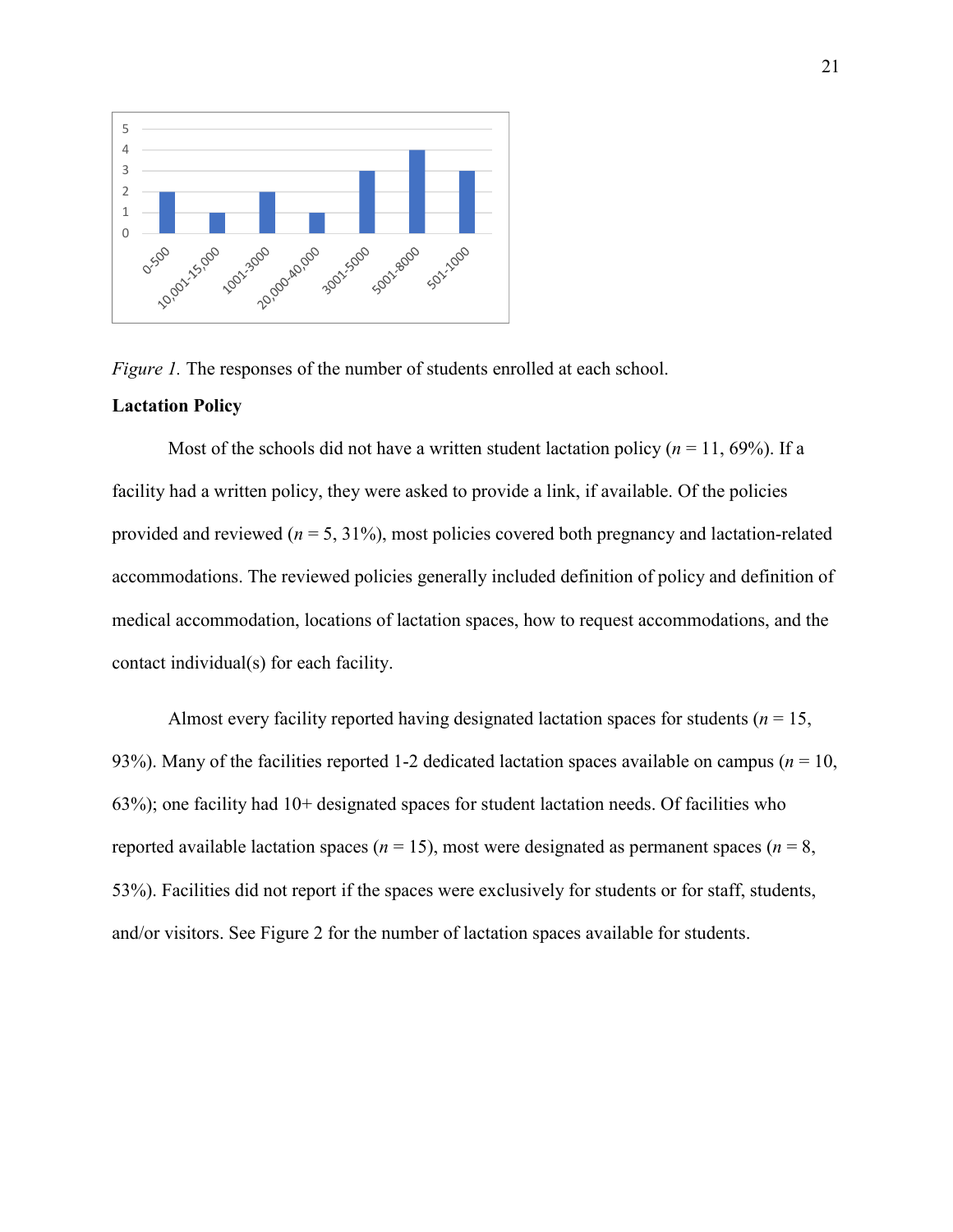*Figure 1.* The responses of the number of students enrolled at each school.

**Lactation Policy**

Most of the schools did not have a written student lactation policy (*n* = 11, 69%). If a facility had a written policy, they were asked to provide a link, if available. Of the policies provided and reviewed (*n* = 5, 31%), most policies covered both pregnancy and lactation-related accommodations. The reviewed policies generally included definition of policy and definition of medical accommodation, locations of lactation spaces, how to request accommodations, and the contact individual(s) for each facility.

Almost every facility reported having designated lactation spaces for students (*n* = 15, 93%). Many of the facilities reported 1-2 dedicated lactation spaces available on campus (*n* = 10, 63%); one facility had 10+ designated spaces for student lactation needs. Of facilities who reported available lactation spaces (*n* = 15), most were designated as permanent spaces (*n* = 8, 53%). Facilities did not report if the spaces were exclusively for students or for staff, students, and/or visitors. See Figure 2 for the number of lactation spaces available for students.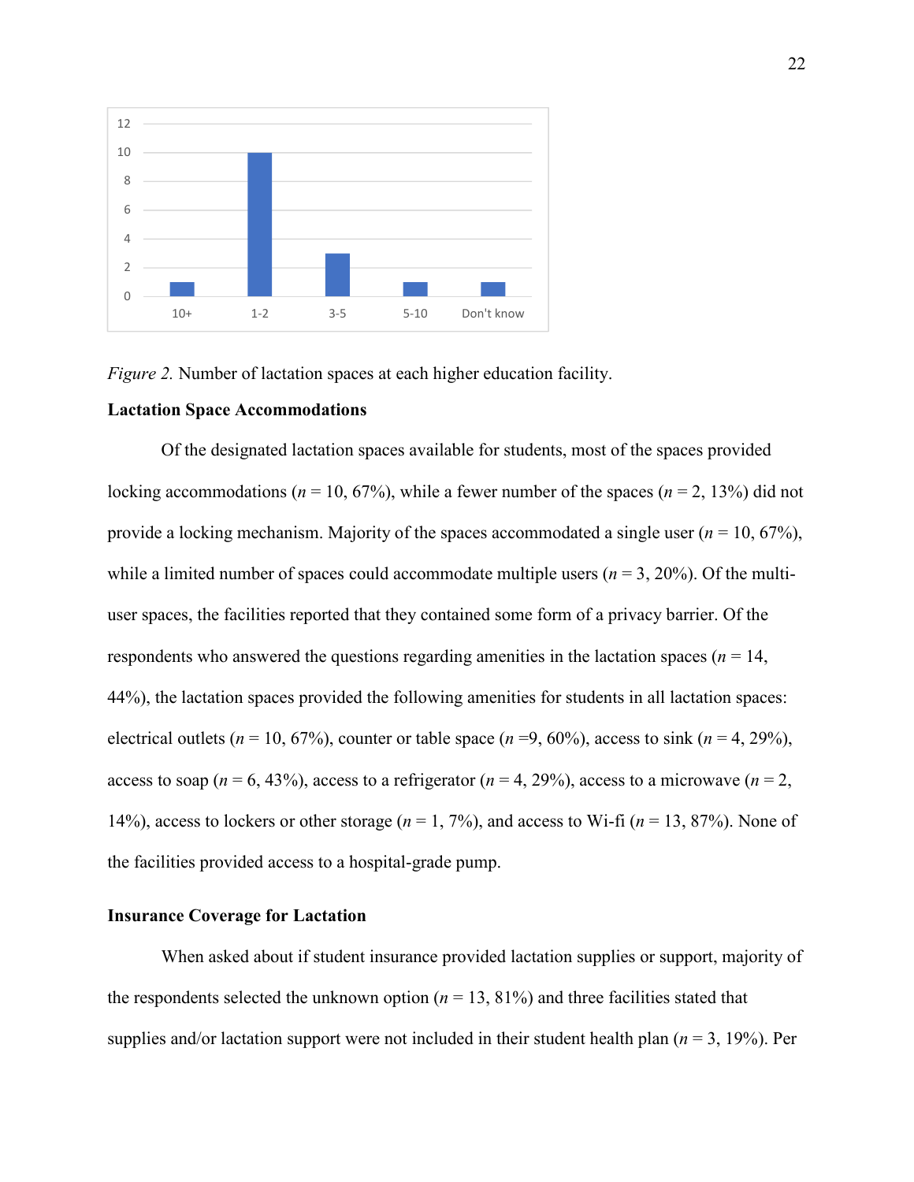*Figure 2.* Number of lactation spaces at each higher education facility.

**Lactation Space Accommodations**

Of the designated lactation spaces available for students, most of the spaces provided locking accommodations (*n* = 10, 67%), while a fewer number of the spaces (*n* = 2, 13%) did not provide a locking mechanism. Majority of the spaces accommodated a single user (*n* = 10, 67%), while a limited number of spaces could accommodate multiple users (*n* = 3, 20%). Of the multi-user spaces, the facilities reported that they contained some form of a privacy barrier. Of the respondents who answered the questions regarding amenities in the lactation spaces (*n* = 14, 44%), the lactation spaces provided the following amenities for students in all lactation spaces: electrical outlets (*n* = 10, 67%), counter or table space (*n* =9, 60%), access to sink (*n* = 4, 29%), access to soap (*n* = 6, 43%), access to a refrigerator (*n* = 4, 29%), access to a microwave (*n* = 2, 14%), access to lockers or other storage (*n* = 1, 7%), and access to Wi-fi (*n* = 13, 87%). None of the facilities provided access to a hospital-grade pump.

**Insurance Coverage for Lactation**

When asked about if student insurance provided lactation supplies or support, majority of the respondents selected the unknown option (*n* = 13, 81%) and three facilities stated that supplies and/or lactation support were not included in their student health plan (*n* = 3, 19%). Per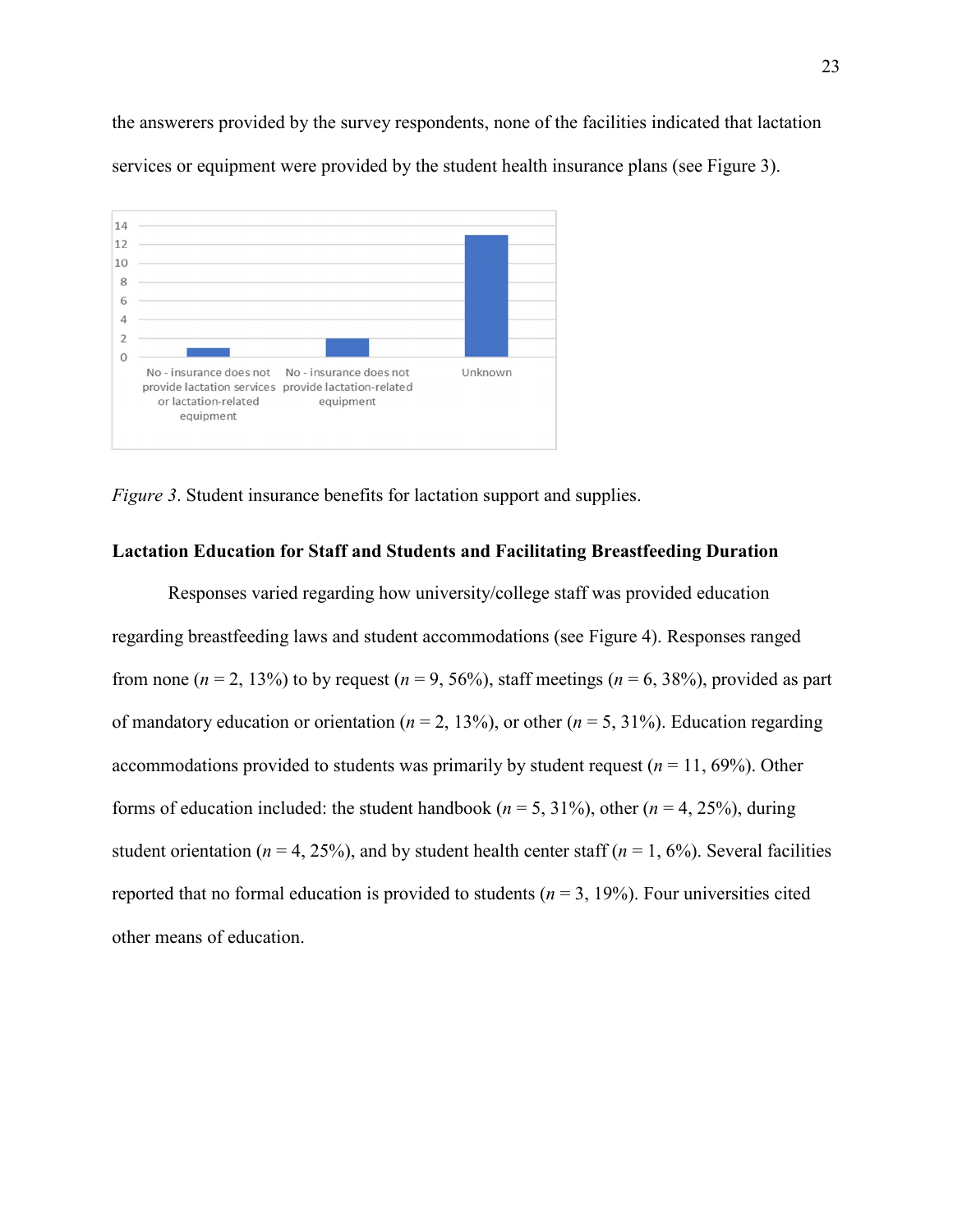the answerers provided by the survey respondents, none of the facilities indicated that lactation services or equipment were provided by the student health insurance plans (see Figure 3).

*Figure 3*. Student insurance benefits for lactation support and supplies.

**Lactation Education for Staff and Students and Facilitating Breastfeeding Duration**

Responses varied regarding how university/college staff was provided education regarding breastfeeding laws and student accommodations (see Figure 4). Responses ranged from none (*n* = 2, 13%) to by request (*n* = 9, 56%), staff meetings (*n* = 6, 38%), provided as part of mandatory education or orientation (*n* = 2, 13%), or other (*n* = 5, 31%). Education regarding accommodations provided to students was primarily by student request (*n* = 11, 69%). Other forms of education included: the student handbook (*n* = 5, 31%), other (*n* = 4, 25%), during student orientation (*n* = 4, 25%), and by student health center staff (*n* = 1, 6%). Several facilities reported that no formal education is provided to students (*n* = 3, 19%). Four universities cited other means of education.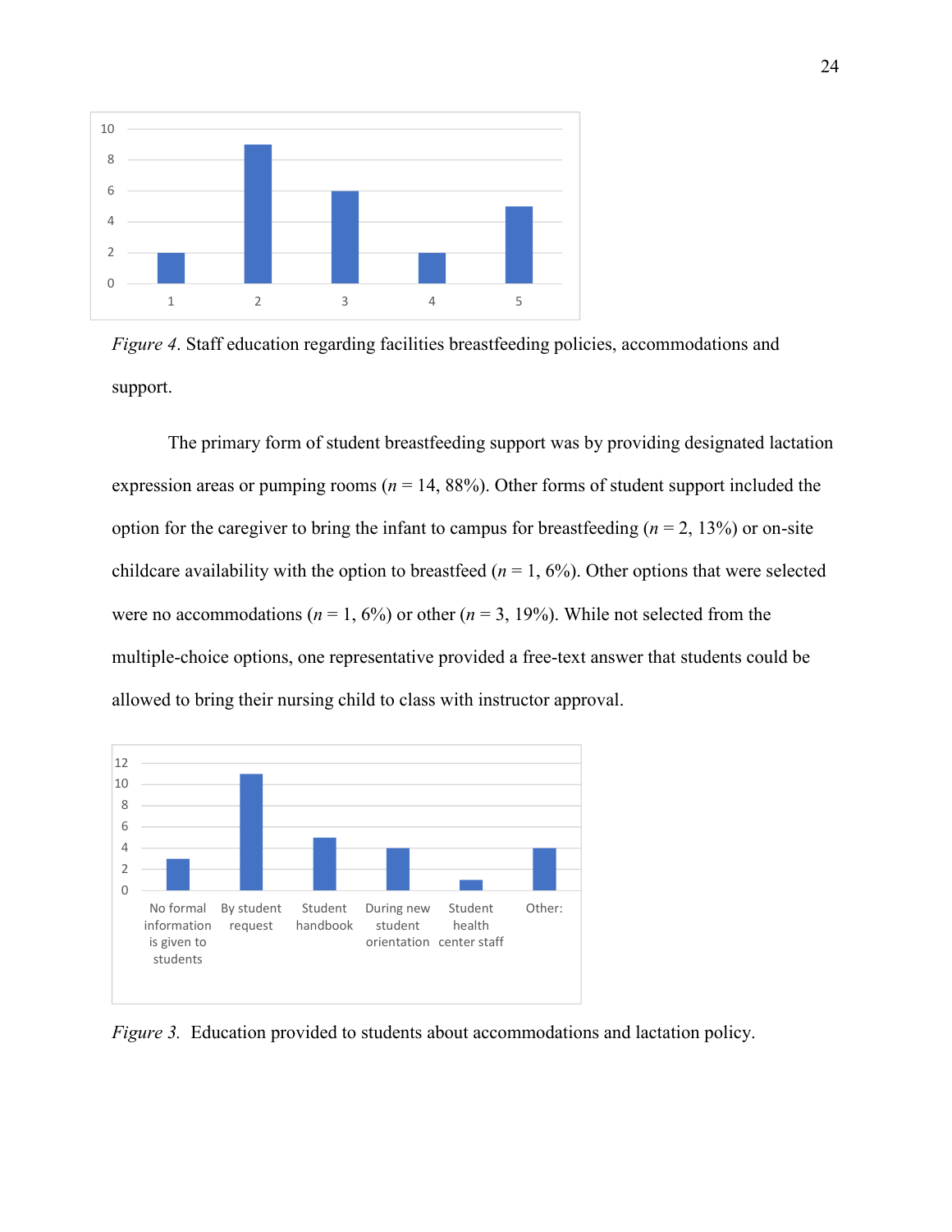*Figure 4*. Staff education regarding facilities breastfeeding policies, accommodations and support.

The primary form of student breastfeeding support was by providing designated lactation expression areas or pumping rooms (*n* = 14, 88%). Other forms of student support included the option for the caregiver to bring the infant to campus for breastfeeding (*n* = 2, 13%) or on-site childcare availability with the option to breastfeed (*n* = 1, 6%). Other options that were selected were no accommodations (*n* = 1, 6%) or other (*n* = 3, 19%). While not selected from the multiple-choice options, one representative provided a free-text answer that students could be allowed to bring their nursing child to class with instructor approval.

*Figure 3.* Education provided to students about accommodations and lactation policy.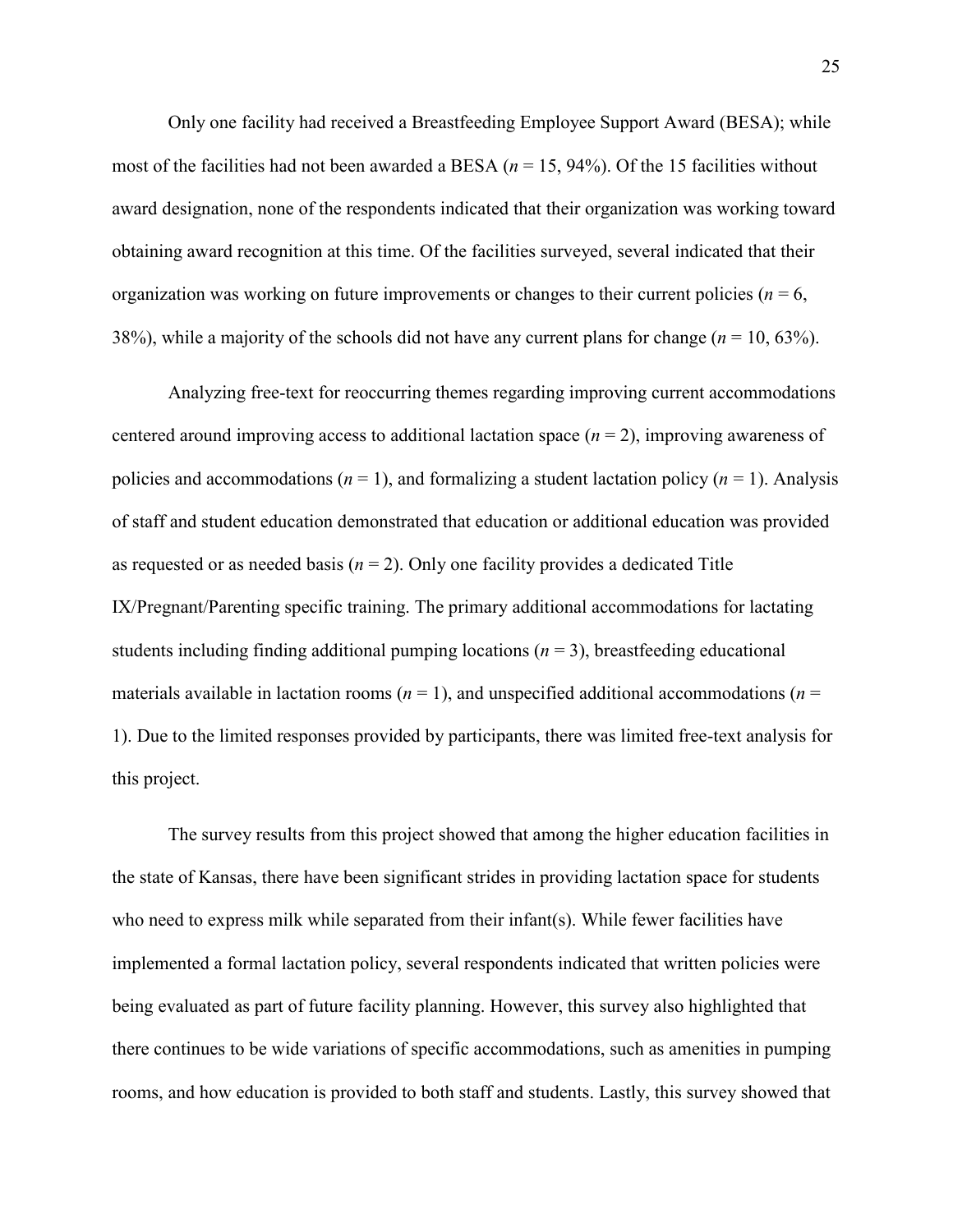Only one facility had received a Breastfeeding Employee Support Award (BESA); while most of the facilities had not been awarded a BESA (*n* = 15, 94%). Of the 15 facilities without award designation, none of the respondents indicated that their organization was working toward obtaining award recognition at this time. Of the facilities surveyed, several indicated that their organization was working on future improvements or changes to their current policies (*n* = 6, 38%), while a majority of the schools did not have any current plans for change (*n* = 10, 63%).

Analyzing free-text for reoccurring themes regarding improving current accommodations centered around improving access to additional lactation space (*n* = 2), improving awareness of policies and accommodations (*n* = 1), and formalizing a student lactation policy (*n* = 1). Analysis of staff and student education demonstrated that education or additional education was provided as requested or as needed basis (*n* = 2). Only one facility provides a dedicated Title IX/Pregnant/Parenting specific training. The primary additional accommodations for lactating students including finding additional pumping locations (*n* = 3), breastfeeding educational materials available in lactation rooms (*n* = 1), and unspecified additional accommodations (*n* = 1). Due to the limited responses provided by participants, there was limited free-text analysis for this project.

The survey results from this project showed that among the higher education facilities in the state of Kansas, there have been significant strides in providing lactation space for students who need to express milk while separated from their infant(s). While fewer facilities have implemented a formal lactation policy, several respondents indicated that written policies were being evaluated as part of future facility planning. However, this survey also highlighted that there continues to be wide variations of specific accommodations, such as amenities in pumping rooms, and how education is provided to both staff and students. Lastly, this survey showed that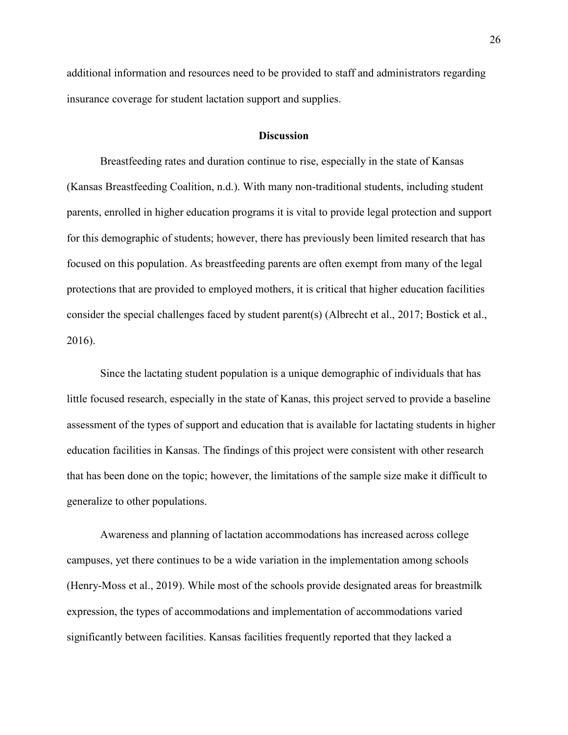additional information and resources need to be provided to staff and administrators regarding insurance coverage for student lactation support and supplies.

## Discussion

Breastfeeding rates and duration continue to rise, especially in the state of Kansas (Kansas Breastfeeding Coalition, n.d.). With many non-traditional students, including student parents, enrolled in higher education programs it is vital to provide legal protection and support for this demographic of students; however, there has previously been limited research that has focused on this population. As breastfeeding parents are often exempt from many of the legal protections that are provided to employed mothers, it is critical that higher education facilities consider the special challenges faced by student parent(s) (Albrecht et al., 2017; Bostick et al., 2016).

Since the lactating student population is a unique demographic of individuals that has little focused research, especially in the state of Kanas, this project served to provide a baseline assessment of the types of support and education that is available for lactating students in higher education facilities in Kansas. The findings of this project were consistent with other research that has been done on the topic; however, the limitations of the sample size make it difficult to generalize to other populations.

Awareness and planning of lactation accommodations has increased across college campuses, yet there continues to be a wide variation in the implementation among schools (Henry-Moss et al., 2019). While most of the schools provide designated areas for breastmilk expression, the types of accommodations and implementation of accommodations varied significantly between facilities. Kansas facilities frequently reported that they lacked a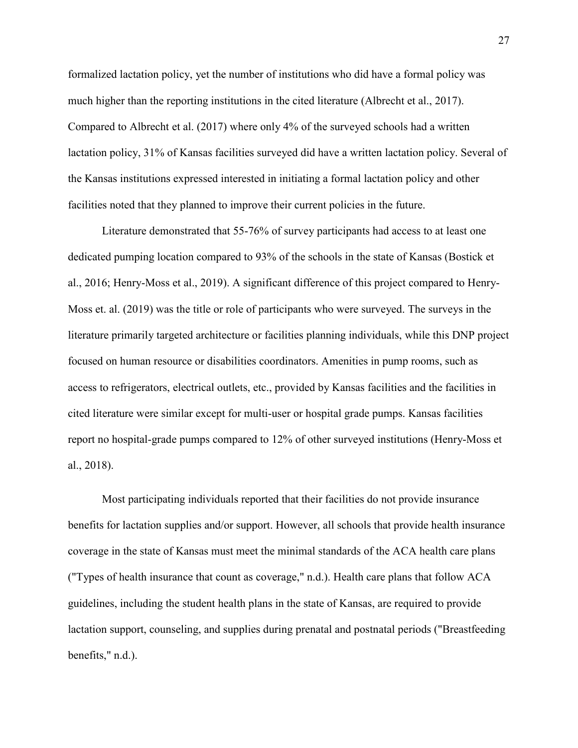formalized lactation policy, yet the number of institutions who did have a formal policy was much higher than the reporting institutions in the cited literature (Albrecht et al., 2017). Compared to Albrecht et al. (2017) where only 4% of the surveyed schools had a written lactation policy, 31% of Kansas facilities surveyed did have a written lactation policy. Several of the Kansas institutions expressed interested in initiating a formal lactation policy and other facilities noted that they planned to improve their current policies in the future.

Literature demonstrated that 55-76% of survey participants had access to at least one dedicated pumping location compared to 93% of the schools in the state of Kansas (Bostick et al., 2016; Henry-Moss et al., 2019). A significant difference of this project compared to Henry-Moss et. al. (2019) was the title or role of participants who were surveyed. The surveys in the literature primarily targeted architecture or facilities planning individuals, while this DNP project focused on human resource or disabilities coordinators. Amenities in pump rooms, such as access to refrigerators, electrical outlets, etc., provided by Kansas facilities and the facilities in cited literature were similar except for multi-user or hospital grade pumps. Kansas facilities report no hospital-grade pumps compared to 12% of other surveyed institutions (Henry-Moss et al., 2018).

Most participating individuals reported that their facilities do not provide insurance benefits for lactation supplies and/or support. However, all schools that provide health insurance coverage in the state of Kansas must meet the minimal standards of the ACA health care plans ("Types of health insurance that count as coverage," n.d.). Health care plans that follow ACA guidelines, including the student health plans in the state of Kansas, are required to provide lactation support, counseling, and supplies during prenatal and postnatal periods ("Breastfeeding benefits," n.d.).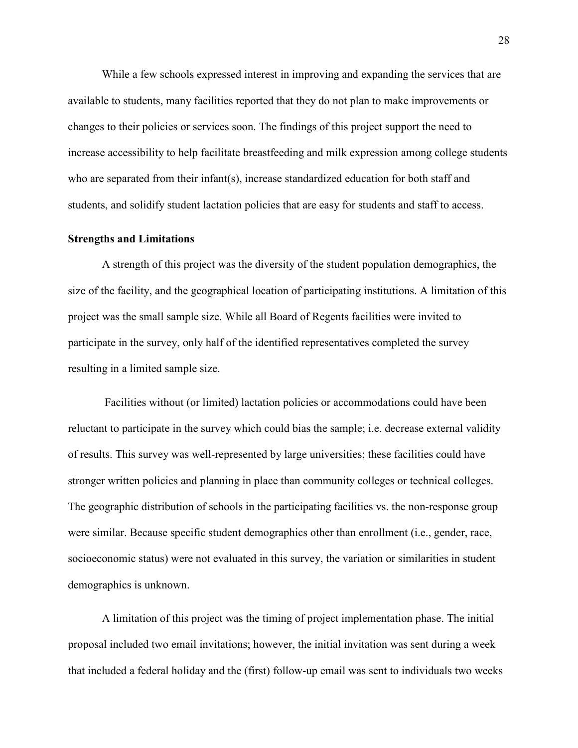While a few schools expressed interest in improving and expanding the services that are available to students, many facilities reported that they do not plan to make improvements or changes to their policies or services soon. The findings of this project support the need to increase accessibility to help facilitate breastfeeding and milk expression among college students who are separated from their infant(s), increase standardized education for both staff and students, and solidify student lactation policies that are easy for students and staff to access.

**Strengths and Limitations**

A strength of this project was the diversity of the student population demographics, the size of the facility, and the geographical location of participating institutions. A limitation of this project was the small sample size. While all Board of Regents facilities were invited to participate in the survey, only half of the identified representatives completed the survey resulting in a limited sample size.

Facilities without (or limited) lactation policies or accommodations could have been reluctant to participate in the survey which could bias the sample; i.e. decrease external validity of results. This survey was well-represented by large universities; these facilities could have stronger written policies and planning in place than community colleges or technical colleges. The geographic distribution of schools in the participating facilities vs. the non-response group were similar. Because specific student demographics other than enrollment (i.e., gender, race, socioeconomic status) were not evaluated in this survey, the variation or similarities in student demographics is unknown.

A limitation of this project was the timing of project implementation phase. The initial proposal included two email invitations; however, the initial invitation was sent during a week that included a federal holiday and the (first) follow-up email was sent to individuals two weeks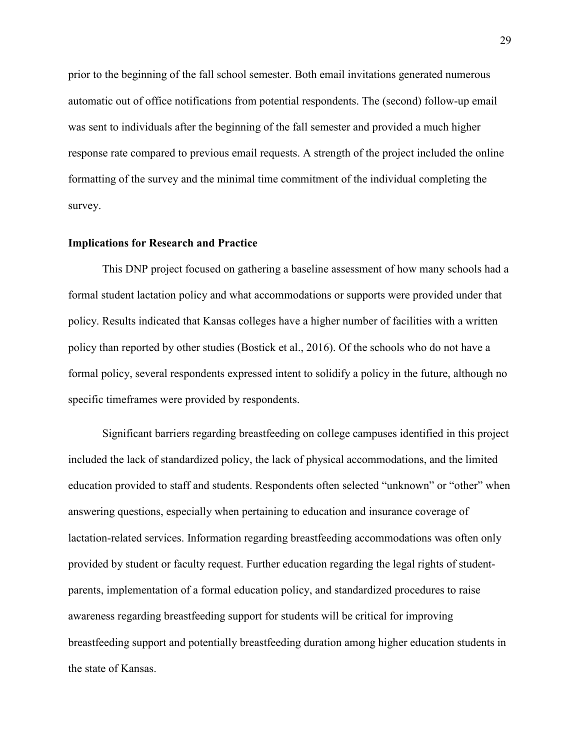prior to the beginning of the fall school semester. Both email invitations generated numerous automatic out of office notifications from potential respondents. The (second) follow-up email was sent to individuals after the beginning of the fall semester and provided a much higher response rate compared to previous email requests. A strength of the project included the online formatting of the survey and the minimal time commitment of the individual completing the survey.

### Implications for Research and Practice

This DNP project focused on gathering a baseline assessment of how many schools had a formal student lactation policy and what accommodations or supports were provided under that policy. Results indicated that Kansas colleges have a higher number of facilities with a written policy than reported by other studies (Bostick et al., 2016). Of the schools who do not have a formal policy, several respondents expressed intent to solidify a policy in the future, although no specific timeframes were provided by respondents.

Significant barriers regarding breastfeeding on college campuses identified in this project included the lack of standardized policy, the lack of physical accommodations, and the limited education provided to staff and students. Respondents often selected "unknown" or "other" when answering questions, especially when pertaining to education and insurance coverage of lactation-related services. Information regarding breastfeeding accommodations was often only provided by student or faculty request. Further education regarding the legal rights of student-parents, implementation of a formal education policy, and standardized procedures to raise awareness regarding breastfeeding support for students will be critical for improving breastfeeding support and potentially breastfeeding duration among higher education students in the state of Kansas.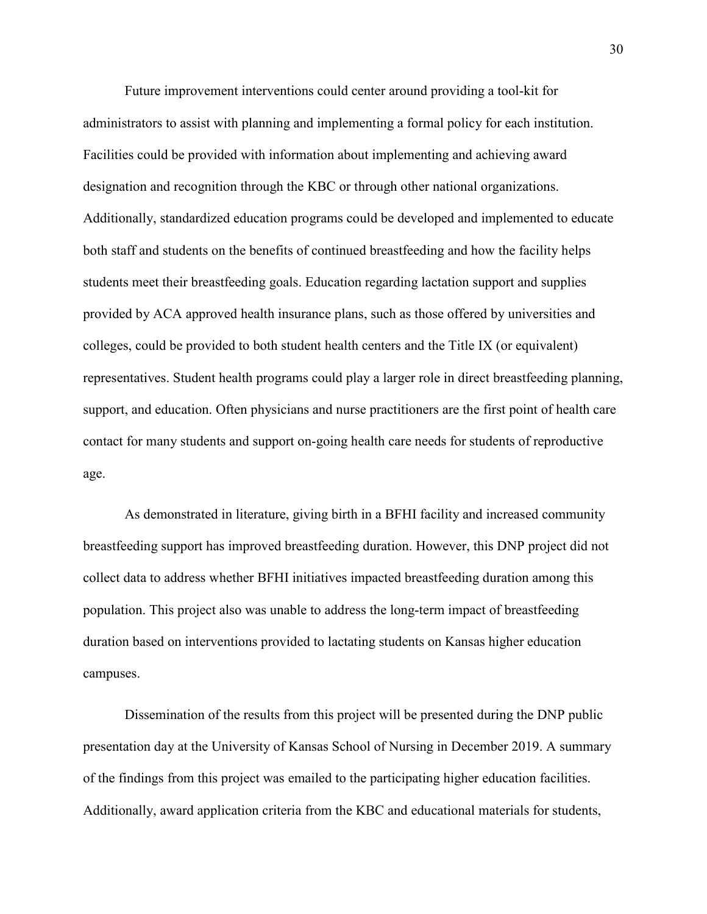Future improvement interventions could center around providing a tool-kit for administrators to assist with planning and implementing a formal policy for each institution. Facilities could be provided with information about implementing and achieving award designation and recognition through the KBC or through other national organizations. Additionally, standardized education programs could be developed and implemented to educate both staff and students on the benefits of continued breastfeeding and how the facility helps students meet their breastfeeding goals. Education regarding lactation support and supplies provided by ACA approved health insurance plans, such as those offered by universities and colleges, could be provided to both student health centers and the Title IX (or equivalent) representatives. Student health programs could play a larger role in direct breastfeeding planning, support, and education. Often physicians and nurse practitioners are the first point of health care contact for many students and support on-going health care needs for students of reproductive age.

As demonstrated in literature, giving birth in a BFHI facility and increased community breastfeeding support has improved breastfeeding duration. However, this DNP project did not collect data to address whether BFHI initiatives impacted breastfeeding duration among this population. This project also was unable to address the long-term impact of breastfeeding duration based on interventions provided to lactating students on Kansas higher education campuses.

Dissemination of the results from this project will be presented during the DNP public presentation day at the University of Kansas School of Nursing in December 2019. A summary of the findings from this project was emailed to the participating higher education facilities. Additionally, award application criteria from the KBC and educational materials for students,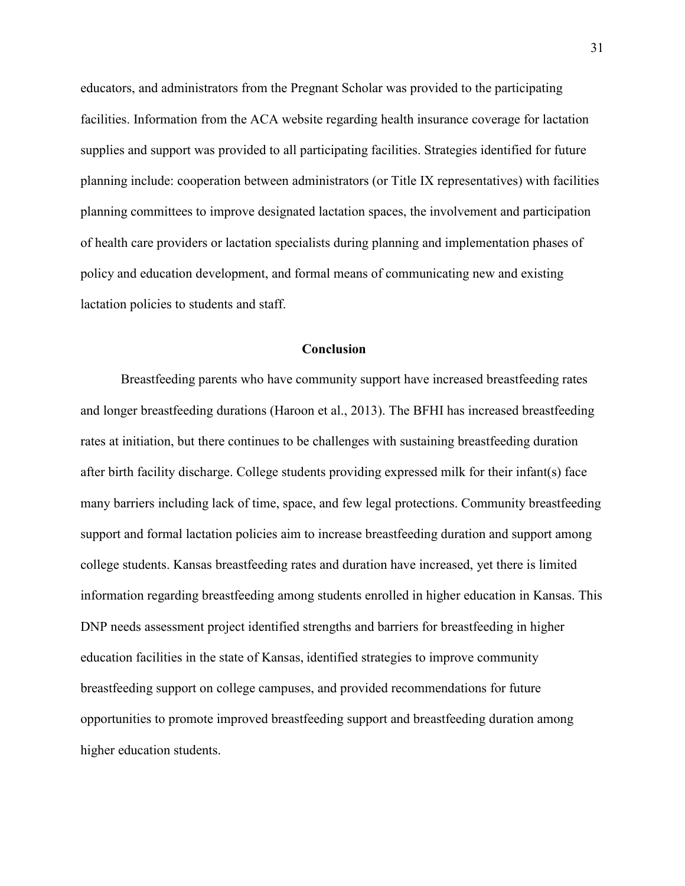educators, and administrators from the Pregnant Scholar was provided to the participating facilities. Information from the ACA website regarding health insurance coverage for lactation supplies and support was provided to all participating facilities. Strategies identified for future planning include: cooperation between administrators (or Title IX representatives) with facilities planning committees to improve designated lactation spaces, the involvement and participation of health care providers or lactation specialists during planning and implementation phases of policy and education development, and formal means of communicating new and existing lactation policies to students and staff.

## Conclusion

Breastfeeding parents who have community support have increased breastfeeding rates and longer breastfeeding durations (Haroon et al., 2013). The BFHI has increased breastfeeding rates at initiation, but there continues to be challenges with sustaining breastfeeding duration after birth facility discharge. College students providing expressed milk for their infant(s) face many barriers including lack of time, space, and few legal protections. Community breastfeeding support and formal lactation policies aim to increase breastfeeding duration and support among college students. Kansas breastfeeding rates and duration have increased, yet there is limited information regarding breastfeeding among students enrolled in higher education in Kansas. This DNP needs assessment project identified strengths and barriers for breastfeeding in higher education facilities in the state of Kansas, identified strategies to improve community breastfeeding support on college campuses, and provided recommendations for future opportunities to promote improved breastfeeding support and breastfeeding duration among higher education students.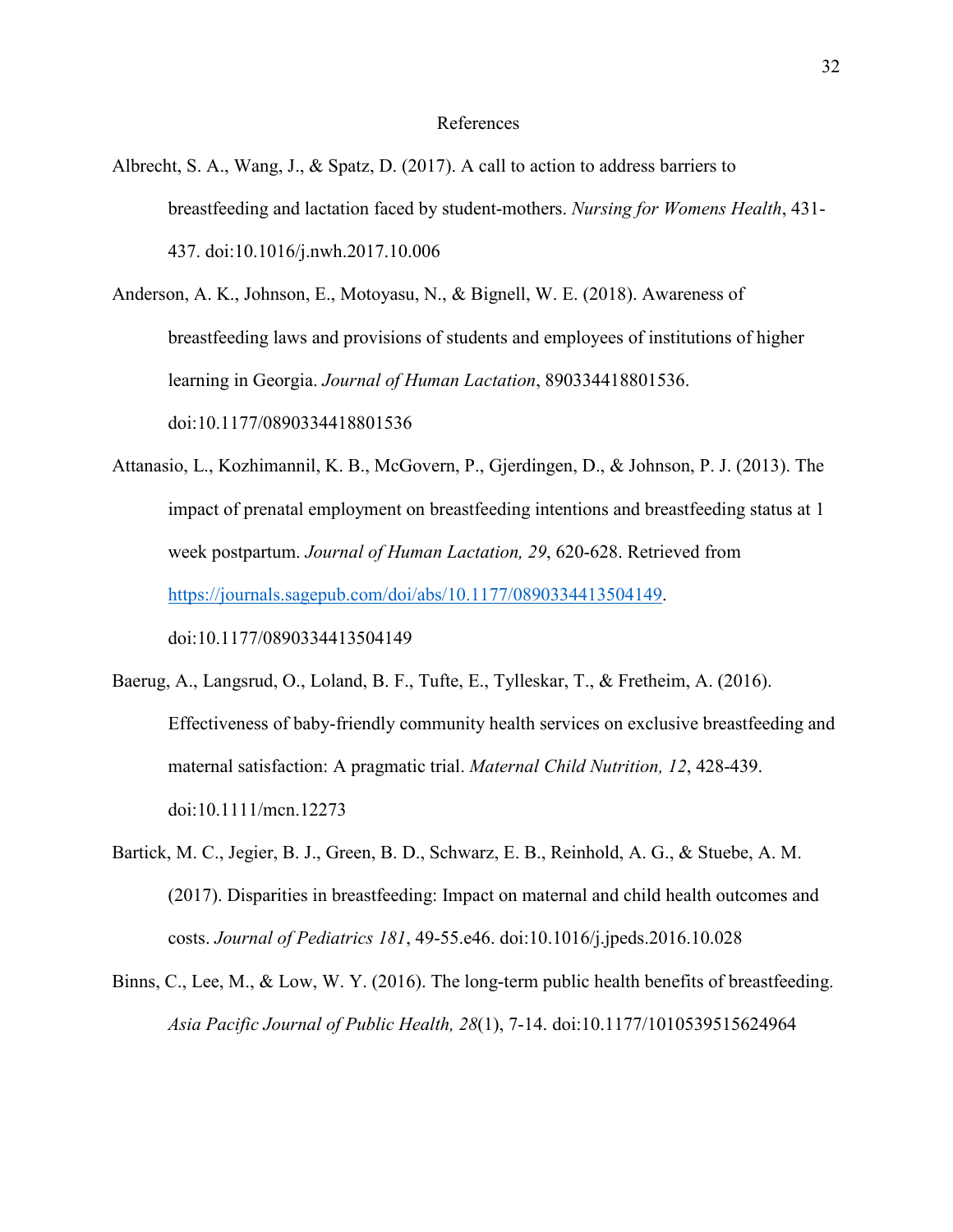# References

Albrecht, S. A., Wang, J., & Spatz, D. (2017). A call to action to address barriers to breastfeeding and lactation faced by student-mothers. *Nursing for Womens Health*, 431-437. doi:10.1016/j.nwh.2017.10.006

Anderson, A. K., Johnson, E., Motoyasu, N., & Bignell, W. E. (2018). Awareness of breastfeeding laws and provisions of students and employees of institutions of higher learning in Georgia. *Journal of Human Lactation*, 890334418801536. doi:10.1177/0890334418801536

Attanasio, L., Kozhimannil, K. B., McGovern, P., Gjerdingen, D., & Johnson, P. J. (2013). The impact of prenatal employment on breastfeeding intentions and breastfeeding status at 1 week postpartum. *Journal of Human Lactation, 29*, 620-628. Retrieved from https://journals.sagepub.com/doi/abs/10.1177/0890334413504149. doi:10.1177/0890334413504149

Baerug, A., Langsrud, O., Loland, B. F., Tufte, E., Tylleskar, T., & Fretheim, A. (2016). Effectiveness of baby-friendly community health services on exclusive breastfeeding and maternal satisfaction: A pragmatic trial. *Maternal Child Nutrition, 12*, 428-439. doi:10.1111/mcn.12273

Bartick, M. C., Jegier, B. J., Green, B. D., Schwarz, E. B., Reinhold, A. G., & Stuebe, A. M. (2017). Disparities in breastfeeding: Impact on maternal and child health outcomes and costs. *Journal of Pediatrics 181*, 49-55.e46. doi:10.1016/j.jpeds.2016.10.028

Binns, C., Lee, M., & Low, W. Y. (2016). The long-term public health benefits of breastfeeding. *Asia Pacific Journal of Public Health, 28*(1), 7-14. doi:10.1177/1010539515624964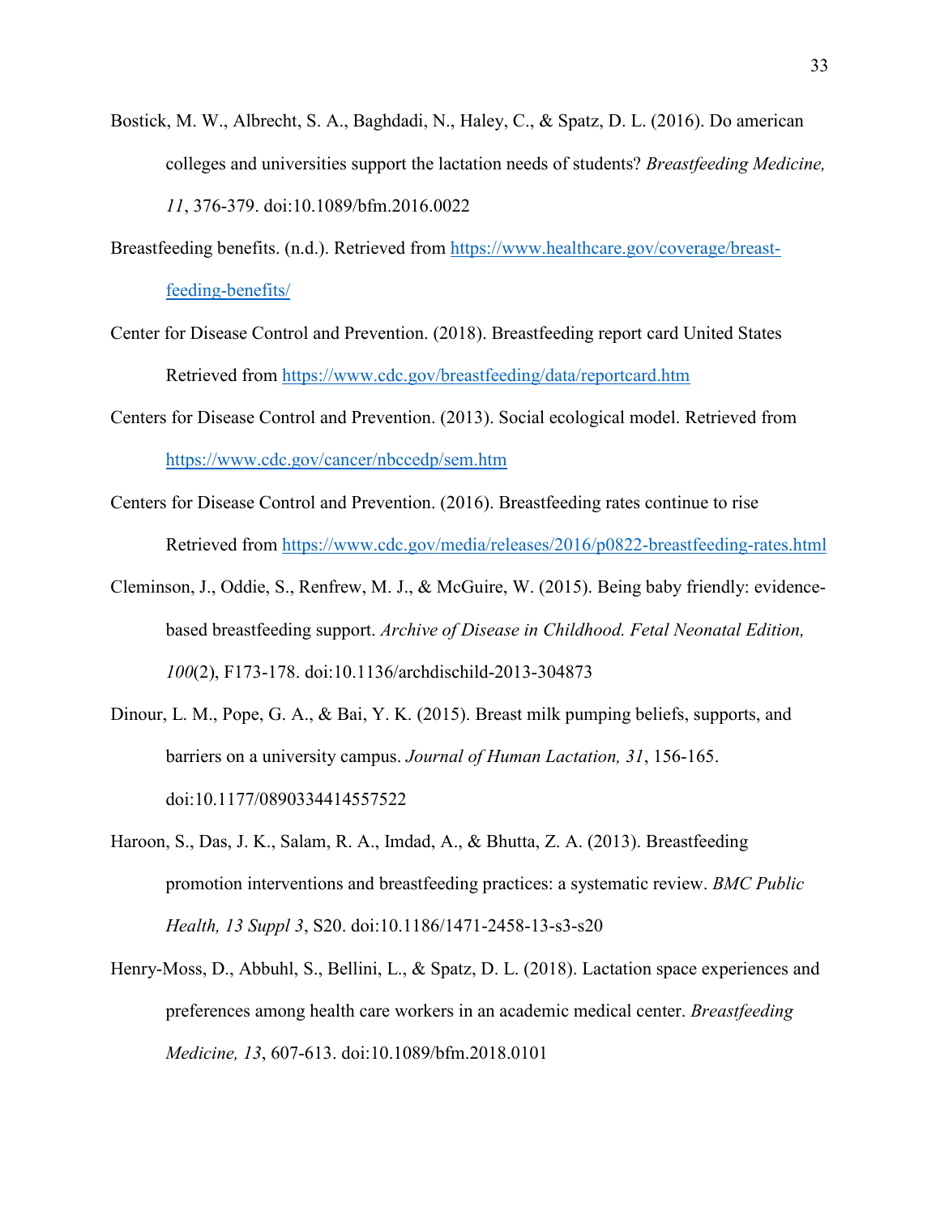Bostick, M. W., Albrecht, S. A., Baghdadi, N., Haley, C., & Spatz, D. L. (2016). Do american colleges and universities support the lactation needs of students? *Breastfeeding Medicine, 11*, 376-379. doi:10.1089/bfm.2016.0022

Breastfeeding benefits. (n.d.). Retrieved from [https://www.healthcare.gov/coverage/breast-feeding-benefits/](https://www.healthcare.gov/coverage/breast-feeding-benefits/)

Center for Disease Control and Prevention. (2018). Breastfeeding report card United States Retrieved from [https://www.cdc.gov/breastfeeding/data/reportcard.htm](https://www.cdc.gov/breastfeeding/data/reportcard.htm)

Centers for Disease Control and Prevention. (2013). Social ecological model. Retrieved from [https://www.cdc.gov/cancer/nbccedp/sem.htm](https://www.cdc.gov/cancer/nbccedp/sem.htm)

Centers for Disease Control and Prevention. (2016). Breastfeeding rates continue to rise Retrieved from [https://www.cdc.gov/media/releases/2016/p0822-breastfeeding-rates.html](https://www.cdc.gov/media/releases/2016/p0822-breastfeeding-rates.html)

Cleminson, J., Oddie, S., Renfrew, M. J., & McGuire, W. (2015). Being baby friendly: evidence-based breastfeeding support. *Archive of Disease in Childhood. Fetal Neonatal Edition, 100*(2), F173-178. doi:10.1136/archdischild-2013-304873

Dinour, L. M., Pope, G. A., & Bai, Y. K. (2015). Breast milk pumping beliefs, supports, and barriers on a university campus. *Journal of Human Lactation, 31*, 156-165. doi:10.1177/0890334414557522

Haroon, S., Das, J. K., Salam, R. A., Imdad, A., & Bhutta, Z. A. (2013). Breastfeeding promotion interventions and breastfeeding practices: a systematic review. *BMC Public Health, 13 Suppl 3*, S20. doi:10.1186/1471-2458-13-s3-s20

Henry-Moss, D., Abbuhl, S., Bellini, L., & Spatz, D. L. (2018). Lactation space experiences and preferences among health care workers in an academic medical center. *Breastfeeding Medicine, 13*, 607-613. doi:10.1089/bfm.2018.0101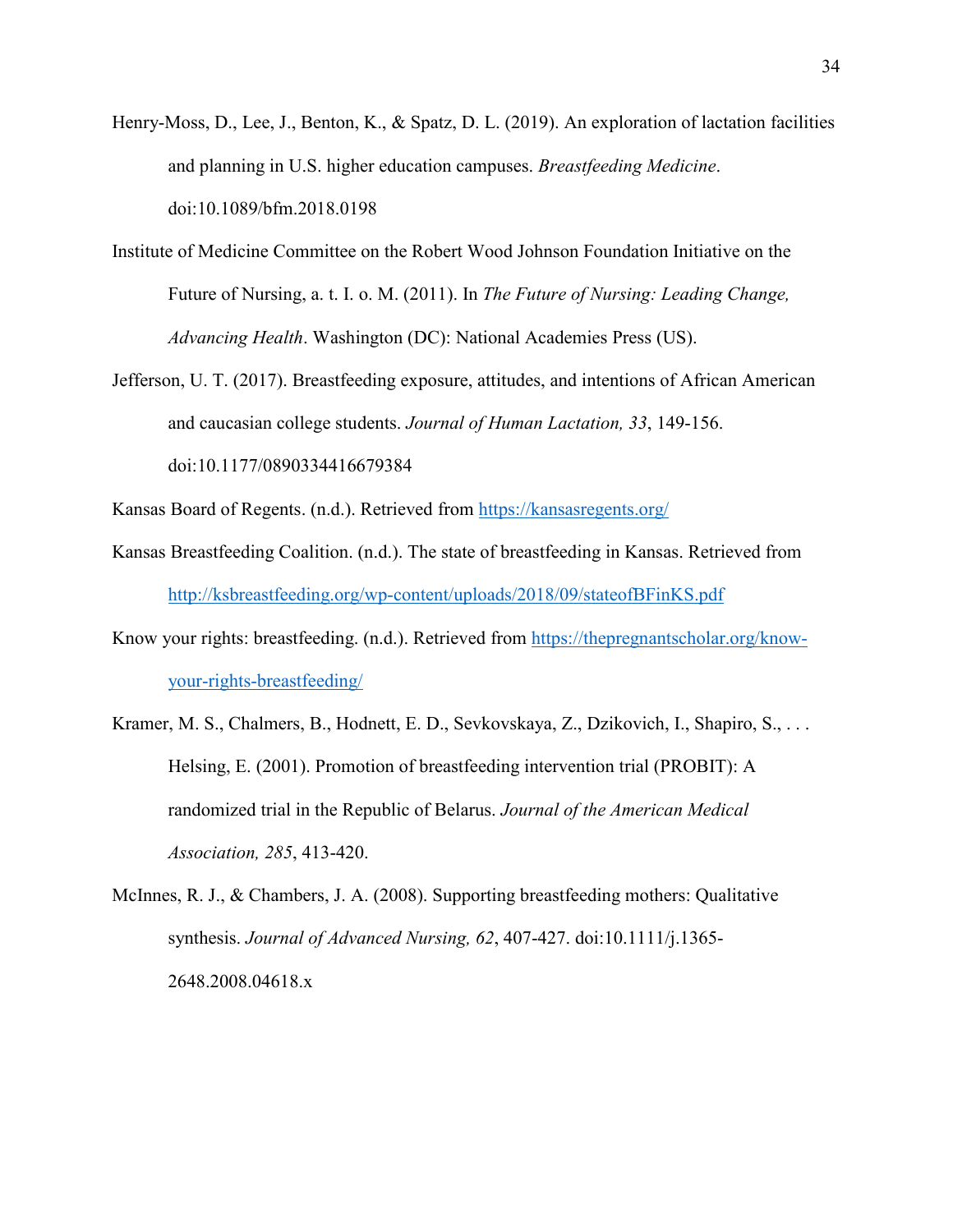Henry-Moss, D., Lee, J., Benton, K., & Spatz, D. L. (2019). An exploration of lactation facilities and planning in U.S. higher education campuses. *Breastfeeding Medicine*. doi:10.1089/bfm.2018.0198

Institute of Medicine Committee on the Robert Wood Johnson Foundation Initiative on the Future of Nursing, a. t. I. o. M. (2011). In *The Future of Nursing: Leading Change, Advancing Health*. Washington (DC): National Academies Press (US).

Jefferson, U. T. (2017). Breastfeeding exposure, attitudes, and intentions of African American and caucasian college students. *Journal of Human Lactation, 33*, 149-156. doi:10.1177/0890334416679384

Kansas Board of Regents. (n.d.). Retrieved from https://kansasregents.org/

Kansas Breastfeeding Coalition. (n.d.). The state of breastfeeding in Kansas. Retrieved from http://ksbreastfeeding.org/wp-content/uploads/2018/09/stateofBFinKS.pdf

Know your rights: breastfeeding. (n.d.). Retrieved from https://thepregnantscholar.org/know-your-rights-breastfeeding/

Kramer, M. S., Chalmers, B., Hodnett, E. D., Sevkovskaya, Z., Dzikovich, I., Shapiro, S., . . . Helsing, E. (2001). Promotion of breastfeeding intervention trial (PROBIT): A randomized trial in the Republic of Belarus. *Journal of the American Medical Association, 285*, 413-420.

McInnes, R. J., & Chambers, J. A. (2008). Supporting breastfeeding mothers: Qualitative synthesis. *Journal of Advanced Nursing, 62*, 407-427. doi:10.1111/j.1365-2648.2008.04618.x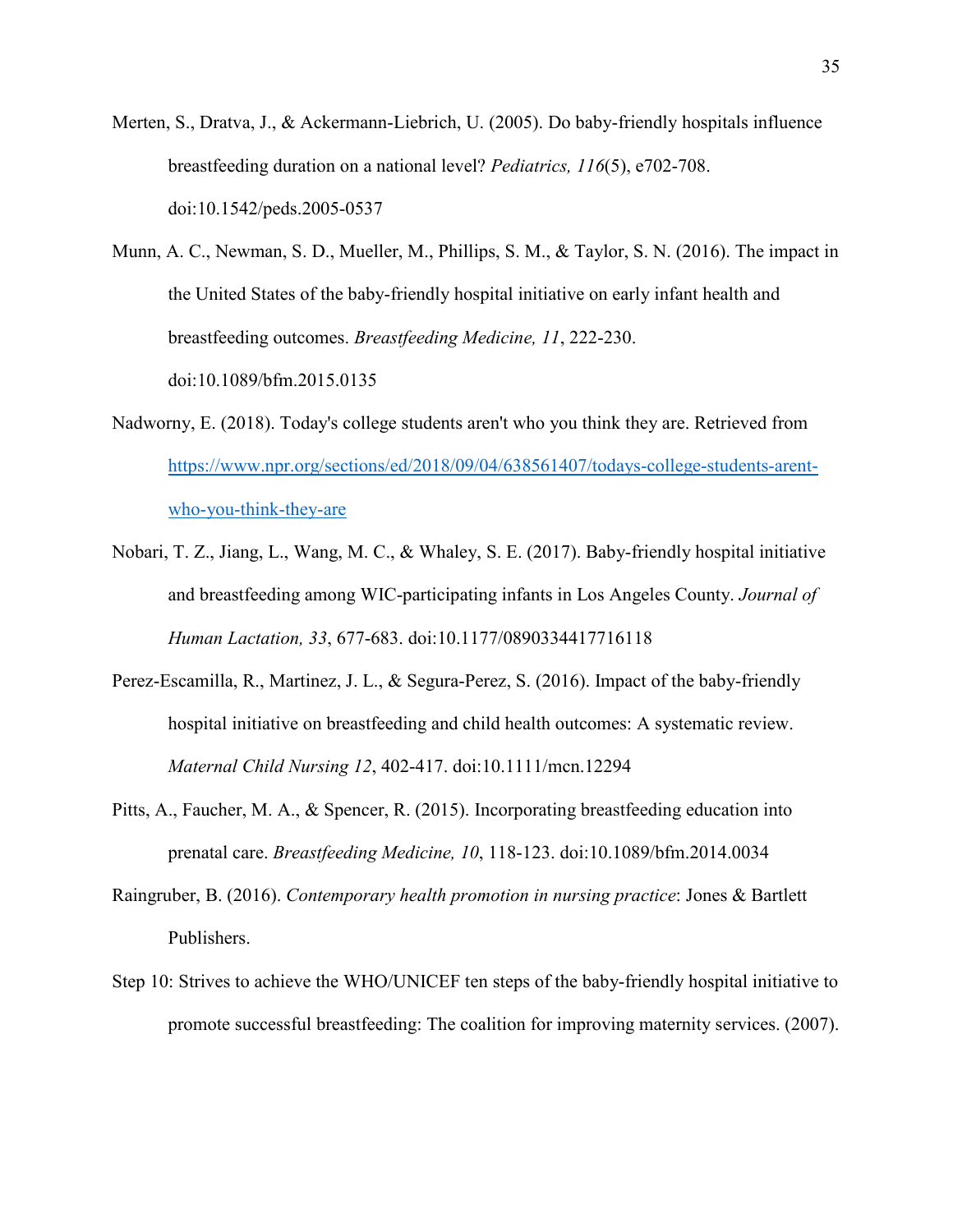Merten, S., Dratva, J., & Ackermann-Liebrich, U. (2005). Do baby-friendly hospitals influence breastfeeding duration on a national level? *Pediatrics, 116*(5), e702-708. doi:10.1542/peds.2005-0537

Munn, A. C., Newman, S. D., Mueller, M., Phillips, S. M., & Taylor, S. N. (2016). The impact in the United States of the baby-friendly hospital initiative on early infant health and breastfeeding outcomes. *Breastfeeding Medicine, 11*, 222-230. doi:10.1089/bfm.2015.0135

Nadworny, E. (2018). Today's college students aren't who you think they are. Retrieved from [https://www.npr.org/sections/ed/2018/09/04/638561407/todays-college-students-arent-who-you-think-they-are](https://www.npr.org/sections/ed/2018/09/04/638561407/todays-college-students-arent-who-you-think-they-are)

Nobari, T. Z., Jiang, L., Wang, M. C., & Whaley, S. E. (2017). Baby-friendly hospital initiative and breastfeeding among WIC-participating infants in Los Angeles County. *Journal of Human Lactation, 33*, 677-683. doi:10.1177/0890334417716118

Perez-Escamilla, R., Martinez, J. L., & Segura-Perez, S. (2016). Impact of the baby-friendly hospital initiative on breastfeeding and child health outcomes: A systematic review. *Maternal Child Nursing 12*, 402-417. doi:10.1111/mcn.12294

Pitts, A., Faucher, M. A., & Spencer, R. (2015). Incorporating breastfeeding education into prenatal care. *Breastfeeding Medicine, 10*, 118-123. doi:10.1089/bfm.2014.0034

Raingruber, B. (2016). *Contemporary health promotion in nursing practice*: Jones & Bartlett Publishers.

Step 10: Strives to achieve the WHO/UNICEF ten steps of the baby-friendly hospital initiative to promote successful breastfeeding: The coalition for improving maternity services. (2007).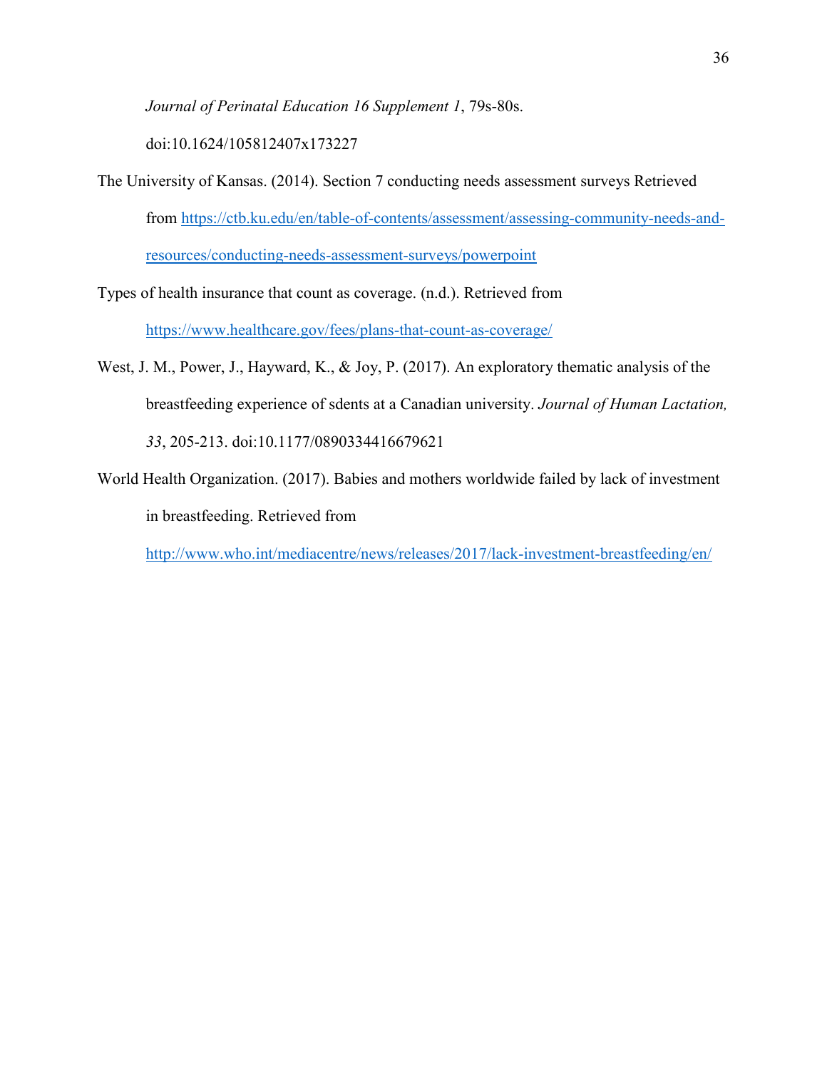*Journal of Perinatal Education 16 Supplement 1*, 79s-80s. doi:10.1624/105812407x173227

The University of Kansas. (2014). Section 7 conducting needs assessment surveys Retrieved from https://ctb.ku.edu/en/table-of-contents/assessment/assessing-community-needs-and-resources/conducting-needs-assessment-surveys/powerpoint

Types of health insurance that count as coverage. (n.d.). Retrieved from https://www.healthcare.gov/fees/plans-that-count-as-coverage/

West, J. M., Power, J., Hayward, K., & Joy, P. (2017). An exploratory thematic analysis of the breastfeeding experience of sdents at a Canadian university. *Journal of Human Lactation, 33*, 205-213. doi:10.1177/0890334416679621

World Health Organization. (2017). Babies and mothers worldwide failed by lack of investment in breastfeeding. Retrieved from http://www.who.int/mediacentre/news/releases/2017/lack-investment-breastfeeding/en/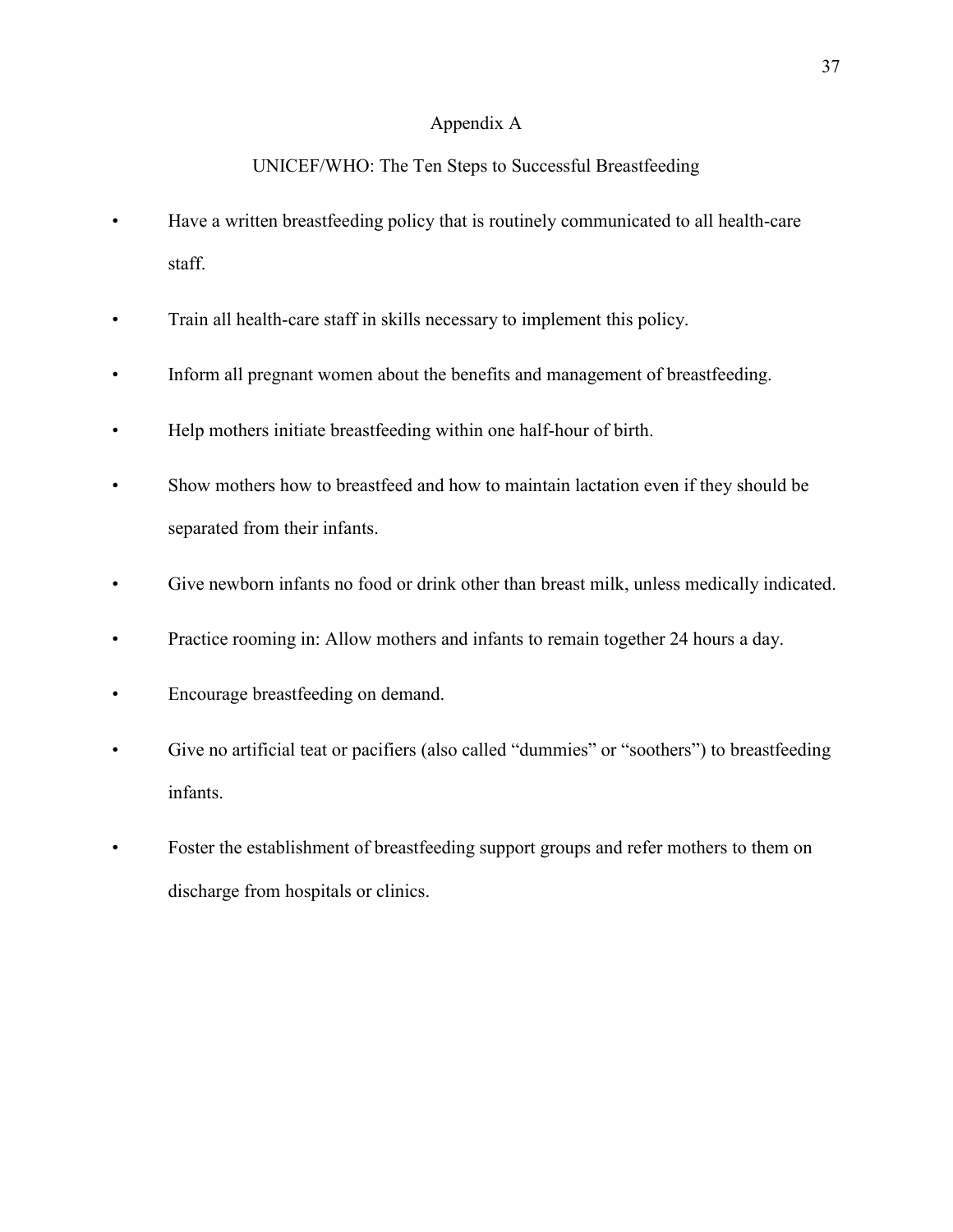# Appendix A

## UNICEF/WHO: The Ten Steps to Successful Breastfeeding

- Have a written breastfeeding policy that is routinely communicated to all health-care staff.
- Train all health-care staff in skills necessary to implement this policy.
- Inform all pregnant women about the benefits and management of breastfeeding.
- Help mothers initiate breastfeeding within one half-hour of birth.
- Show mothers how to breastfeed and how to maintain lactation even if they should be separated from their infants.
- Give newborn infants no food or drink other than breast milk, unless medically indicated.
- Practice rooming in: Allow mothers and infants to remain together 24 hours a day.
- Encourage breastfeeding on demand.
- Give no artificial teat or pacifiers (also called "dummies" or "soothers") to breastfeeding infants.
- Foster the establishment of breastfeeding support groups and refer mothers to them on discharge from hospitals or clinics.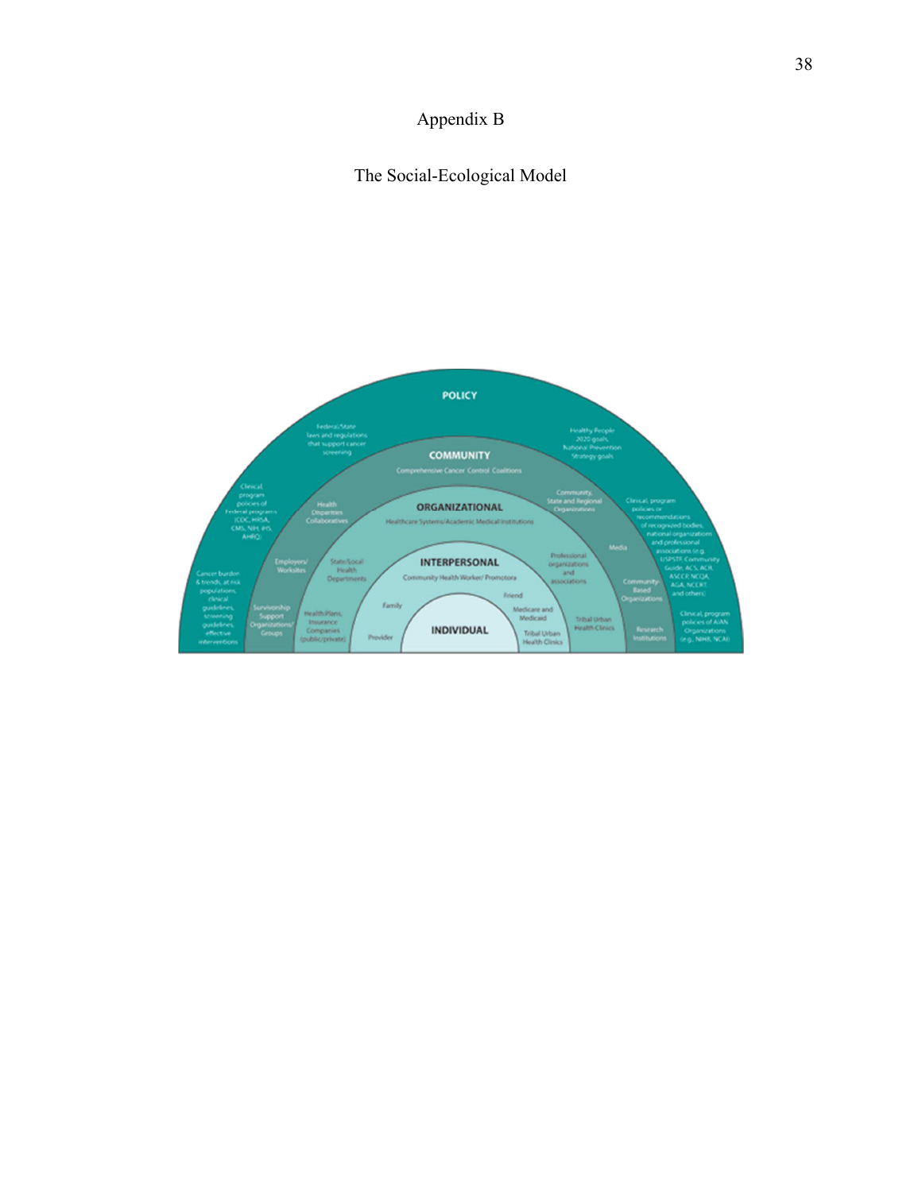# Appendix B

## The Social-Ecological Model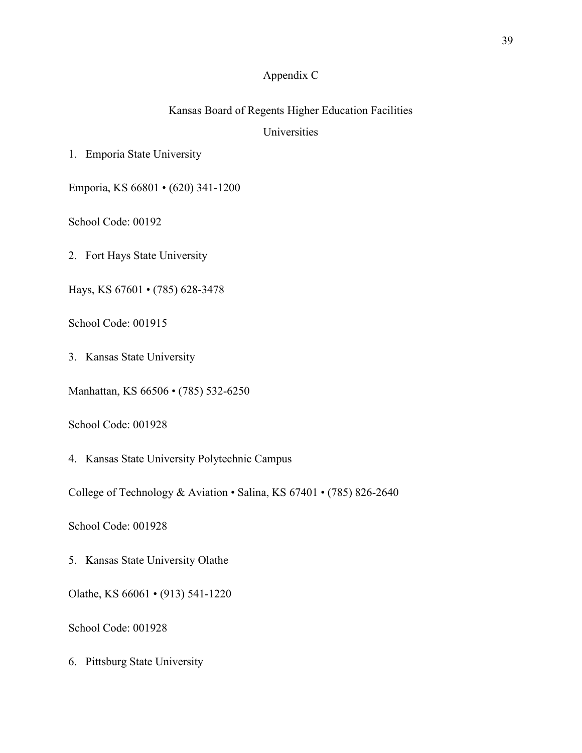# Appendix C

## Kansas Board of Regents Higher Education Facilities

### Universities

1. Emporia State University

Emporia, KS 66801 • (620) 341-1200

School Code: 00192

2. Fort Hays State University

Hays, KS 67601 • (785) 628-3478

School Code: 001915

3. Kansas State University

Manhattan, KS 66506 • (785) 532-6250

School Code: 001928

4. Kansas State University Polytechnic Campus

College of Technology & Aviation • Salina, KS 67401 • (785) 826-2640

School Code: 001928

5. Kansas State University Olathe

Olathe, KS 66061 • (913) 541-1220

School Code: 001928

6. Pittsburg State University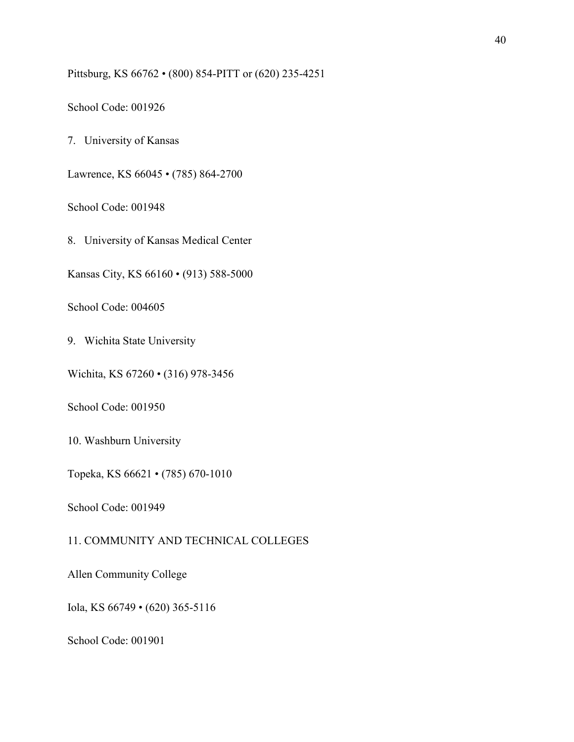Pittsburg, KS 66762 • (800) 854-PITT or (620) 235-4251

School Code: 001926

7. University of Kansas

Lawrence, KS 66045 • (785) 864-2700

School Code: 001948

8. University of Kansas Medical Center

Kansas City, KS 66160 • (913) 588-5000

School Code: 004605

9. Wichita State University

Wichita, KS 67260 • (316) 978-3456

School Code: 001950

10. Washburn University

Topeka, KS 66621 • (785) 670-1010

School Code: 001949

11. COMMUNITY AND TECHNICAL COLLEGES

Allen Community College

Iola, KS 66749 • (620) 365-5116

School Code: 001901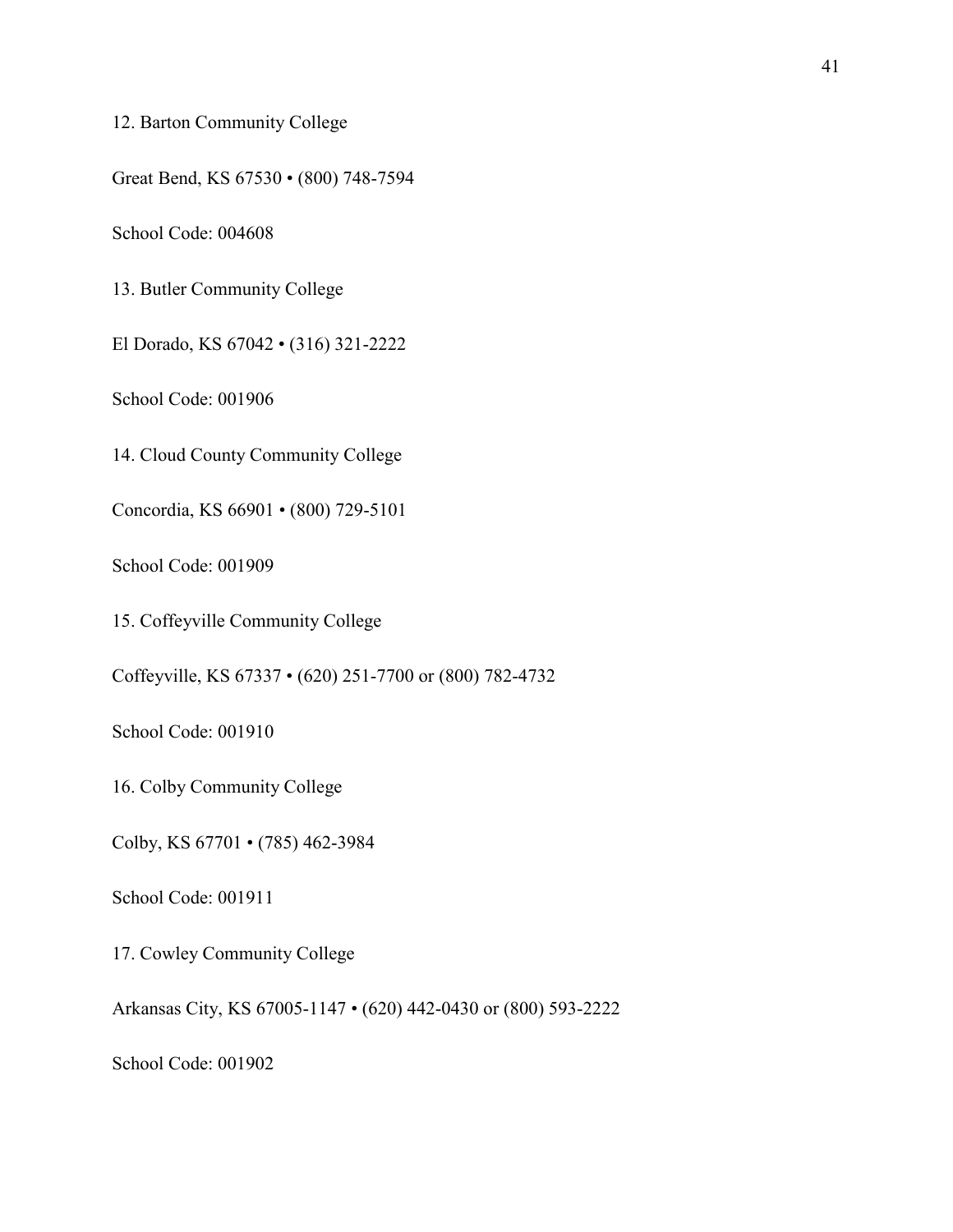12. Barton Community College

Great Bend, KS 67530 • (800) 748-7594

School Code: 004608

13. Butler Community College

El Dorado, KS 67042 • (316) 321-2222

School Code: 001906

14. Cloud County Community College

Concordia, KS 66901 • (800) 729-5101

School Code: 001909

15. Coffeyville Community College

Coffeyville, KS 67337 • (620) 251-7700 or (800) 782-4732

School Code: 001910

16. Colby Community College

Colby, KS 67701 • (785) 462-3984

School Code: 001911

17. Cowley Community College

Arkansas City, KS 67005-1147 • (620) 442-0430 or (800) 593-2222

School Code: 001902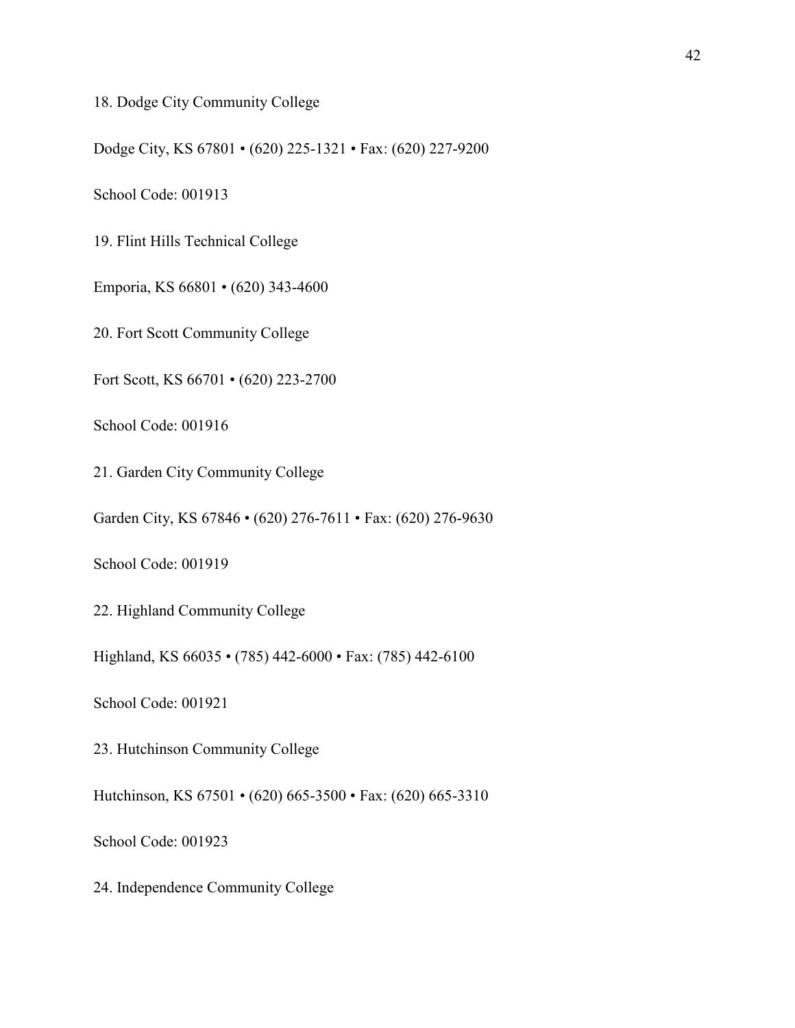18. Dodge City Community College

Dodge City, KS 67801 • (620) 225-1321 • Fax: (620) 227-9200

School Code: 001913

19. Flint Hills Technical College

Emporia, KS 66801 • (620) 343-4600

20. Fort Scott Community College

Fort Scott, KS 66701 • (620) 223-2700

School Code: 001916

21. Garden City Community College

Garden City, KS 67846 • (620) 276-7611 • Fax: (620) 276-9630

School Code: 001919

22. Highland Community College

Highland, KS 66035 • (785) 442-6000 • Fax: (785) 442-6100

School Code: 001921

23. Hutchinson Community College

Hutchinson, KS 67501 • (620) 665-3500 • Fax: (620) 665-3310

School Code: 001923

24. Independence Community College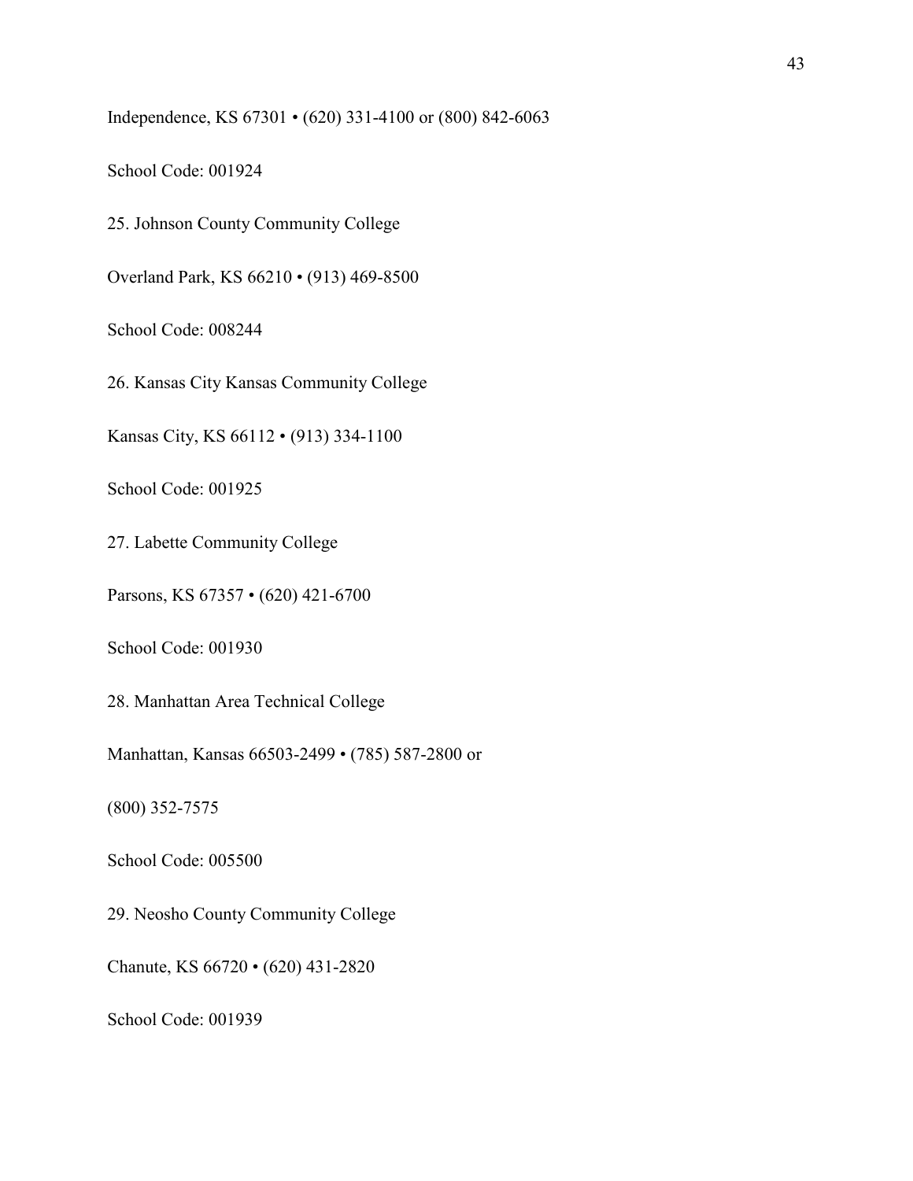Independence, KS 67301 • (620) 331-4100 or (800) 842-6063

School Code: 001924

25. Johnson County Community College

Overland Park, KS 66210 • (913) 469-8500

School Code: 008244

26. Kansas City Kansas Community College

Kansas City, KS 66112 • (913) 334-1100

School Code: 001925

27. Labette Community College

Parsons, KS 67357 • (620) 421-6700

School Code: 001930

28. Manhattan Area Technical College

Manhattan, Kansas 66503-2499 • (785) 587-2800 or

(800) 352-7575

School Code: 005500

29. Neosho County Community College

Chanute, KS 66720 • (620) 431-2820

School Code: 001939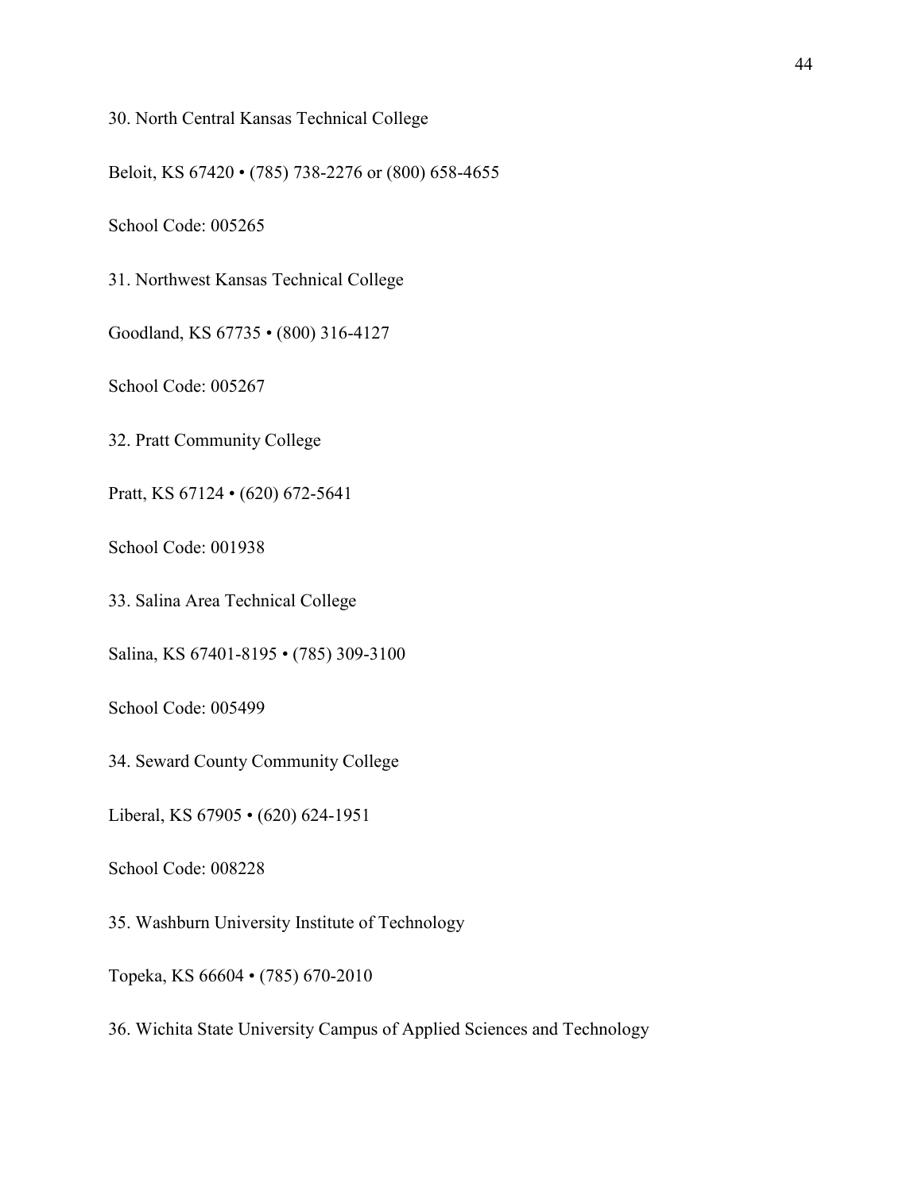30. North Central Kansas Technical College

Beloit, KS 67420 • (785) 738-2276 or (800) 658-4655

School Code: 005265

31. Northwest Kansas Technical College

Goodland, KS 67735 • (800) 316-4127

School Code: 005267

32. Pratt Community College

Pratt, KS 67124 • (620) 672-5641

School Code: 001938

33. Salina Area Technical College

Salina, KS 67401-8195 • (785) 309-3100

School Code: 005499

34. Seward County Community College

Liberal, KS 67905 • (620) 624-1951

School Code: 008228

35. Washburn University Institute of Technology

Topeka, KS 66604 • (785) 670-2010

36. Wichita State University Campus of Applied Sciences and Technology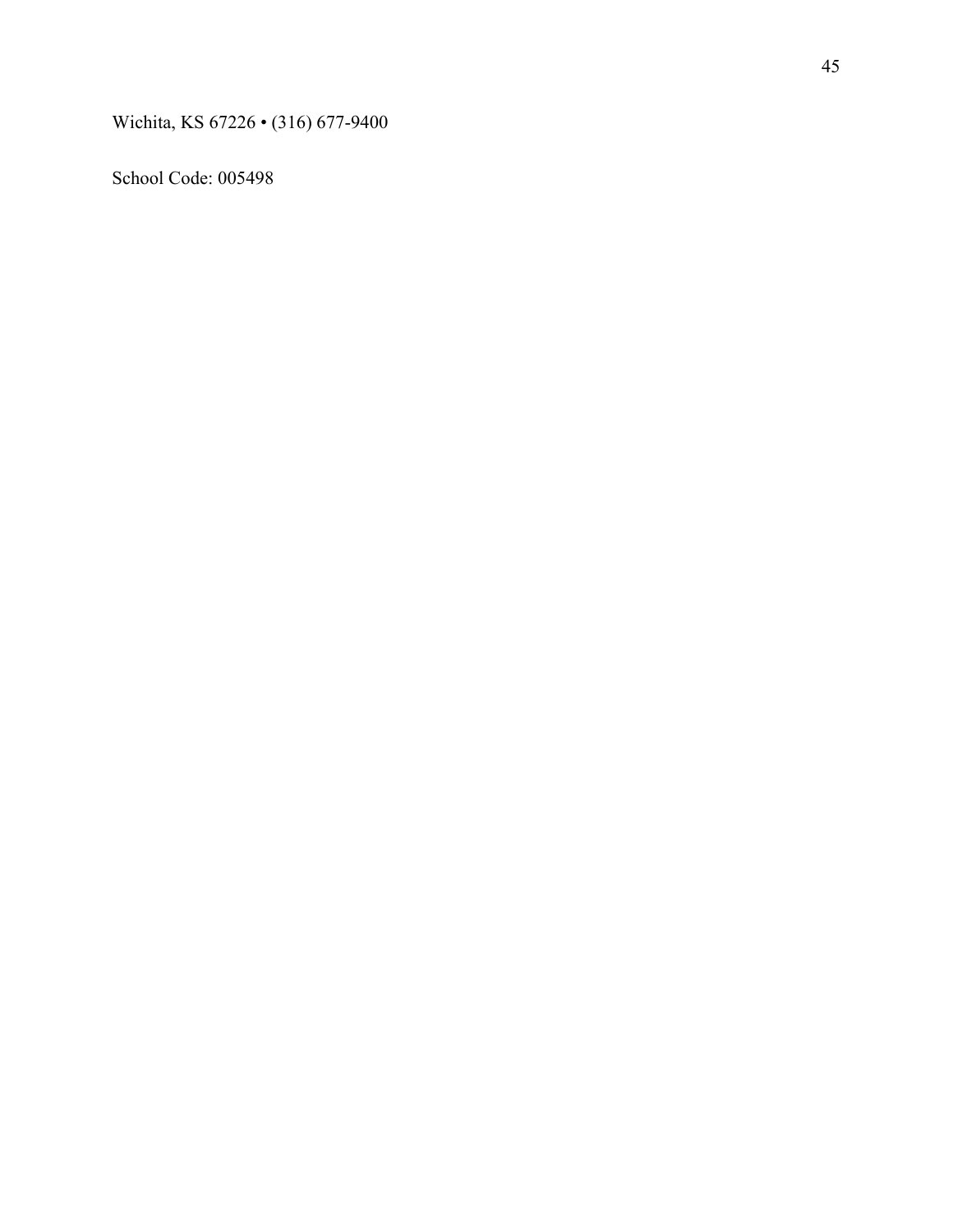Wichita, KS 67226 • (316) 677-9400

School Code: 005498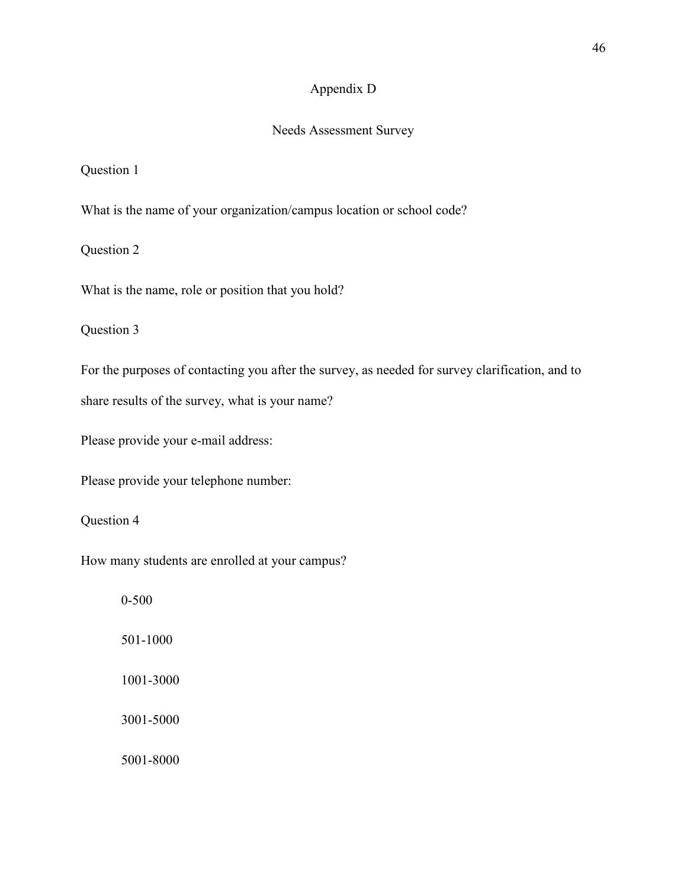# Appendix D

## Needs Assessment Survey

Question 1

What is the name of your organization/campus location or school code?

Question 2

What is the name, role or position that you hold?

Question 3

For the purposes of contacting you after the survey, as needed for survey clarification, and to share results of the survey, what is your name?

Please provide your e-mail address:

Please provide your telephone number:

Question 4

How many students are enrolled at your campus?

- 0-500
- 501-1000
- 1001-3000
- 3001-5000
- 5001-8000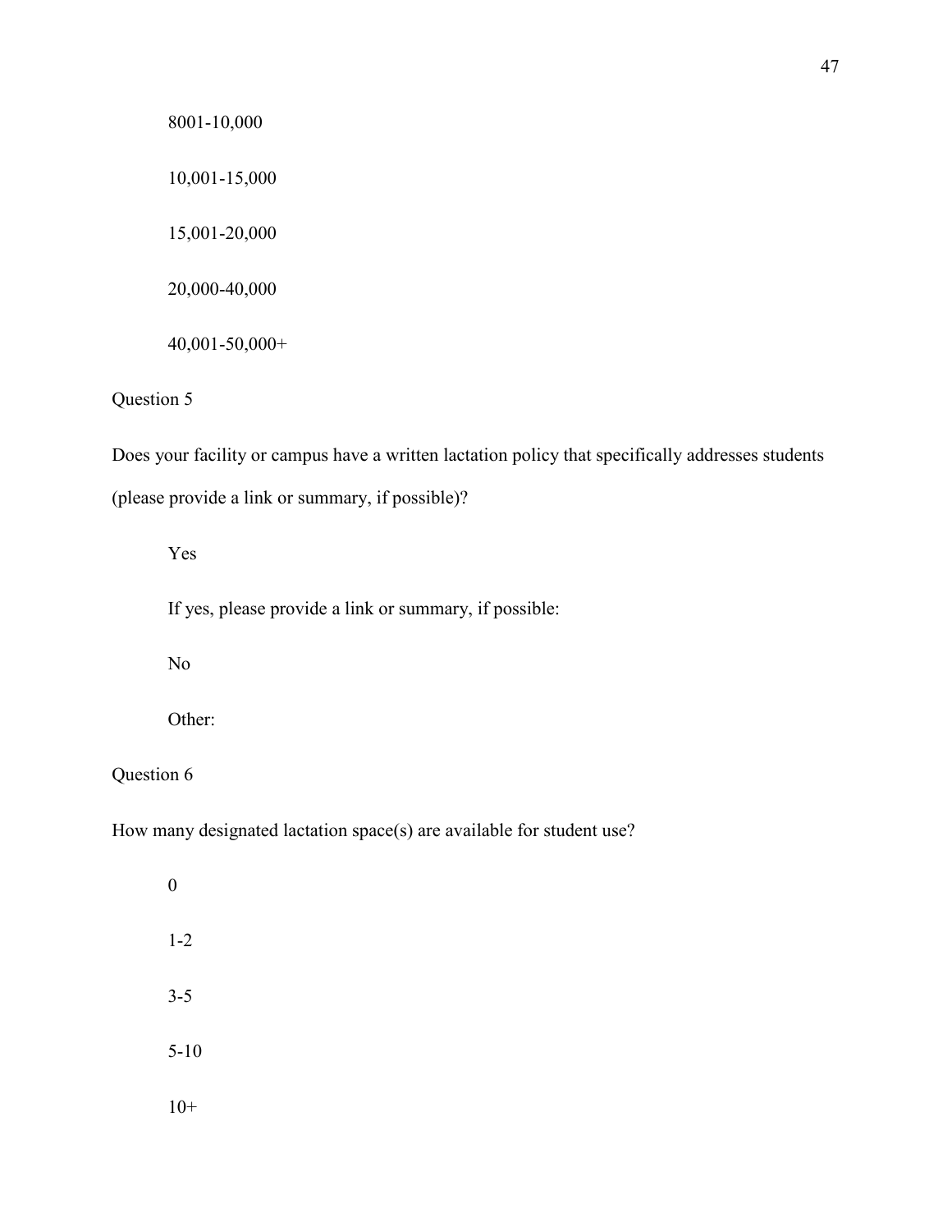8001-10,000

10,001-15,000

15,001-20,000

20,000-40,000

40,001-50,000+

Question 5

Does your facility or campus have a written lactation policy that specifically addresses students (please provide a link or summary, if possible)?

Yes

If yes, please provide a link or summary, if possible:

No

Other:

Question 6

How many designated lactation space(s) are available for student use?

0

1-2

3-5

5-10

10+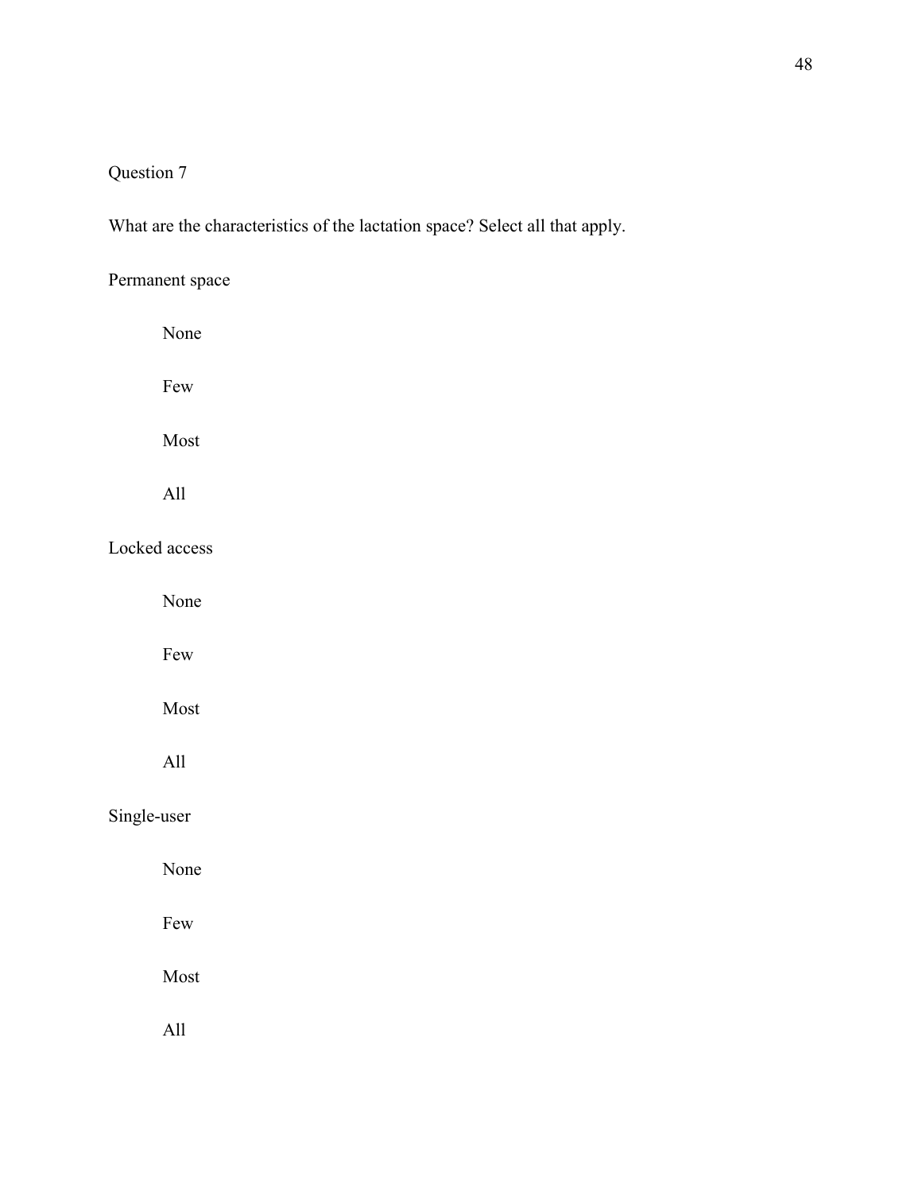Question 7

What are the characteristics of the lactation space? Select all that apply.

Permanent space

    None

    Few

    Most

    All

Locked access

    None

    Few

    Most

    All

Single-user

    None

    Few

    Most

    All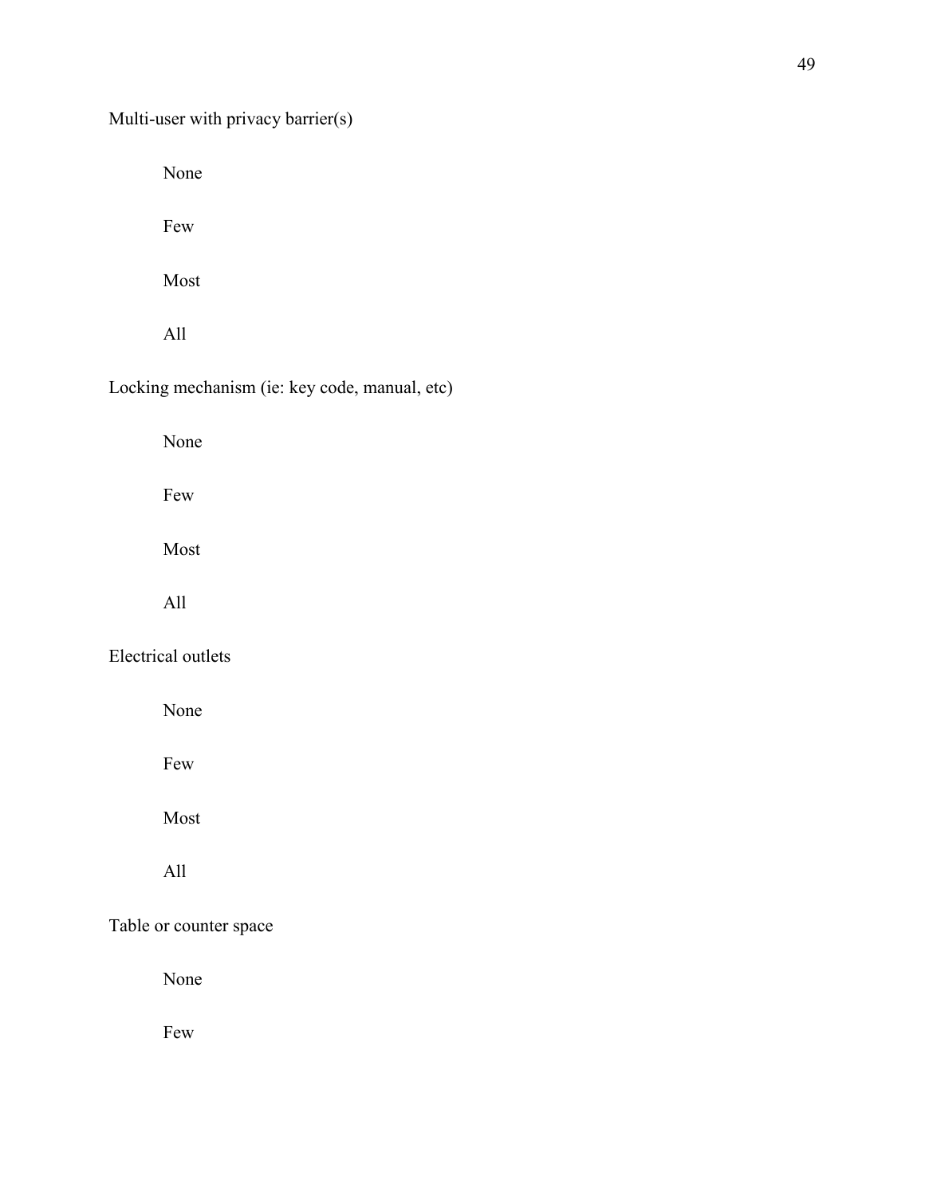Multi-user with privacy barrier(s)

None

Few

Most

All

Locking mechanism (ie: key code, manual, etc)

None

Few

Most

All

Electrical outlets

None

Few

Most

All

Table or counter space

None

Few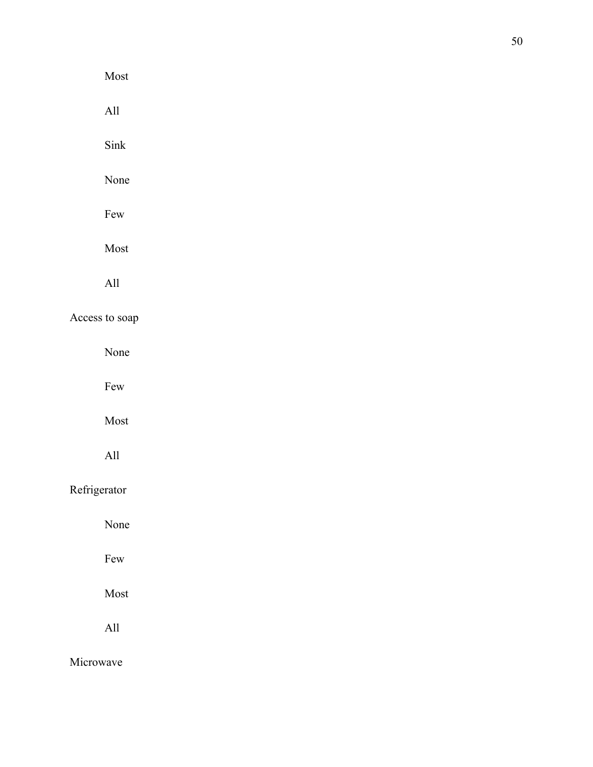Most

All

Sink

None

Few

Most

All

Access to soap

None

Few

Most

All

Refrigerator

None

Few

Most

All

Microwave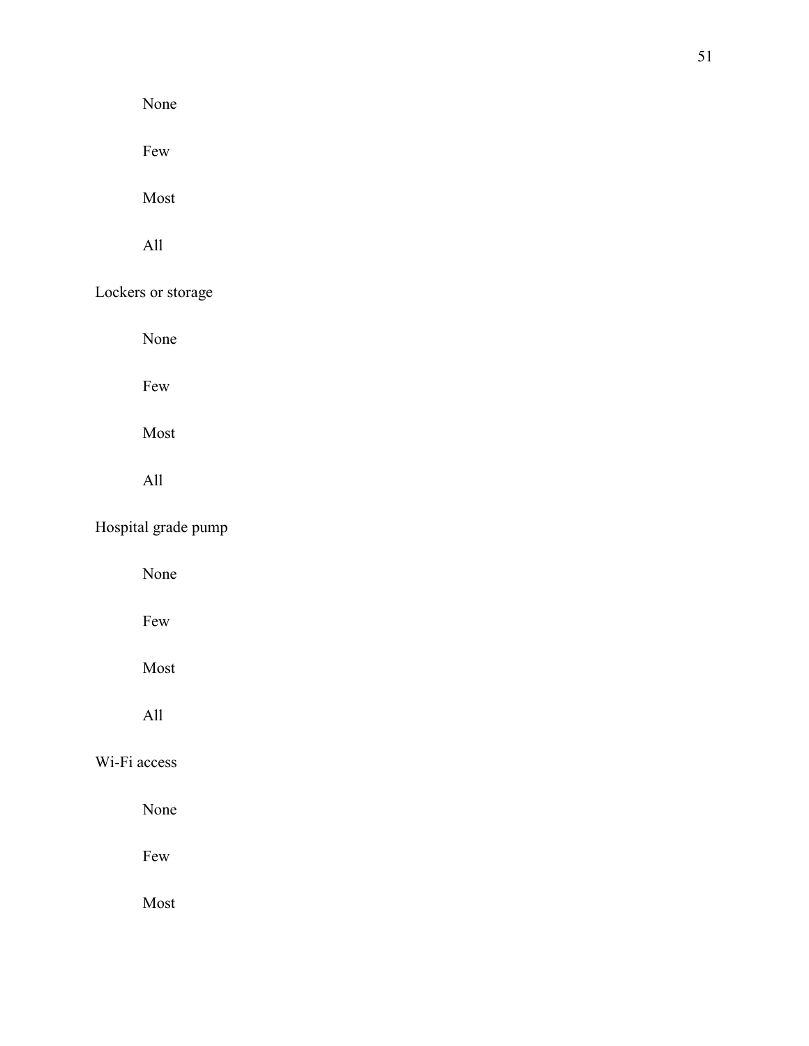None

Few

Most

All

Lockers or storage

None

Few

Most

All

Hospital grade pump

None

Few

Most

All

Wi-Fi access

None

Few

Most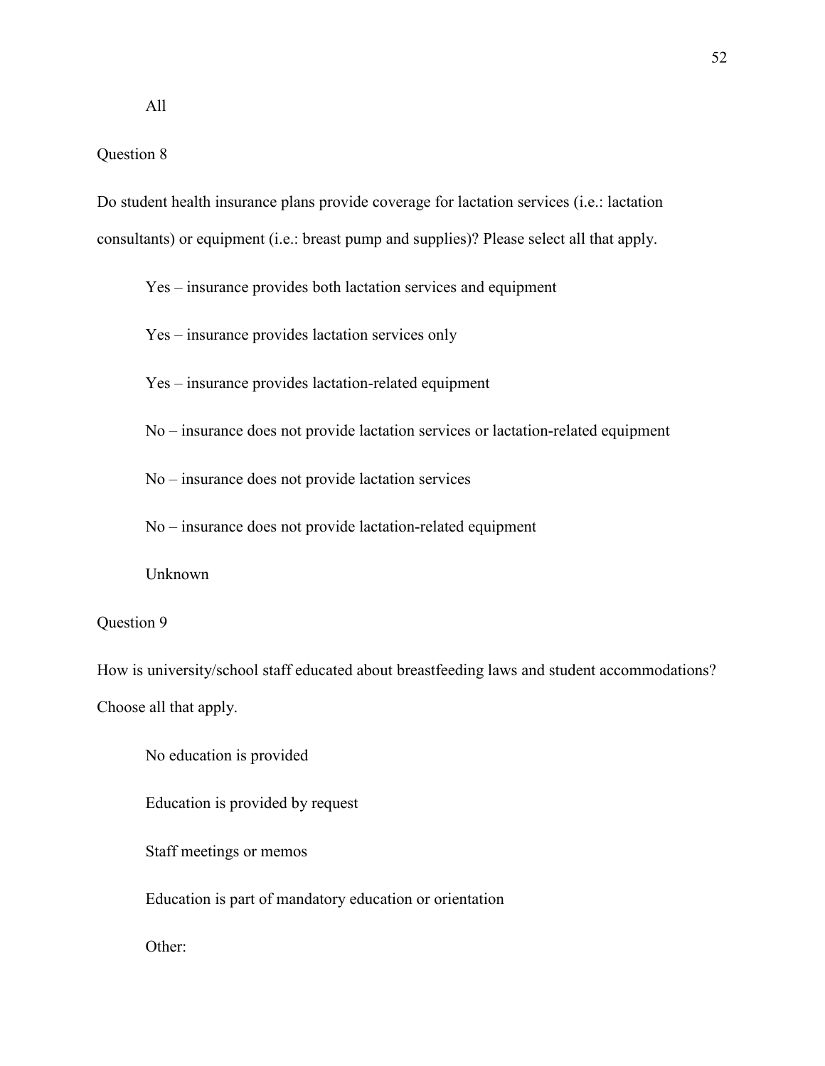All

Question 8

Do student health insurance plans provide coverage for lactation services (i.e.: lactation consultants) or equipment (i.e.: breast pump and supplies)? Please select all that apply.

Yes – insurance provides both lactation services and equipment

Yes – insurance provides lactation services only

Yes – insurance provides lactation-related equipment

No – insurance does not provide lactation services or lactation-related equipment

No – insurance does not provide lactation services

No – insurance does not provide lactation-related equipment

Unknown

Question 9

How is university/school staff educated about breastfeeding laws and student accommodations? Choose all that apply.

No education is provided

Education is provided by request

Staff meetings or memos

Education is part of mandatory education or orientation

Other: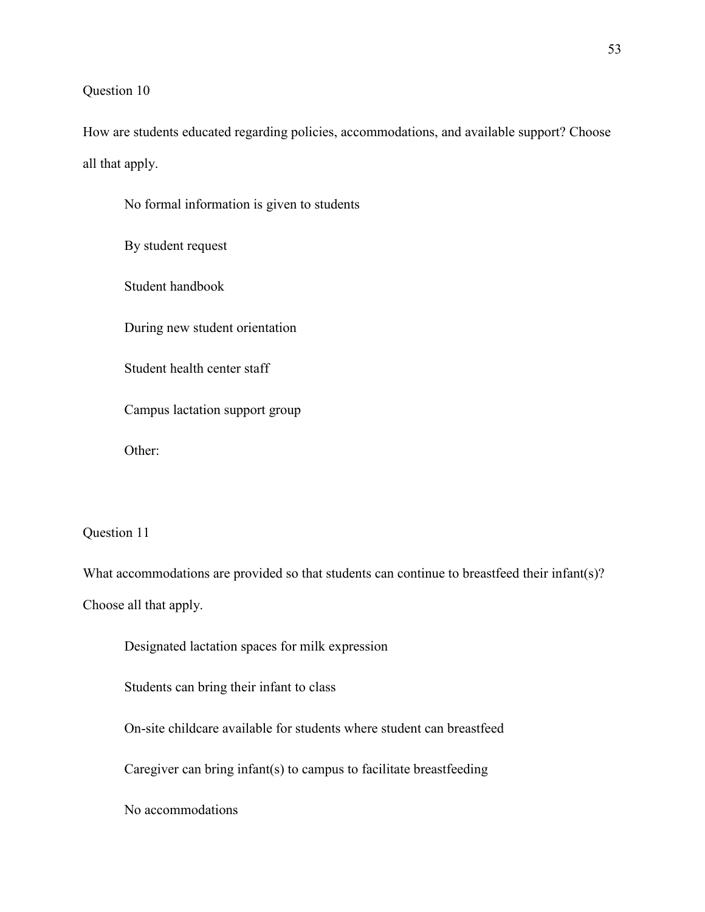Question 10

How are students educated regarding policies, accommodations, and available support? Choose all that apply.

No formal information is given to students

By student request

Student handbook

During new student orientation

Student health center staff

Campus lactation support group

Other:

Question 11

What accommodations are provided so that students can continue to breastfeed their infant(s)? Choose all that apply.

Designated lactation spaces for milk expression

Students can bring their infant to class

On-site childcare available for students where student can breastfeed

Caregiver can bring infant(s) to campus to facilitate breastfeeding

No accommodations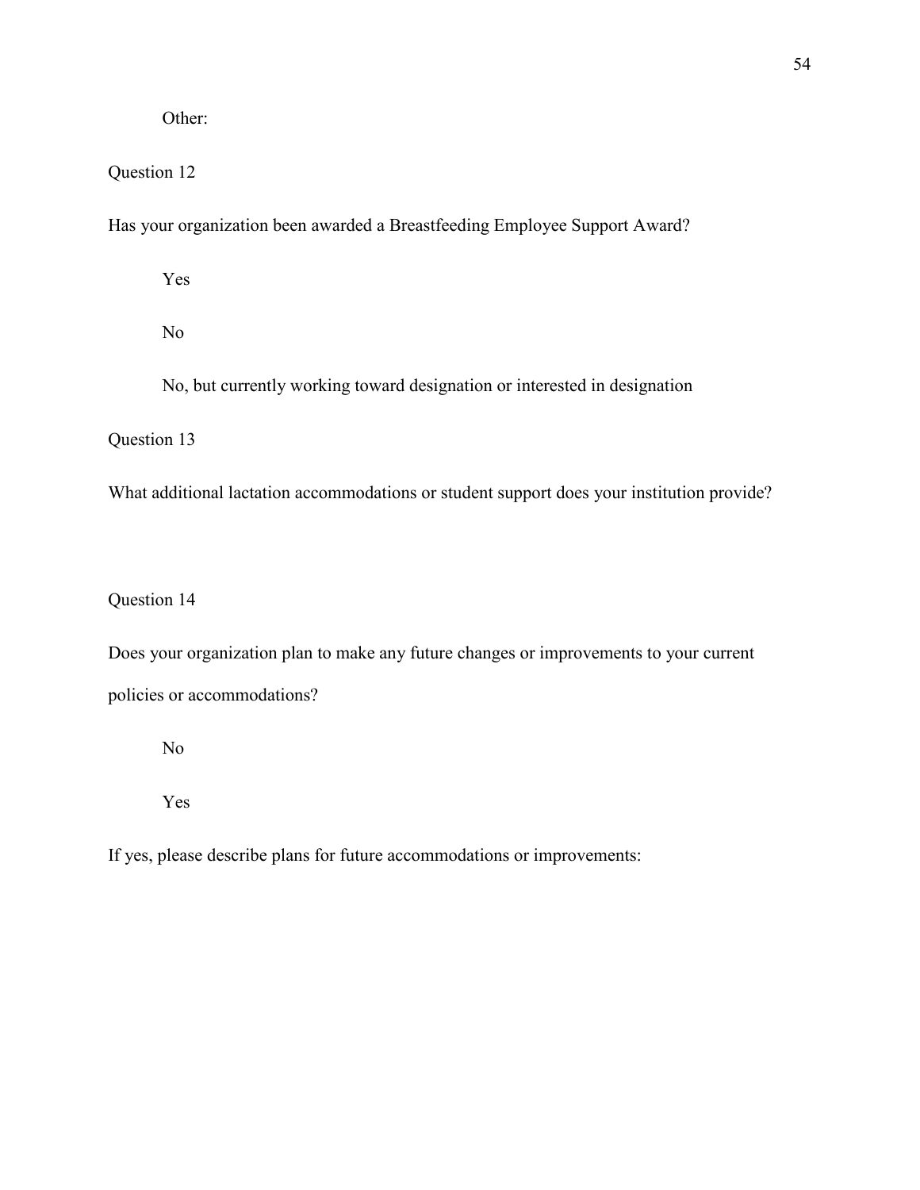Other:

Question 12

Has your organization been awarded a Breastfeeding Employee Support Award?

Yes

No

No, but currently working toward designation or interested in designation

Question 13

What additional lactation accommodations or student support does your institution provide?

Question 14

Does your organization plan to make any future changes or improvements to your current policies or accommodations?

No

Yes

If yes, please describe plans for future accommodations or improvements: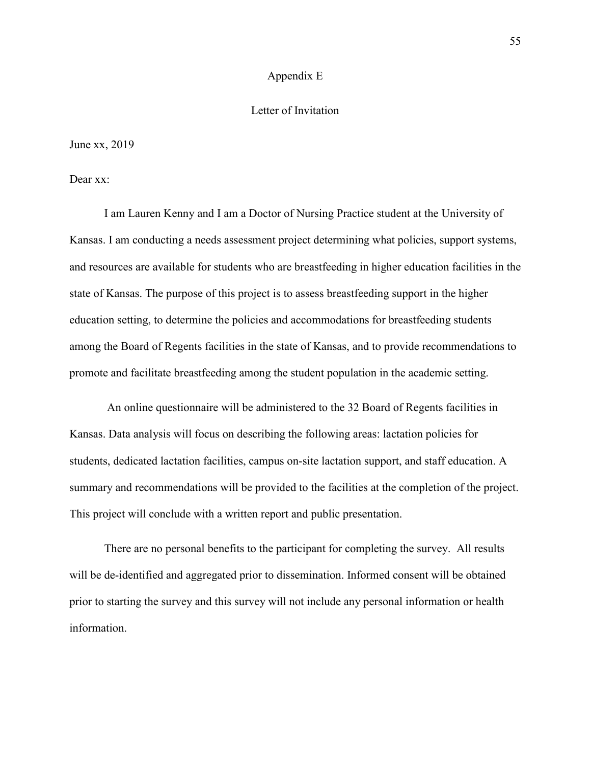## Appendix E

### Letter of Invitation

June xx, 2019

Dear xx:

I am Lauren Kenny and I am a Doctor of Nursing Practice student at the University of Kansas. I am conducting a needs assessment project determining what policies, support systems, and resources are available for students who are breastfeeding in higher education facilities in the state of Kansas. The purpose of this project is to assess breastfeeding support in the higher education setting, to determine the policies and accommodations for breastfeeding students among the Board of Regents facilities in the state of Kansas, and to provide recommendations to promote and facilitate breastfeeding among the student population in the academic setting.

An online questionnaire will be administered to the 32 Board of Regents facilities in Kansas. Data analysis will focus on describing the following areas: lactation policies for students, dedicated lactation facilities, campus on-site lactation support, and staff education. A summary and recommendations will be provided to the facilities at the completion of the project. This project will conclude with a written report and public presentation.

There are no personal benefits to the participant for completing the survey. All results will be de-identified and aggregated prior to dissemination. Informed consent will be obtained prior to starting the survey and this survey will not include any personal information or health information.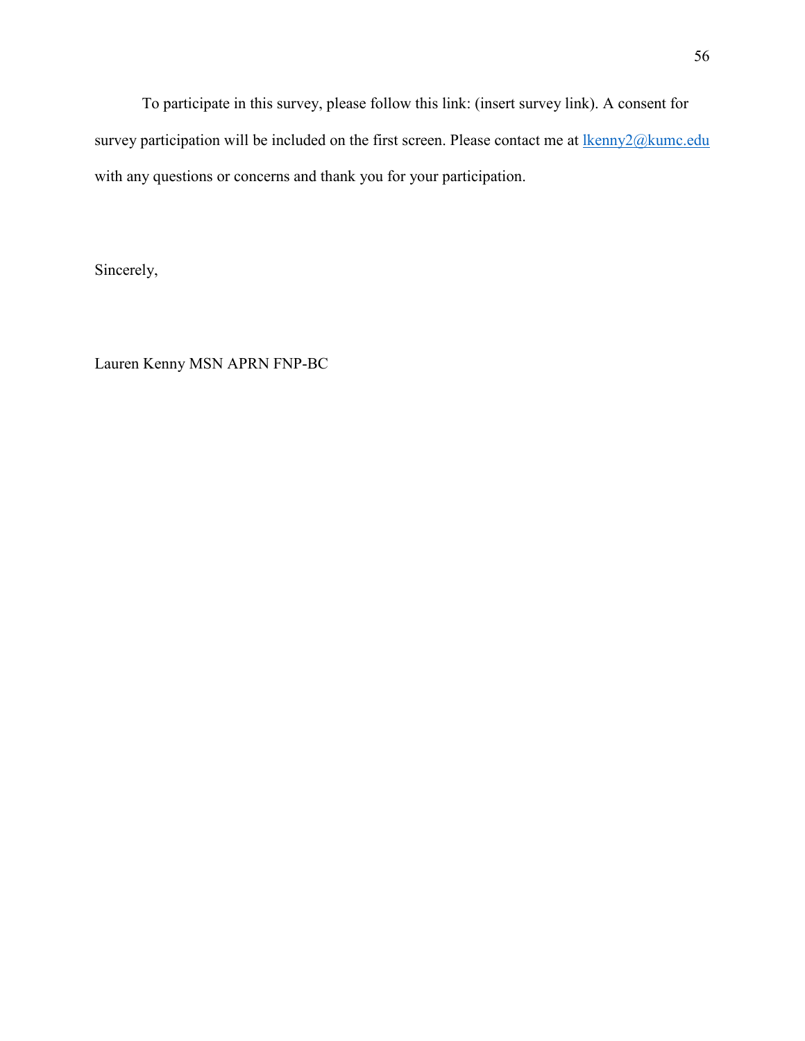To participate in this survey, please follow this link: (insert survey link). A consent for survey participation will be included on the first screen. Please contact me at lkenny2@kumc.edu with any questions or concerns and thank you for your participation.

Sincerely,

Lauren Kenny MSN APRN FNP-BC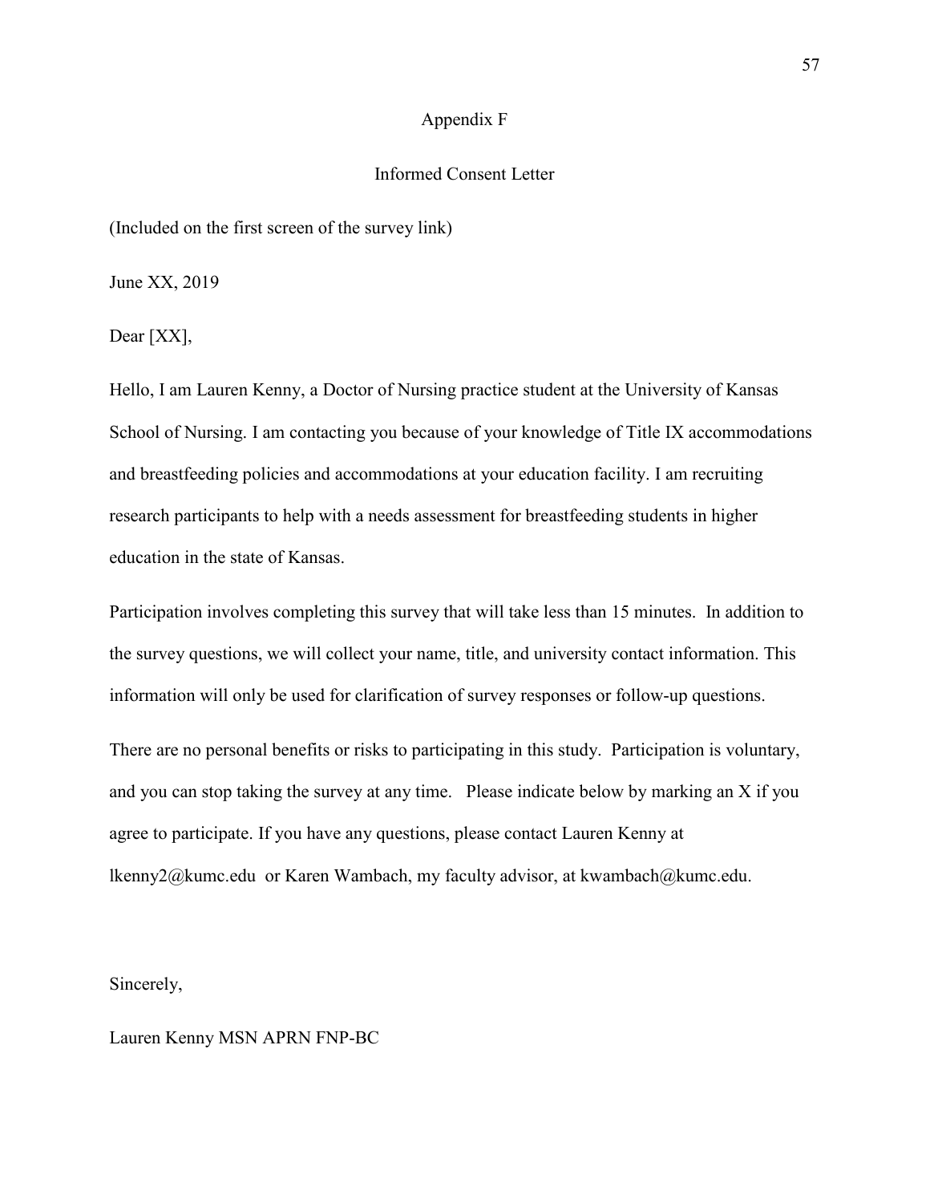# Appendix F

## Informed Consent Letter

(Included on the first screen of the survey link)

June XX, 2019

Dear [XX],

Hello, I am Lauren Kenny, a Doctor of Nursing practice student at the University of Kansas School of Nursing. I am contacting you because of your knowledge of Title IX accommodations and breastfeeding policies and accommodations at your education facility. I am recruiting research participants to help with a needs assessment for breastfeeding students in higher education in the state of Kansas.

Participation involves completing this survey that will take less than 15 minutes. In addition to the survey questions, we will collect your name, title, and university contact information. This information will only be used for clarification of survey responses or follow-up questions.

There are no personal benefits or risks to participating in this study. Participation is voluntary, and you can stop taking the survey at any time. Please indicate below by marking an X if you agree to participate. If you have any questions, please contact Lauren Kenny at lkenny2@kumc.edu or Karen Wambach, my faculty advisor, at kwambach@kumc.edu.

Sincerely,

Lauren Kenny MSN APRN FNP-BC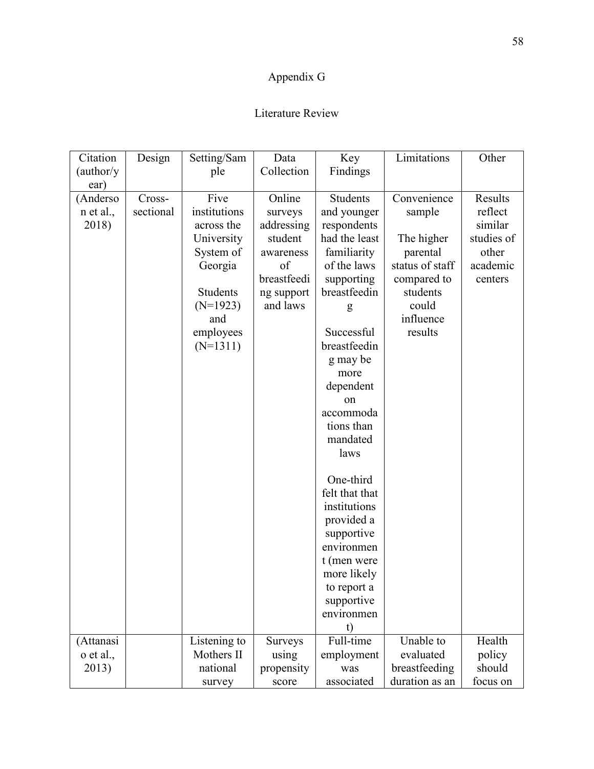Appendix G

Literature Review

| Citation (author/year) | Design | Setting/Sample | Data Collection | Key Findings | Limitations | Other |
|---|---|---|---|---|---|---|
| (Anderson et al., 2018) | Cross-sectional | Five institutions across the University System of Georgia<br><br>Students (N=1923) and employees (N=1311) | Online surveys addressing student awareness of breastfeeding support and laws | Students and younger respondents had the least familiarity of the laws supporting breastfeeding<br><br>Successful breastfeeding may be more dependent on accommodations than mandated laws<br><br>One-third felt that that institutions provided a supportive environment (men were more likely to report a supportive environment) | Convenience sample<br><br>The higher parental status of staff compared to students could influence results | Results reflect similar studies of other academic centers |
| (Attanasio et al., 2013) | | Listening to Mothers II national survey | Surveys using propensity score | Full-time employment was associated | Unable to evaluated breastfeeding duration as an | Health policy should focus on |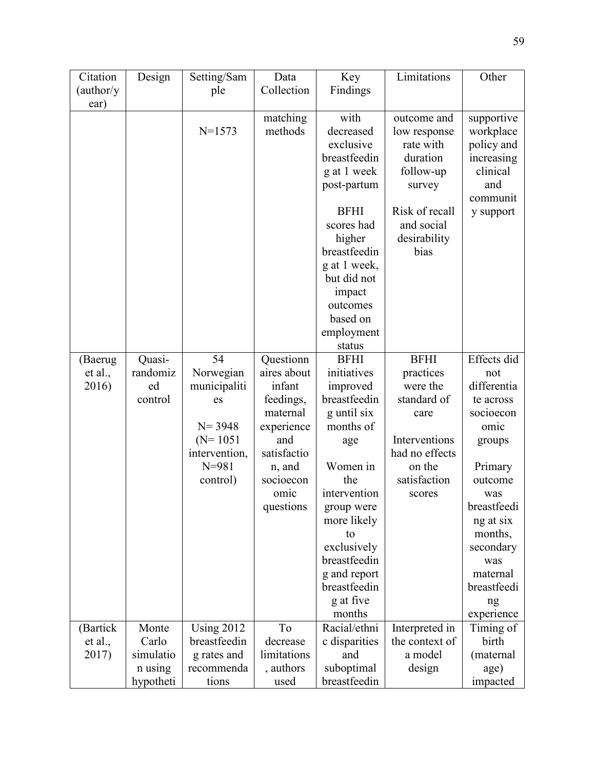| Citation (author/year) | Design | Setting/Sample | Data Collection | Key Findings | Limitations | Other |
|---|---|---|---|---|---|---|
| | | N=1573 | matching methods | with decreased exclusive breastfeeding at 1 week post-partum<br><br>BFHI scores had higher breastfeeding at 1 week, but did not impact outcomes based on employment status | outcome and low response rate with duration follow-up survey<br><br>Risk of recall and social desirability bias | supportive workplace policy and increasing clinical and community support |
| (Baerug et al., 2016) | Quasi-randomized control | 54 Norwegian municipalities<br><br>N= 3948 (N= 1051 intervention, N=981 control) | Questionnaires about infant feedings, maternal experience and satisfaction, and socioeconomic questions | BFHI initiatives improved breastfeeding until six months of age<br><br>Women in the intervention group were more likely to exclusively breastfeeding and report breastfeeding at five months | BFHI practices were the standard of care<br><br>Interventions had no effects on the satisfaction scores | Effects did not differentiate across socioeconomic groups<br><br>Primary outcome was breastfeeding at six months, secondary was maternal breastfeeding experience |
| (Bartick et al., 2017) | Monte Carlo simulation using hypotheti | Using 2012 breastfeeding rates and recommendations | To decrease limitations, authors used | Racial/ethnic disparities and suboptimal breastfeedin | Interpreted in the context of a model design | Timing of birth (maternal age) impacted |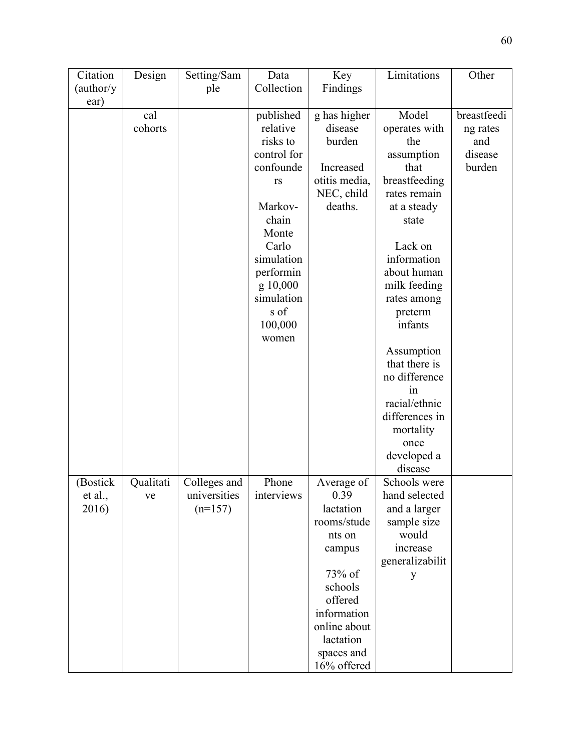| Citation (author/year) | Design | Setting/Sample | Data Collection | Key Findings | Limitations | Other |
|---|---|---|---|---|---|---|
| | cal cohorts | | published relative risks to control for confounders<br><br>Markov-chain Monte Carlo simulation performing 10,000 simulations of 100,000 women | g has higher disease burden<br><br>Increased otitis media, NEC, child deaths. | Model operates with the assumption that breastfeeding rates remain at a steady state<br><br>Lack on information about human milk feeding rates among preterm infants<br><br>Assumption that there is no difference in racial/ethnic differences in mortality once developed a disease | breastfeeding rates and disease burden |
| (Bostick et al., 2016) | Qualitative | Colleges and universities (n=157) | Phone interviews | Average of 0.39 lactation rooms/students on campus<br><br>73% of schools offered information online about lactation spaces and 16% offered | Schools were hand selected and a larger sample size would increase generalizability | |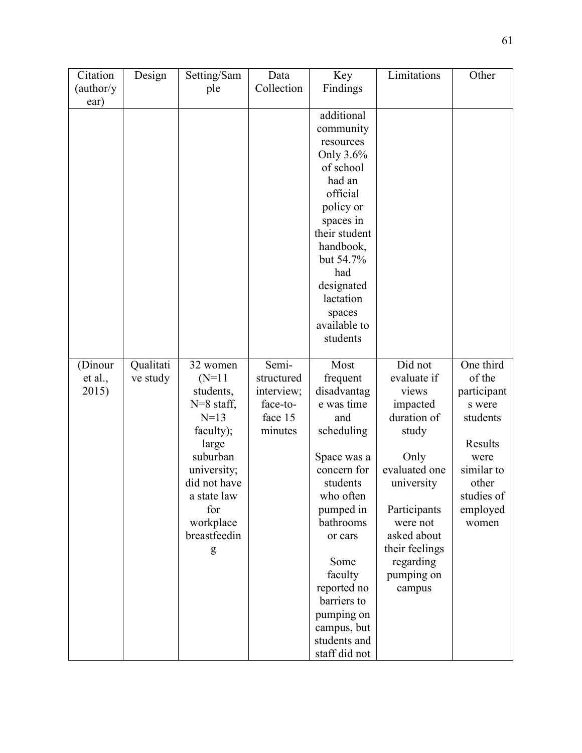| Citation (author/year) | Design | Setting/Sample | Data Collection | Key Findings | Limitations | Other |
|---|---|---|---|---|---|---|
| | | | | additional community resources<br><br>Only 3.6% of school had an official policy or spaces in their student handbook, but 54.7% had designated lactation spaces available to students | | |
| (Dinour et al., 2015) | Qualitative study | 32 women (N=11 students, N=8 staff, N=13 faculty); large suburban university; did not have a state law for workplace breastfeeding | Semi-structured interview; face-to-face 15 minutes | Most frequent disadvantage was time and scheduling<br><br>Space was a concern for students who often pumped in bathrooms or cars<br><br>Some faculty reported no barriers to pumping on campus, but students and staff did not | Did not evaluate if views impacted duration of study<br><br>Only evaluated one university<br><br>Participants were not asked about their feelings regarding pumping on campus | One third of the participants were students<br><br>Results were similar to other studies of employed women |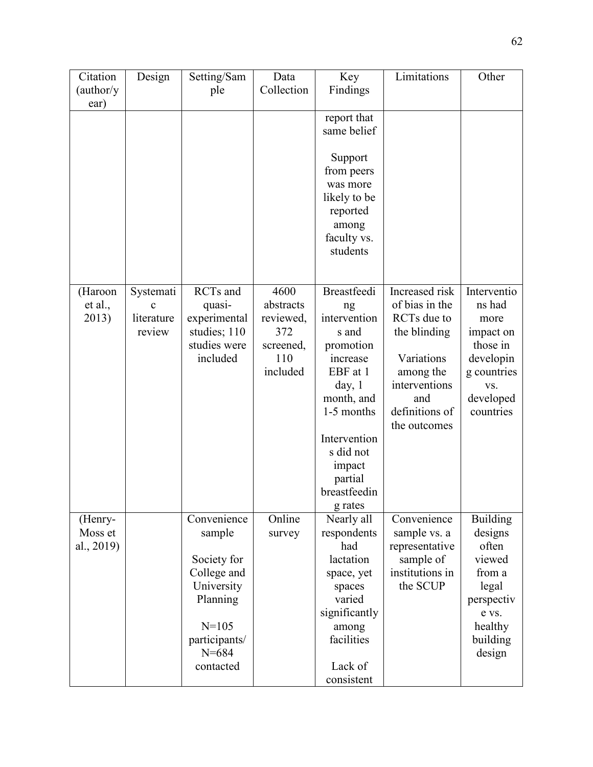| Citation (author/year) | Design | Setting/Sample | Data Collection | Key Findings | Limitations | Other |
| --- | --- | --- | --- | --- | --- | --- |
| | | | | report that same belief<br><br>Support from peers was more likely to be reported among faculty vs. students | | |
| (Haroon et al., 2013) | Systematic literature review | RCTs and quasi-experimental studies; 110 studies were included | 4600 abstracts reviewed, 372 screened, 110 included | Breastfeeding interventions and promotion increase EBF at 1 day, 1 month, and 1-5 months<br><br>Interventions did not impact partial breastfeeding rates | Increased risk of bias in the RCTs due to the blinding<br><br>Variations among the interventions and definitions of the outcomes | Interventions had more impact on those in developing countries vs. developed countries |
| (Henry-Moss et al., 2019) | | Convenience sample<br><br>Society for College and University Planning<br><br>N=105 participants/ N=684 contacted | Online survey | Nearly all respondents had lactation space, yet spaces varied significantly among facilities<br><br>Lack of consistent | Convenience sample vs. a representative sample of institutions in the SCUP | Building designs often viewed from a legal perspective vs. healthy building design |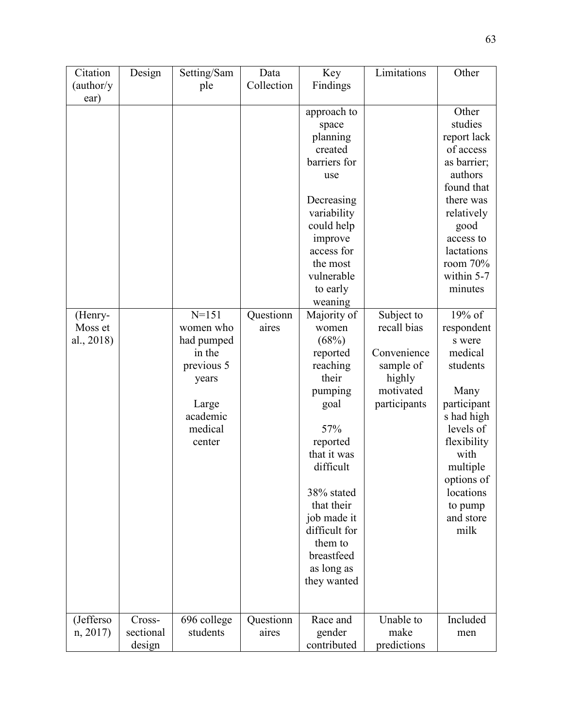| Citation (author/year) | Design | Setting/Sample | Data Collection | Key Findings | Limitations | Other |
|---|---|---|---|---|---|---|
| | | | | approach to space planning created barriers for use<br><br>Decreasing variability could help improve access for the most vulnerable to early weaning | | Other studies report lack of access as barrier; authors found that there was relatively good access to lactations room 70% within 5-7 minutes |
| (Henry-Moss et al., 2018) | | N=151 women who had pumped in the previous 5 years<br><br>Large academic medical center | Questionnaires | Majority of women (68%) reported reaching their pumping goal<br><br>57% reported that it was difficult<br><br>38% stated that their job made it difficult for them to breastfeed as long as they wanted | Subject to recall bias<br><br>Convenience sample of highly motivated participants | 19% of respondents were medical students<br><br>Many participants had high levels of flexibility with multiple options of locations to pump and store milk |
| (Jefferson, 2017) | Cross-sectional design | 696 college students | Questionnaires | Race and gender contributed | Unable to make predictions | Included men |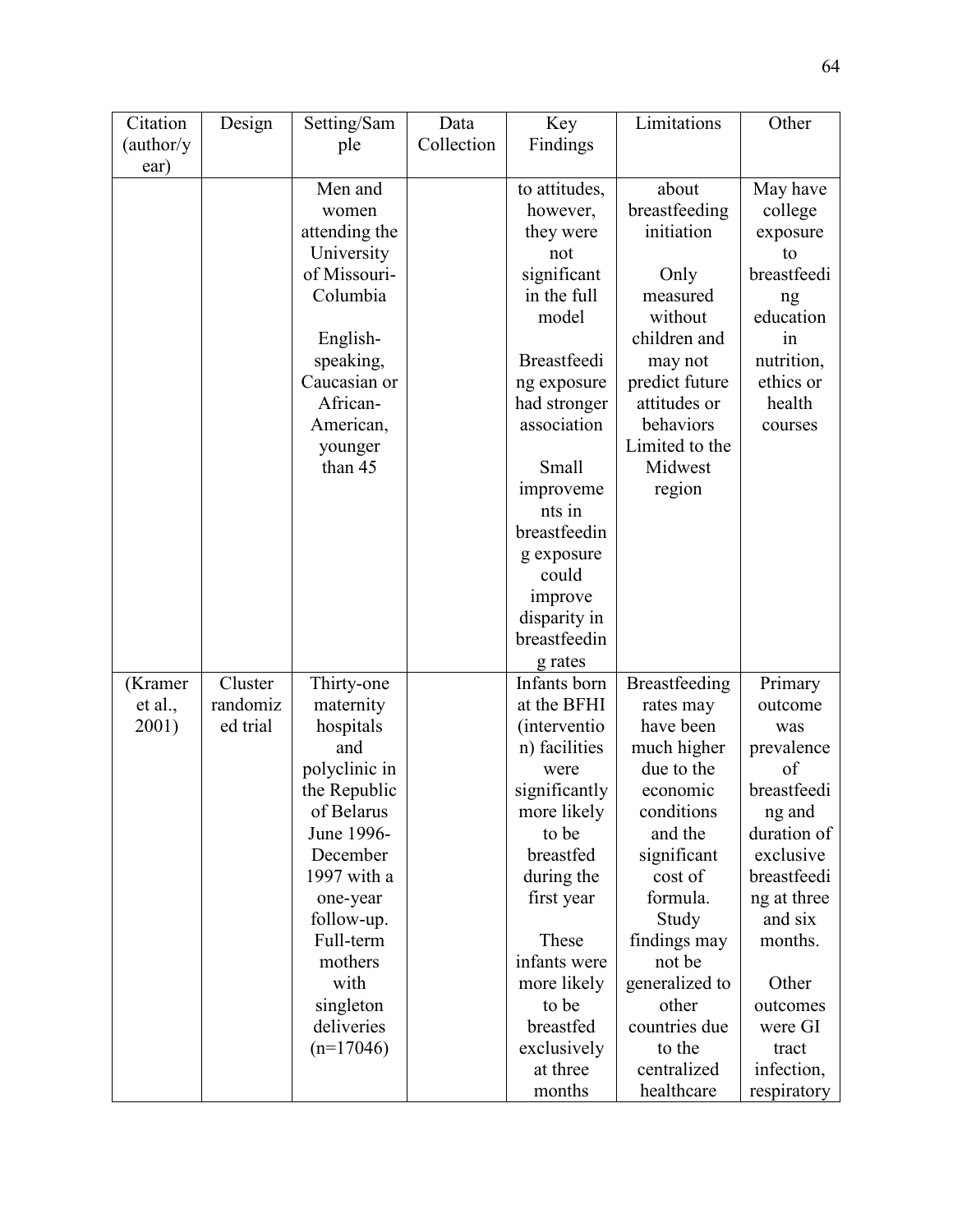| Citation (author/year) | Design | Setting/Sample | Data Collection | Key Findings | Limitations | Other |
|---|---|---|---|---|---|---|
| | | Men and women attending the University of Missouri-Columbia<br><br>English-speaking, Caucasian or African-American, younger than 45 | | to attitudes, however, they were not significant in the full model<br><br>Breastfeeding exposure had stronger association<br><br>Small improvements in breastfeeding exposure could improve disparity in breastfeeding rates | about breastfeeding initiation<br><br>Only measured without children and may not predict future attitudes or behaviors Limited to the Midwest region | May have college exposure to breastfeeding education in nutrition, ethics or health courses |
| (Kramer et al., 2001) | Cluster randomized trial | Thirty-one maternity hospitals and polyclinic in the Republic of Belarus June 1996-December 1997 with a one-year follow-up. Full-term mothers with singleton deliveries (n=17046) | | Infants born at the BFHI (intervention) facilities were significantly more likely to be breastfed during the first year<br><br>These infants were more likely to be breastfed exclusively at three months | Breastfeeding rates may have been much higher due to the economic conditions and the significant cost of formula. Study findings may not be generalized to other countries due to the centralized healthcare | Primary outcome was prevalence of breastfeeding and duration of exclusive breastfeeding at three and six months.<br><br>Other outcomes were GI tract infection, respiratory |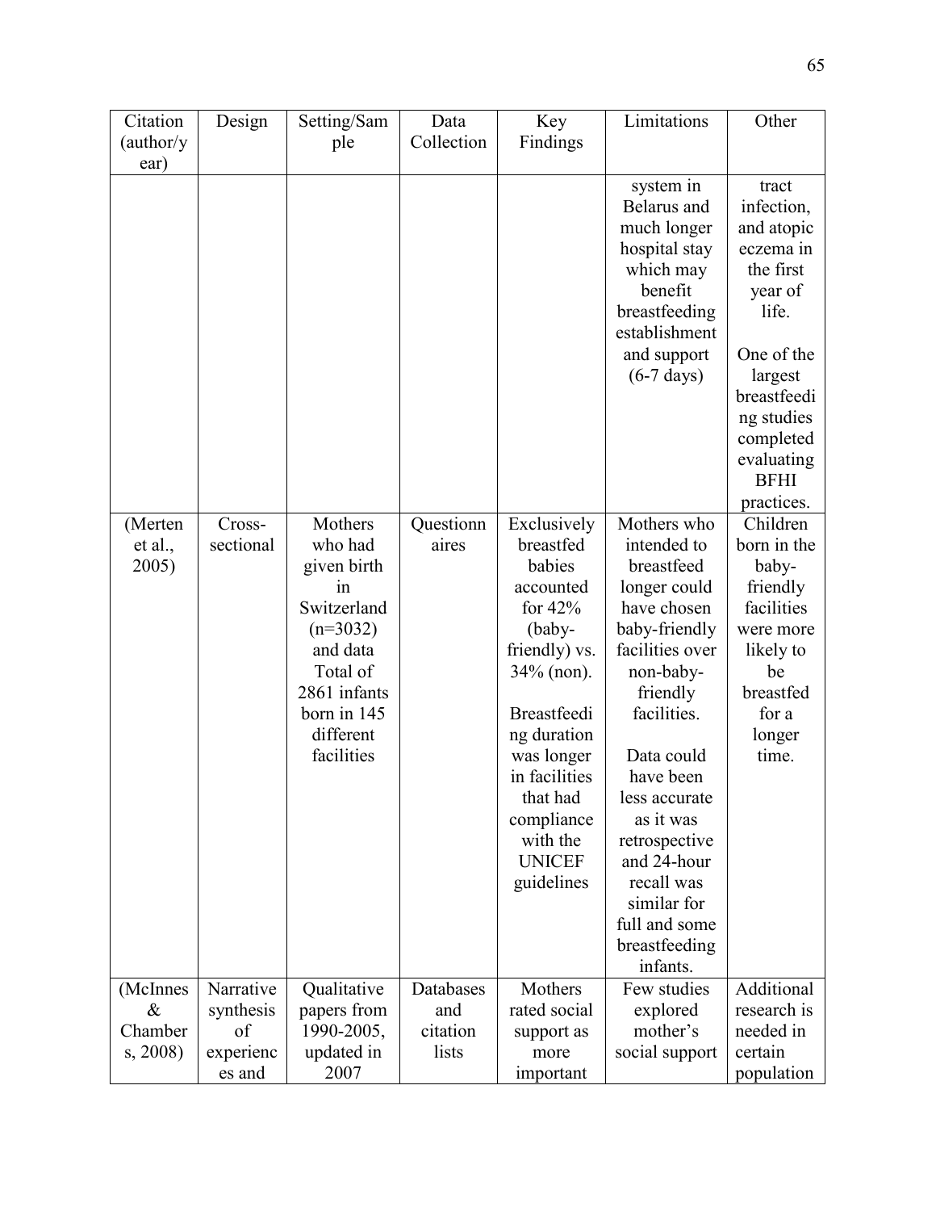| Citation (author/year) | Design | Setting/Sample | Data Collection | Key Findings | Limitations | Other |
|---|---|---|---|---|---|---|
| | | | | | system in Belarus and much longer hospital stay which may benefit breastfeeding establishment and support (6-7 days) | tract infection, and atopic eczema in the first year of life.<br><br>One of the largest breastfeeding studies completed evaluating BFHI practices. |
| (Merten et al., 2005) | Cross-sectional | Mothers who had given birth in Switzerland (n=3032) and data Total of 2861 infants born in 145 different facilities | Questionnaires | Exclusively breastfed babies accounted for 42% (baby-friendly) vs. 34% (non).<br><br>Breastfeeding duration was longer in facilities that had compliance with the UNICEF guidelines | Mothers who intended to breastfeed longer could have chosen baby-friendly facilities over non-baby-friendly facilities.<br><br>Data could have been less accurate as it was retrospective and 24-hour recall was similar for full and some breastfeeding infants. | Children born in the baby-friendly facilities were more likely to be breastfed for a longer time. |
| (McInnes & Chambers, 2008) | Narrative synthesis of experiences and | Qualitative papers from 1990-2005, updated in 2007 | Databases and citation lists | Mothers rated social support as more important | Few studies explored mother's social support | Additional research is needed in certain population |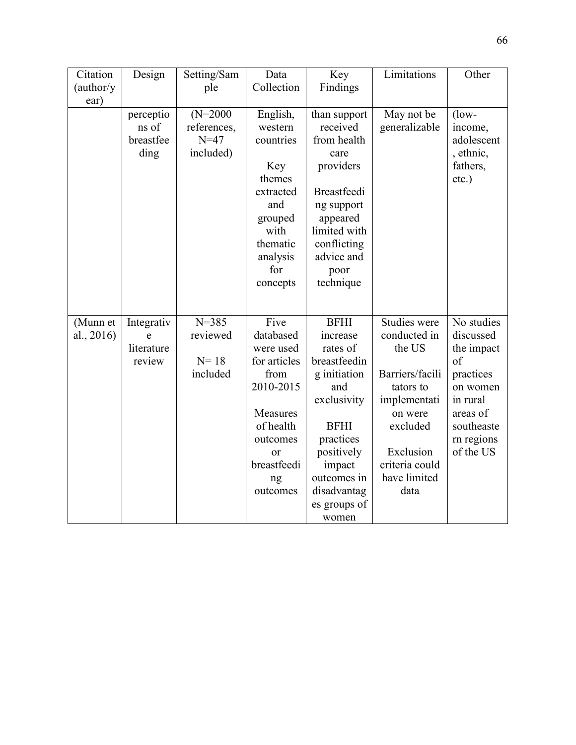| Citation (author/year) | Design | Setting/Sample | Data Collection | Key Findings | Limitations | Other |
|---|---|---|---|---|---|---|
| | perceptions of breastfeeding | (N=2000 references, N=47 included) | English, western countries<br><br>Key themes extracted and grouped with thematic analysis for concepts | than support received from health care providers<br><br>Breastfeeding support appeared limited with conflicting advice and poor technique | May not be generalizable | (low-income, adolescent, ethnic, fathers, etc.) |
| (Munn et al., 2016) | Integrative literature review | N=385 reviewed<br><br>N= 18 included | Five databased were used for articles from 2010-2015<br><br>Measures of health outcomes or breastfeeding outcomes | BFHI increase rates of breastfeeding initiation and exclusivity<br><br>BFHI practices positively impact outcomes in disadvantages groups of women | Studies were conducted in the US<br><br>Barriers/facilitators to implementation were excluded<br><br>Exclusion criteria could have limited data | No studies discussed the impact of practices on women in rural areas of southeastern regions of the US |